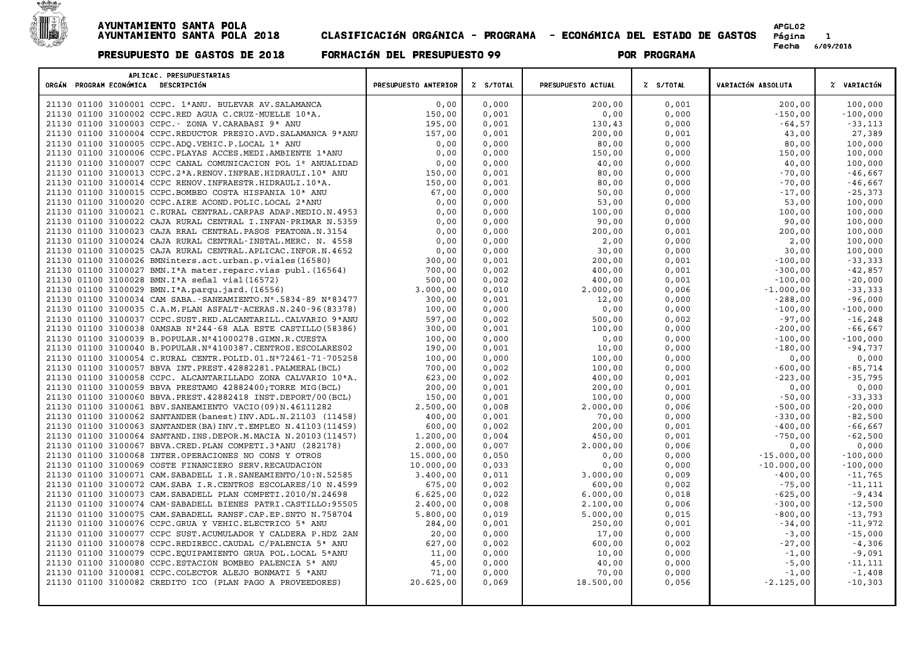# AYUNTAMIENTO SANTA POLA

## AYUNTAMIENTO SANTA POLA 2018 — CLASIFICACIóN ORGáNICA - PROGRAMA - ECONóMICA DEL ESTADO DE GASTOS

APGL02
Página 1
Fecha 6/09/2018

**PRESUPUESTO DE GASTOS DE 2018 — FORMACIóN DEL PRESUPUESTO 99 — POR PROGRAMA**

| APLICAC. PRESUPUESTARIAS ORGÁN PROGRAM ECONÓMICA DESCRIPCIÓN | PRESUPUESTO ANTERIOR | % S/TOTAL | PRESUPUESTO ACTUAL | % S/TOTAL | VARIACIÓN ABSOLUTA | % VARIACIÓN |
|---|---|---|---|---|---|---|
| 21130 01100 3100001 CCPC. 1ªANU. BULEVAR AV.SALAMANCA | 0,00 | 0,000 | 200,00 | 0,001 | 200,00 | 100,000 |
| 21130 01100 3100002 CCPC.RED AGUA C.CRUZ-MUELLE 10ªA. | 150,00 | 0,001 | 0,00 | 0,000 | -150,00 | -100,000 |
| 21130 01100 3100003 CCPC.- ZONA V.CARABASI 9ª ANU | 195,00 | 0,001 | 130,43 | 0,000 | -64,57 | -33,113 |
| 21130 01100 3100004 CCPC.REDUCTOR PRESIO.AVD.SALAMANCA 9ªANU | 157,00 | 0,001 | 200,00 | 0,001 | 43,00 | 27,389 |
| 21130 01100 3100005 CCPC.ADQ.VEHIC.P.LOCAL 1ª ANU | 0,00 | 0,000 | 80,00 | 0,000 | 80,00 | 100,000 |
| 21130 01100 3100006 CCPC.PLAYAS ACCES.MEDI.AMBIENTE 1ªANU | 0,00 | 0,000 | 150,00 | 0,000 | 150,00 | 100,000 |
| 21130 01100 3100007 CCPC CANAL COMUNICACION POL 1ª ANUALIDAD | 0,00 | 0,000 | 40,00 | 0,000 | 40,00 | 100,000 |
| 21130 01100 3100013 CCPC.2ªA.RENOV.INFRAE.HIDRAULI.10ª ANU | 150,00 | 0,001 | 80,00 | 0,000 | -70,00 | -46,667 |
| 21130 01100 3100014 CCPC RENOV.INFRAESTR.HIDRAULI.10ªA. | 150,00 | 0,001 | 80,00 | 0,000 | -70,00 | -46,667 |
| 21130 01100 3100015 CCPC.BOMBEO COSTA HISPANIA 10ª ANU | 67,00 | 0,000 | 50,00 | 0,000 | -17,00 | -25,373 |
| 21130 01100 3100020 CCPC.AIRE ACOND.POLIC.LOCAL 2ªANU | 0,00 | 0,000 | 53,00 | 0,000 | 53,00 | 100,000 |
| 21130 01100 3100021 C.RURAL CENTRAL.CARPAS ADAP.MEDIO.N.4953 | 0,00 | 0,000 | 100,00 | 0,000 | 100,00 | 100,000 |
| 21130 01100 3100022 CAJA RURAL CENTRAL I.INFAN-PRIMAR N.5359 | 0,00 | 0,000 | 90,00 | 0,000 | 90,00 | 100,000 |
| 21130 01100 3100023 CAJA RRAL CENTRAL.PASOS PEATONA.N.3154 | 0,00 | 0,000 | 200,00 | 0,001 | 200,00 | 100,000 |
| 21130 01100 3100024 CAJA RURAL CENTRAL-INSTAL.MERC. N. 4558 | 0,00 | 0,000 | 2,00 | 0,000 | 2,00 | 100,000 |
| 21130 01100 3100025 CAJA RURAL CENTRAL.APLICAC.INFOR.N.4652 | 0,00 | 0,000 | 30,00 | 0,000 | 30,00 | 100,000 |
| 21130 01100 3100026 BMNinters.act.urban.p.viales(16580) | 300,00 | 0,001 | 200,00 | 0,001 | -100,00 | -33,333 |
| 21130 01100 3100027 BMN.IªA mater.reparc.vias publ.(16564) | 700,00 | 0,002 | 400,00 | 0,001 | -300,00 | -42,857 |
| 21130 01100 3100028 BMN.IªA señal vial(16572) | 500,00 | 0,002 | 400,00 | 0,001 | -100,00 | -20,000 |
| 21130 01100 3100029 BMN.IªA.parqu.jard.(16556) | 3.000,00 | 0,010 | 2.000,00 | 0,006 | -1.000,00 | -33,333 |
| 21130 01100 3100034 CAM SABA.-SANEAMIENTO.Nº.5834-89 Nº83477 | 300,00 | 0,001 | 12,00 | 0,000 | -288,00 | -96,000 |
| 21130 01100 3100035 C.A.M.PLAN ASFALT-ACERAS.N.240-96(83378) | 100,00 | 0,000 | 0,00 | 0,000 | -100,00 | -100,000 |
| 21130 01100 3100037 CCPC.SUST.RED.ALCANTARILL.CALVARIO 9ªANU | 597,00 | 0,002 | 500,00 | 0,002 | -97,00 | -16,248 |
| 21130 01100 3100038 0AMSAB Nº244-68 ALA ESTE CASTILLO(58386) | 300,00 | 0,001 | 100,00 | 0,000 | -200,00 | -66,667 |
| 21130 01100 3100039 B.POPULAR.Nº41000278.GIMN.R.CUESTA | 100,00 | 0,000 | 0,00 | 0,000 | -100,00 | -100,000 |
| 21130 01100 3100040 B.POPULAR.Nº4100387.CENTROS.ESCOLARES02 | 190,00 | 0,001 | 10,00 | 0,000 | -180,00 | -94,737 |
| 21130 01100 3100054 C.RURAL CENTR.POLID.01.Nº72461-71-705258 | 100,00 | 0,000 | 100,00 | 0,000 | 0,00 | 0,000 |
| 21130 01100 3100057 BBVA INT.PREST.42882281.PALMERAL(BCL) | 700,00 | 0,002 | 100,00 | 0,000 | -600,00 | -85,714 |
| 21130 01100 3100058 CCPC. ALCANTARILLADO ZONA CALVARIO 10ªA. | 623,00 | 0,002 | 400,00 | 0,001 | -223,00 | -35,795 |
| 21130 01100 3100059 BBVA PRESTAMO 42882400;TORRE MIG(BCL) | 200,00 | 0,001 | 200,00 | 0,001 | 0,00 | 0,000 |
| 21130 01100 3100060 BBVA.PREST.42882418 INST.DEPORT/00(BCL) | 150,00 | 0,001 | 100,00 | 0,000 | -50,00 | -33,333 |
| 21130 01100 3100061 BBV.SANEAMIENTO VACIO(09)N.46111282 | 2.500,00 | 0,008 | 2.000,00 | 0,006 | -500,00 | -20,000 |
| 21130 01100 3100062 SANTANDER(banest)INV.ADL.N.21103 (11458) | 400,00 | 0,001 | 70,00 | 0,000 | -330,00 | -82,500 |
| 21130 01100 3100063 SANTANDER(BA)INV.T.EMPLEO N.41103(11459) | 600,00 | 0,002 | 200,00 | 0,001 | -400,00 | -66,667 |
| 21130 01100 3100064 SANTAND.INS.DEPOR.M.MACIA N.20103(11457) | 1.200,00 | 0,004 | 450,00 | 0,001 | -750,00 | -62,500 |
| 21130 01100 3100067 BBVA.CRED.PLAN COMPETI.3ªANU (282178) | 2.000,00 | 0,007 | 2.000,00 | 0,006 | 0,00 | 0,000 |
| 21130 01100 3100068 INTER.OPERACIONES NO CONS Y OTROS | 15.000,00 | 0,050 | 0,00 | 0,000 | -15.000,00 | -100,000 |
| 21130 01100 3100069 COSTE FINANCIERO SERV.RECAUDACION | 10.000,00 | 0,033 | 0,00 | 0,000 | -10.000,00 | -100,000 |
| 21130 01100 3100071 CAM.SABADELL I.R.SANEAMIENTO/10:N.52585 | 3.400,00 | 0,011 | 3.000,00 | 0,009 | -400,00 | -11,765 |
| 21130 01100 3100072 CAM.SABA I.R.CENTROS ESCOLARES/10 N.4599 | 675,00 | 0,002 | 600,00 | 0,002 | -75,00 | -11,111 |
| 21130 01100 3100073 CAM.SABADELL PLAN COMPETI.2010/N.24698 | 6.625,00 | 0,022 | 6.000,00 | 0,018 | -625,00 | -9,434 |
| 21130 01100 3100074 CAM-SABADELL BIENES PATRI.CASTILLO:95505 | 2.400,00 | 0,008 | 2.100,00 | 0,006 | -300,00 | -12,500 |
| 21130 01100 3100075 CAM.SABADELL RANSF.CAP.EP.SNTO N.758704 | 5.800,00 | 0,019 | 5.000,00 | 0,015 | -800,00 | -13,793 |
| 21130 01100 3100076 CCPC.GRUA Y VEHIC.ELECTRICO 5ª ANU | 284,00 | 0,001 | 250,00 | 0,001 | -34,00 | -11,972 |
| 21130 01100 3100077 CCPC SUST.ACUMULADOR Y CALDERA P.HDZ 2AN | 20,00 | 0,000 | 17,00 | 0,000 | -3,00 | -15,000 |
| 21130 01100 3100078 CCPC.REDIRECC.CAUDAL C/PALENCIA 5ª ANU | 627,00 | 0,002 | 600,00 | 0,002 | -27,00 | -4,306 |
| 21130 01100 3100079 CCPC.EQUIPAMIENTO GRUA POL.LOCAL 5ªANU | 11,00 | 0,000 | 10,00 | 0,000 | -1,00 | -9,091 |
| 21130 01100 3100080 CCPC.ESTACION BOMBEO PALENCIA 5ª ANU | 45,00 | 0,000 | 40,00 | 0,000 | -5,00 | -11,111 |
| 21130 01100 3100081 CCPC.COLECTOR ALEJO BONMATI 5 ªANU | 71,00 | 0,000 | 70,00 | 0,000 | -1,00 | -1,408 |
| 21130 01100 3100082 CREDITO ICO (PLAN PAGO A PROVEEDORES) | 20.625,00 | 0,069 | 18.500,00 | 0,056 | -2.125,00 | -10,303 |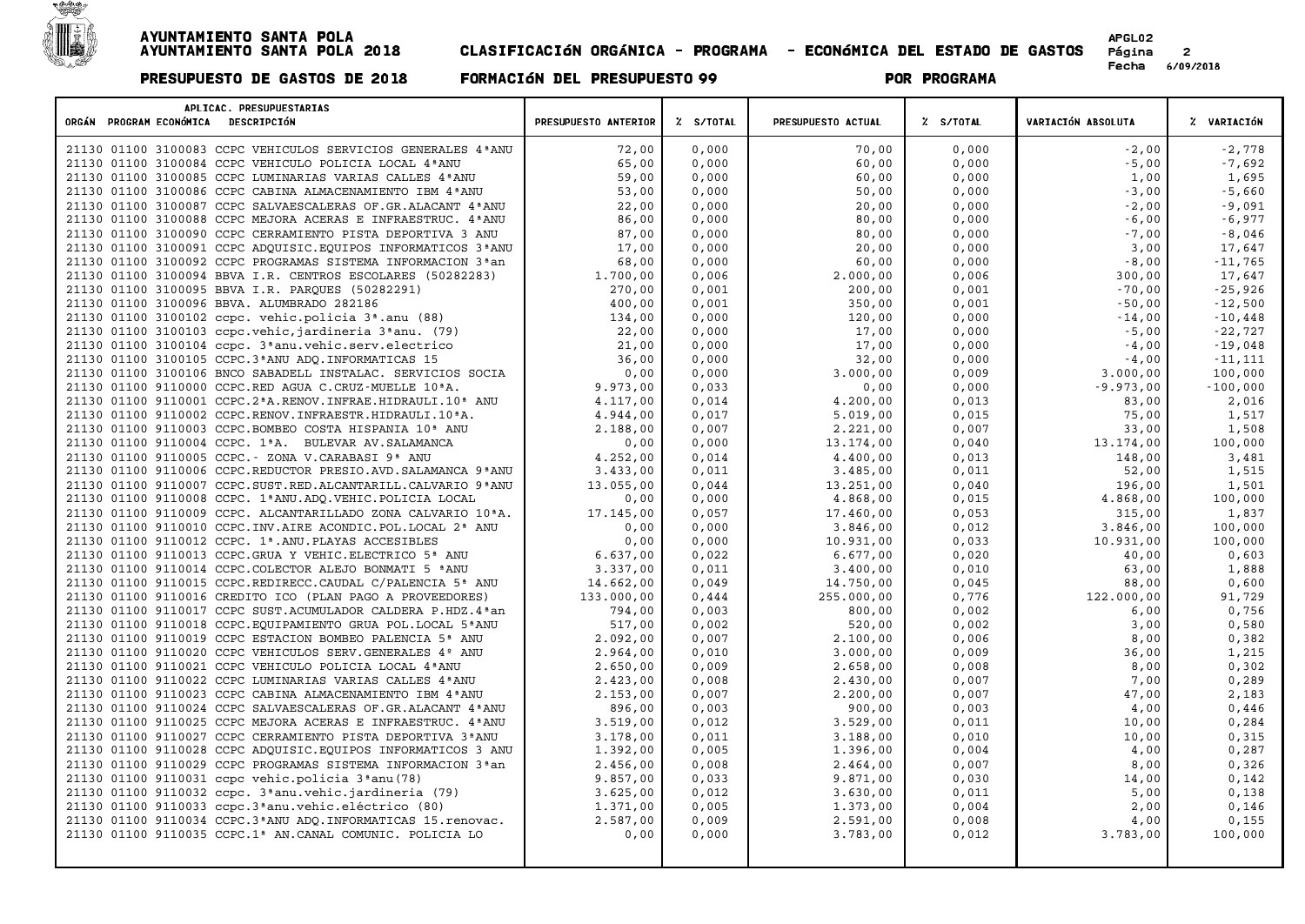# AYUNTAMIENTO SANTA POLA
## AYUNTAMIENTO SANTA POLA 2018 — CLASIFICACIóN ORGáNICA - PROGRAMA - ECONóMICA DEL ESTADO DE GASTOS

APGL02

Fecha 6/09/2018

**PRESUPUESTO DE GASTOS DE 2018 — FORMACIóN DEL PRESUPUESTO 99 — POR PROGRAMA**

| ORGÁN | PROGRAM | ECONÓMICA | DESCRIPCIÓN | PRESUPUESTO ANTERIOR | % S/TOTAL | PRESUPUESTO ACTUAL | % S/TOTAL | VARIACIÓN ABSOLUTA | % VARIACIÓN |
|---|---|---|---|---|---|---|---|---|---|
| 21130 | 01100 | 3100083 | CCPC VEHICULOS SERVICIOS GENERALES 4ªANU | 72,00 | 0,000 | 70,00 | 0,000 | -2,00 | -2,778 |
| 21130 | 01100 | 3100084 | CCPC VEHICULO POLICIA LOCAL 4ªANU | 65,00 | 0,000 | 60,00 | 0,000 | -5,00 | -7,692 |
| 21130 | 01100 | 3100085 | CCPC LUMINARIAS VARIAS CALLES 4ªANU | 59,00 | 0,000 | 60,00 | 0,000 | 1,00 | 1,695 |
| 21130 | 01100 | 3100086 | CCPC CABINA ALMACENAMIENTO IBM 4ªANU | 53,00 | 0,000 | 50,00 | 0,000 | -3,00 | -5,660 |
| 21130 | 01100 | 3100087 | CCPC SALVAESCALERAS OF.GR.ALACANT 4ªANU | 22,00 | 0,000 | 20,00 | 0,000 | -2,00 | -9,091 |
| 21130 | 01100 | 3100088 | CCPC MEJORA ACERAS E INFRAESTRUC. 4ªANU | 86,00 | 0,000 | 80,00 | 0,000 | -6,00 | -6,977 |
| 21130 | 01100 | 3100090 | CCPC CERRAMIENTO PISTA DEPORTIVA 3 ANU | 87,00 | 0,000 | 80,00 | 0,000 | -7,00 | -8,046 |
| 21130 | 01100 | 3100091 | CCPC ADQUISIC.EQUIPOS INFORMATICOS 3ªANU | 17,00 | 0,000 | 20,00 | 0,000 | 3,00 | 17,647 |
| 21130 | 01100 | 3100092 | CCPC PROGRAMAS SISTEMA INFORMACION 3ªan | 68,00 | 0,000 | 60,00 | 0,000 | -8,00 | -11,765 |
| 21130 | 01100 | 3100094 | BBVA I.R. CENTROS ESCOLARES (50282283) | 1.700,00 | 0,006 | 2.000,00 | 0,006 | 300,00 | 17,647 |
| 21130 | 01100 | 3100095 | BBVA I.R. PARQUES (50282291) | 270,00 | 0,001 | 200,00 | 0,001 | -70,00 | -25,926 |
| 21130 | 01100 | 3100096 | BBVA. ALUMBRADO 282186 | 400,00 | 0,001 | 350,00 | 0,001 | -50,00 | -12,500 |
| 21130 | 01100 | 3100102 | ccpc. vehic.policia 3ª.anu (88) | 134,00 | 0,000 | 120,00 | 0,000 | -14,00 | -10,448 |
| 21130 | 01100 | 3100103 | ccpc.vehic,jardineria 3ªanu. (79) | 22,00 | 0,000 | 17,00 | 0,000 | -5,00 | -22,727 |
| 21130 | 01100 | 3100104 | ccpc. 3ªanu.vehic.serv.electrico | 21,00 | 0,000 | 17,00 | 0,000 | -4,00 | -19,048 |
| 21130 | 01100 | 3100105 | CCPC.3ªANU ADQ.INFORMATICAS 15 | 36,00 | 0,000 | 32,00 | 0,000 | -4,00 | -11,111 |
| 21130 | 01100 | 3100106 | BNCO SABADELL INSTALAC. SERVICIOS SOCIA | 0,00 | 0,000 | 3.000,00 | 0,009 | 3.000,00 | 100,000 |
| 21130 | 01100 | 9110000 | CCPC.RED AGUA C.CRUZ-MUELLE 10ªA. | 9.973,00 | 0,033 | 0,00 | 0,000 | -9.973,00 | -100,000 |
| 21130 | 01100 | 9110001 | CCPC.2ªA.RENOV.INFRAE.HIDRAULI.10ª ANU | 4.117,00 | 0,014 | 4.200,00 | 0,013 | 83,00 | 2,016 |
| 21130 | 01100 | 9110002 | CCPC.RENOV.INFRAESTR.HIDRAULI.10ªA. | 4.944,00 | 0,017 | 5.019,00 | 0,015 | 75,00 | 1,517 |
| 21130 | 01100 | 9110003 | CCPC.BOMBEO COSTA HISPANIA 10ª ANU | 2.188,00 | 0,007 | 2.221,00 | 0,007 | 33,00 | 1,508 |
| 21130 | 01100 | 9110004 | CCPC. 1ªA. BULEVAR AV.SALAMANCA | 0,00 | 0,000 | 13.174,00 | 0,040 | 13.174,00 | 100,000 |
| 21130 | 01100 | 9110005 | CCPC.- ZONA V.CARABASI 9ª ANU | 4.252,00 | 0,014 | 4.400,00 | 0,013 | 148,00 | 3,481 |
| 21130 | 01100 | 9110006 | CCPC.REDUCTOR PRESIO.AVD.SALAMANCA 9ªANU | 3.433,00 | 0,011 | 3.485,00 | 0,011 | 52,00 | 1,515 |
| 21130 | 01100 | 9110007 | CCPC.SUST.RED.ALCANTARILL.CALVARIO 9ªANU | 13.055,00 | 0,044 | 13.251,00 | 0,040 | 196,00 | 1,501 |
| 21130 | 01100 | 9110008 | CCPC. 1ªANU.ADQ.VEHIC.POLICIA LOCAL | 0,00 | 0,000 | 4.868,00 | 0,015 | 4.868,00 | 100,000 |
| 21130 | 01100 | 9110009 | CCPC. ALCANTARILLADO ZONA CALVARIO 10ªA. | 17.145,00 | 0,057 | 17.460,00 | 0,053 | 315,00 | 1,837 |
| 21130 | 01100 | 9110010 | CCPC.INV.AIRE ACONDIC.POL.LOCAL 2ª ANU | 0,00 | 0,000 | 3.846,00 | 0,012 | 3.846,00 | 100,000 |
| 21130 | 01100 | 9110012 | CCPC. 1ª.ANU.PLAYAS ACCESIBLES | 0,00 | 0,000 | 10.931,00 | 0,033 | 10.931,00 | 100,000 |
| 21130 | 01100 | 9110013 | CCPC.GRUA Y VEHIC.ELECTRICO 5ª ANU | 6.637,00 | 0,022 | 6.677,00 | 0,020 | 40,00 | 0,603 |
| 21130 | 01100 | 9110014 | CCPC.COLECTOR ALEJO BONMATI 5 ªANU | 3.337,00 | 0,011 | 3.400,00 | 0,010 | 63,00 | 1,888 |
| 21130 | 01100 | 9110015 | CCPC.REDIRECC.CAUDAL C/PALENCIA 5ª ANU | 14.662,00 | 0,049 | 14.750,00 | 0,045 | 88,00 | 0,600 |
| 21130 | 01100 | 9110016 | CREDITO ICO (PLAN PAGO A PROVEEDORES) | 133.000,00 | 0,444 | 255.000,00 | 0,776 | 122.000,00 | 91,729 |
| 21130 | 01100 | 9110017 | CCPC SUST.ACUMULADOR CALDERA P.HDZ.4ªan | 794,00 | 0,003 | 800,00 | 0,002 | 6,00 | 0,756 |
| 21130 | 01100 | 9110018 | CCPC.EQUIPAMIENTO GRUA POL.LOCAL 5ªANU | 517,00 | 0,002 | 520,00 | 0,002 | 3,00 | 0,580 |
| 21130 | 01100 | 9110019 | CCPC ESTACION BOMBEO PALENCIA 5ª ANU | 2.092,00 | 0,007 | 2.100,00 | 0,006 | 8,00 | 0,382 |
| 21130 | 01100 | 9110020 | CCPC VEHICULOS SERV.GENERALES 4º ANU | 2.964,00 | 0,010 | 3.000,00 | 0,009 | 36,00 | 1,215 |
| 21130 | 01100 | 9110021 | CCPC VEHICULO POLICIA LOCAL 4ªANU | 2.650,00 | 0,009 | 2.658,00 | 0,008 | 8,00 | 0,302 |
| 21130 | 01100 | 9110022 | CCPC LUMINARIAS VARIAS CALLES 4ªANU | 2.423,00 | 0,008 | 2.430,00 | 0,007 | 7,00 | 0,289 |
| 21130 | 01100 | 9110023 | CCPC CABINA ALMACENAMIENTO IBM 4ªANU | 2.153,00 | 0,007 | 2.200,00 | 0,007 | 47,00 | 2,183 |
| 21130 | 01100 | 9110024 | CCPC SALVAESCALERAS OF.GR.ALACANT 4ªANU | 896,00 | 0,003 | 900,00 | 0,003 | 4,00 | 0,446 |
| 21130 | 01100 | 9110025 | CCPC MEJORA ACERAS E INFRAESTRUC. 4ªANU | 3.519,00 | 0,012 | 3.529,00 | 0,011 | 10,00 | 0,284 |
| 21130 | 01100 | 9110027 | CCPC CERRAMIENTO PISTA DEPORTIVA 3ªANU | 3.178,00 | 0,011 | 3.188,00 | 0,010 | 10,00 | 0,315 |
| 21130 | 01100 | 9110028 | CCPC ADQUISIC.EQUIPOS INFORMATICOS 3 ANU | 1.392,00 | 0,005 | 1.396,00 | 0,004 | 4,00 | 0,287 |
| 21130 | 01100 | 9110029 | CCPC PROGRAMAS SISTEMA INFORMACION 3ªan | 2.456,00 | 0,008 | 2.464,00 | 0,007 | 8,00 | 0,326 |
| 21130 | 01100 | 9110031 | ccpc vehic.policia 3ªanu(78) | 9.857,00 | 0,033 | 9.871,00 | 0,030 | 14,00 | 0,142 |
| 21130 | 01100 | 9110032 | ccpc. 3ªanu.vehic.jardineria (79) | 3.625,00 | 0,012 | 3.630,00 | 0,011 | 5,00 | 0,138 |
| 21130 | 01100 | 9110033 | ccpc.3ªanu.vehic.eléctrico (80) | 1.371,00 | 0,005 | 1.373,00 | 0,004 | 2,00 | 0,146 |
| 21130 | 01100 | 9110034 | CCPC.3ªANU ADQ.INFORMATICAS 15.renovac. | 2.587,00 | 0,009 | 2.591,00 | 0,008 | 4,00 | 0,155 |
| 21130 | 01100 | 9110035 | CCPC.1ª AN.CANAL COMUNIC. POLICIA LO | 0,00 | 0,000 | 3.783,00 | 0,012 | 3.783,00 | 100,000 |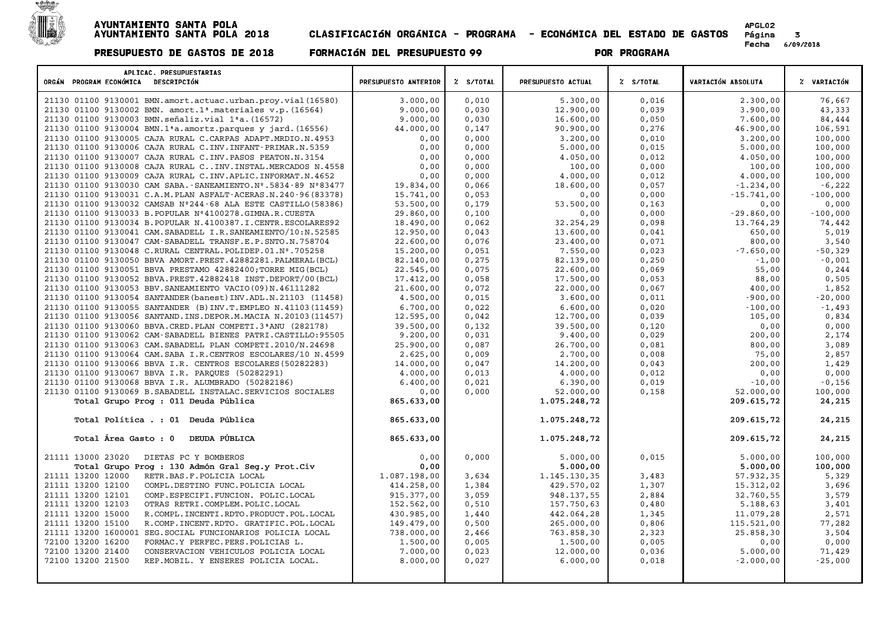| APLICAC. PRESUPUESTARIAS ORGÁN PROGRAM ECONÓMICA DESCRIPCIÓN | PRESUPUESTO ANTERIOR | % S/TOTAL | PRESUPUESTO ACTUAL | % S/TOTAL | VARIACIÓN ABSOLUTA | % VARIACIÓN |
|---|---|---|---|---|---|---|
| 21130 01100 9130001 BMN.amort.actuac.urban.proy.vial(16580) | 3.000,00 | 0,010 | 5.300,00 | 0,016 | 2.300,00 | 76,667 |
| 21130 01100 9130002 BMN. amort.1ª.materiales v.p.(16564) | 9.000,00 | 0,030 | 12.900,00 | 0,039 | 3.900,00 | 43,333 |
| 21130 01100 9130003 BMN.señaliz.vial 1ªa.(16572) | 9.000,00 | 0,030 | 16.600,00 | 0,050 | 7.600,00 | 84,444 |
| 21130 01100 9130004 BMN.1ªa.amortz.parques y jard.(16556) | 44.000,00 | 0,147 | 90.900,00 | 0,276 | 46.900,00 | 106,591 |
| 21130 01100 9130005 CAJA RURAL C.CARPAS ADAPT.MRDIO.N.4953 | 0,00 | 0,000 | 3.200,00 | 0,010 | 3.200,00 | 100,000 |
| 21130 01100 9130006 CAJA RURAL C.INV.INFANT-PRIMAR.N.5359 | 0,00 | 0,000 | 5.000,00 | 0,015 | 5.000,00 | 100,000 |
| 21130 01100 9130007 CAJA RURAL C.INV.PASOS PEATON.N.3154 | 0,00 | 0,000 | 4.050,00 | 0,012 | 4.050,00 | 100,000 |
| 21130 01100 9130008 CAJA RURAL C..INV.INSTAL.MERCADOS N.4558 | 0,00 | 0,000 | 100,00 | 0,000 | 100,00 | 100,000 |
| 21130 01100 9130009 CAJA RURAL C.INV.APLIC.INFORMAT.N.4652 | 0,00 | 0,000 | 4.000,00 | 0,012 | 4.000,00 | 100,000 |
| 21130 01100 9130030 CAM SABA.-SANEAMIENTO.Nº.5834-89 Nº83477 | 19.834,00 | 0,066 | 18.600,00 | 0,057 | -1.234,00 | -6,222 |
| 21130 01100 9130031 C.A.M.PLAN ASFALT-ACERAS.N.240-96(83378) | 15.741,00 | 0,053 | 0,00 | 0,000 | -15.741,00 | -100,000 |
| 21130 01100 9130032 CAMSAB Nº244-68 ALA ESTE CASTILLO(58386) | 53.500,00 | 0,179 | 53.500,00 | 0,163 | 0,00 | 0,000 |
| 21130 01100 9130033 B.POPULAR Nº4100278.GIMNA.R.CUESTA | 29.860,00 | 0,100 | 0,00 | 0,000 | -29.860,00 | -100,000 |
| 21130 01100 9130034 B.POPULAR N.4100387.I.CENTR.ESCOLARES92 | 18.490,00 | 0,062 | 32.254,29 | 0,098 | 13.764,29 | 74,442 |
| 21130 01100 9130041 CAM.SABADELL I.R.SANEAMIENTO/10:N.52585 | 12.950,00 | 0,043 | 13.600,00 | 0,041 | 650,00 | 5,019 |
| 21130 01100 9130047 CAM-SABADELL TRANSF.E.P.SNTO.N.758704 | 22.600,00 | 0,076 | 23.400,00 | 0,071 | 800,00 | 3,540 |
| 21130 01100 9130048 C.RURAL CENTRAL.POLIDEP.01.Nº.705258 | 15.200,00 | 0,051 | 7.550,00 | 0,023 | -7.650,00 | -50,329 |
| 21130 01100 9130050 BBVA AMORT.PREST.42882281.PALMERAL(BCL) | 82.140,00 | 0,275 | 82.139,00 | 0,250 | -1,00 | -0,001 |
| 21130 01100 9130051 BBVA PRESTAMO 42882400;TORRE MIG(BCL) | 22.545,00 | 0,075 | 22.600,00 | 0,069 | 55,00 | 0,244 |
| 21130 01100 9130052 BBVA.PREST.42882418 INST.DEPORT/00(BCL) | 17.412,00 | 0,058 | 17.500,00 | 0,053 | 88,00 | 0,505 |
| 21130 01100 9130053 BBV.SANEAMIENTO VACIO(09)N.46111282 | 21.600,00 | 0,072 | 22.000,00 | 0,067 | 400,00 | 1,852 |
| 21130 01100 9130054 SANTANDER(banest)INV.ADL.N.21103 (11458) | 4.500,00 | 0,015 | 3.600,00 | 0,011 | -900,00 | -20,000 |
| 21130 01100 9130055 SANTANDER (B)INV.T.EMPLEO N.41103(11459) | 6.700,00 | 0,022 | 6.600,00 | 0,020 | -100,00 | -1,493 |
| 21130 01100 9130056 SANTAND.INS.DEPOR.M.MACIA N.20103(11457) | 12.595,00 | 0,042 | 12.700,00 | 0,039 | 105,00 | 0,834 |
| 21130 01100 9130060 BBVA.CRED.PLAN COMPETI.3ªANU (282178) | 39.500,00 | 0,132 | 39.500,00 | 0,120 | 0,00 | 0,000 |
| 21130 01100 9130062 CAM-SABADELL BIENES PATRI.CASTILLO:95505 | 9.200,00 | 0,031 | 9.400,00 | 0,029 | 200,00 | 2,174 |
| 21130 01100 9130063 CAM.SABADELL PLAN COMPETI.2010/N.24698 | 25.900,00 | 0,087 | 26.700,00 | 0,081 | 800,00 | 3,089 |
| 21130 01100 9130064 CAM.SABA I.R.CENTROS ESCOLARES/10 N.4599 | 2.625,00 | 0,009 | 2.700,00 | 0,008 | 75,00 | 2,857 |
| 21130 01100 9130066 BBVA I.R. CENTROS ESCOLARES(50282283) | 14.000,00 | 0,047 | 14.200,00 | 0,043 | 200,00 | 1,429 |
| 21130 01100 9130067 BBVA I.R. PARQUES (50282291) | 4.000,00 | 0,013 | 4.000,00 | 0,012 | 0,00 | 0,000 |
| 21130 01100 9130068 BBVA I.R. ALUMBRADO (50282186) | 6.400,00 | 0,021 | 6.390,00 | 0,019 | -10,00 | -0,156 |
| 21130 01100 9130069 B.SABADELL INSTALAC.SERVICIOS SOCIALES | 0,00 | 0,000 | 52.000,00 | 0,158 | 52.000,00 | 100,000 |
| **Total Grupo Prog : 011 Deuda Pública** | **865.633,00** | | **1.075.248,72** | | **209.615,72** | **24,215** |
| **Total Política . . : 01 Deuda Pública** | **865.633,00** | | **1.075.248,72** | | **209.615,72** | **24,215** |
| **Total Área Gasto : 0 DEUDA PÚBLICA** | **865.633,00** | | **1.075.248,72** | | **209.615,72** | **24,215** |
| 21111 13000 23020 DIETAS PC Y BOMBEROS | 0,00 | 0,000 | 5.000,00 | 0,015 | 5.000,00 | 100,000 |
| **Total Grupo Prog : 130 Admón Gral Seg.y Prot.Civ** | **0,00** | | **5.000,00** | | **5.000,00** | **100,000** |
| 21111 13200 12000 RETR.BAS.F.POLICIA LOCAL | 1.087.198,00 | 3,634 | 1.145.130,35 | 3,483 | 57.932,35 | 5,329 |
| 21111 13200 12100 COMPL.DESTINO FUNC.POLICIA LOCAL | 414.258,00 | 1,384 | 429.570,02 | 1,307 | 15.312,02 | 3,696 |
| 21111 13200 12101 COMP.ESPECIFI.FUNCION. POLIC.LOCAL | 915.377,00 | 3,059 | 948.137,55 | 2,884 | 32.760,55 | 3,579 |
| 21111 13200 12103 OTRAS RETRI.COMPLEM.POLIC.LOCAL | 152.562,00 | 0,510 | 157.750,63 | 0,480 | 5.188,63 | 3,401 |
| 21111 13200 15000 R.COMPL.INCENTI.RDTO.PRODUCT.POL.LOCAL | 430.985,00 | 1,440 | 442.064,28 | 1,345 | 11.079,28 | 2,571 |
| 21111 13200 15100 R.COMP.INCENT.RDTO. GRATIFIC.POL.LOCAL | 149.479,00 | 0,500 | 265.000,00 | 0,806 | 115.521,00 | 77,282 |
| 21111 13200 1600001 SEG.SOCIAL FUNCIONARIOS POLICIA LOCAL | 738.000,00 | 2,466 | 763.858,30 | 2,323 | 25.858,30 | 3,504 |
| 72100 13200 16200 FORMAC.Y PERFEC.PERS.POLICIAS L. | 1.500,00 | 0,005 | 1.500,00 | 0,005 | 0,00 | 0,000 |
| 72100 13200 21400 CONSERVACION VEHICULOS POLICIA LOCAL | 7.000,00 | 0,023 | 12.000,00 | 0,036 | 5.000,00 | 71,429 |
| 72100 13200 21500 REP.MOBIL. Y ENSERES POLICIA LOCAL. | 8.000,00 | 0,027 | 6.000,00 | 0,018 | -2.000,00 | -25,000 |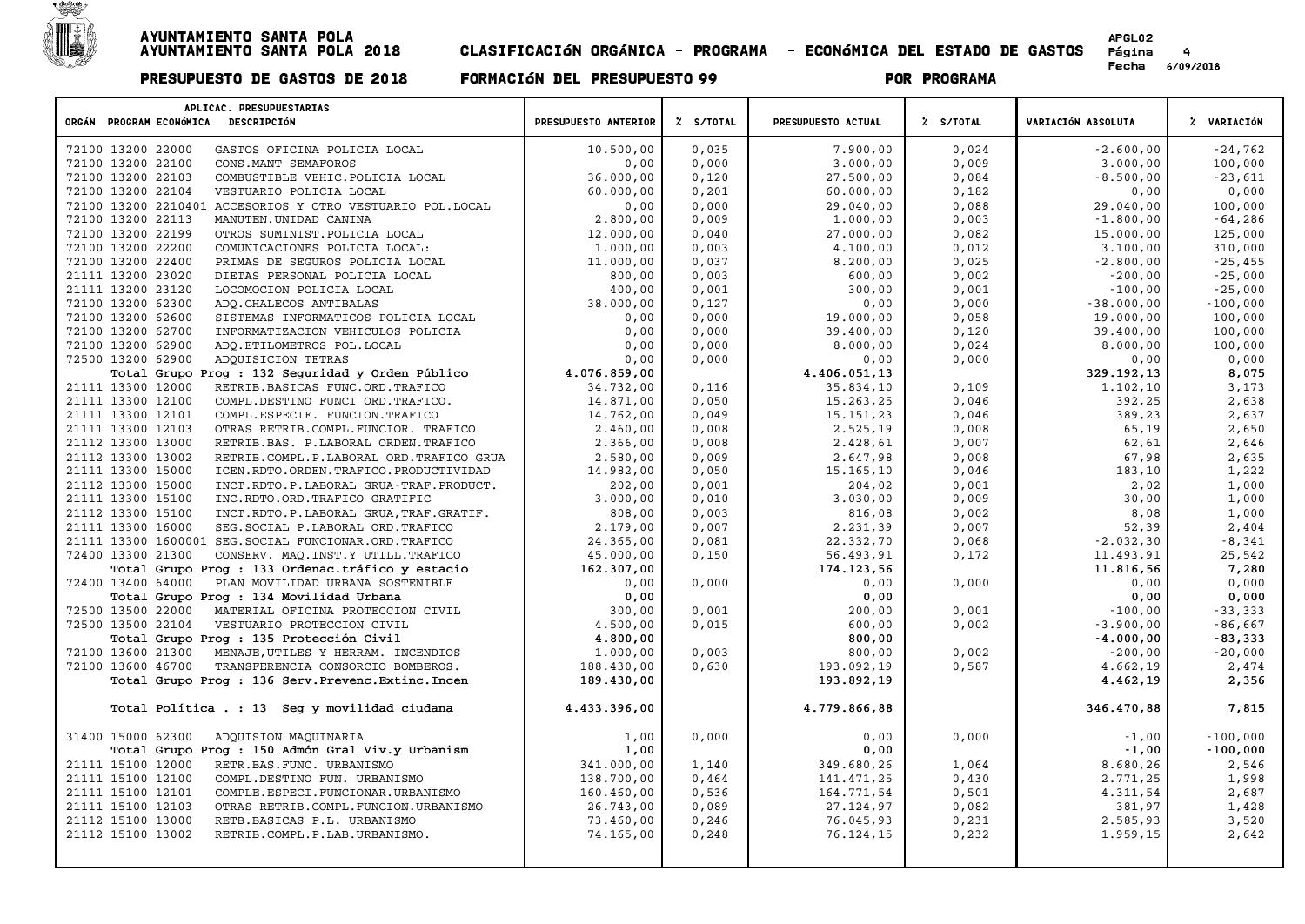# AYUNTAMIENTO SANTA POLA
## AYUNTAMIENTO SANTA POLA 2018 — CLASIFICACIÓN ORGÁNICA - PROGRAMA - ECONÓMICA DEL ESTADO DE GASTOS

**PRESUPUESTO DE GASTOS DE 2018 — FORMACIÓN DEL PRESUPUESTO 99 — POR PROGRAMA**

APGL02 — Fecha 6/09/2018

| ORGÁN | PROGRAM | ECONÓMICA | DESCRIPCIÓN | PRESUPUESTO ANTERIOR | % S/TOTAL | PRESUPUESTO ACTUAL | % S/TOTAL | VARIACIÓN ABSOLUTA | % VARIACIÓN |
|---|---|---|---|---|---|---|---|---|---|
| 72100 | 13200 | 22000 | GASTOS OFICINA POLICIA LOCAL | 10.500,00 | 0,035 | 7.900,00 | 0,024 | -2.600,00 | -24,762 |
| 72100 | 13200 | 22100 | CONS.MANT SEMAFOROS | 0,00 | 0,000 | 3.000,00 | 0,009 | 3.000,00 | 100,000 |
| 72100 | 13200 | 22103 | COMBUSTIBLE VEHIC.POLICIA LOCAL | 36.000,00 | 0,120 | 27.500,00 | 0,084 | -8.500,00 | -23,611 |
| 72100 | 13200 | 22104 | VESTUARIO POLICIA LOCAL | 60.000,00 | 0,201 | 60.000,00 | 0,182 | 0,00 | 0,000 |
| 72100 | 13200 | 2210401 | ACCESORIOS Y OTRO VESTUARIO POL.LOCAL | 0,00 | 0,000 | 29.040,00 | 0,088 | 29.040,00 | 100,000 |
| 72100 | 13200 | 22113 | MANUTEN.UNIDAD CANINA | 2.800,00 | 0,009 | 1.000,00 | 0,003 | -1.800,00 | -64,286 |
| 72100 | 13200 | 22199 | OTROS SUMINIST.POLICIA LOCAL | 12.000,00 | 0,040 | 27.000,00 | 0,082 | 15.000,00 | 125,000 |
| 72100 | 13200 | 22200 | COMUNICACIONES POLICIA LOCAL: | 1.000,00 | 0,003 | 4.100,00 | 0,012 | 3.100,00 | 310,000 |
| 72100 | 13200 | 22400 | PRIMAS DE SEGUROS POLICIA LOCAL | 11.000,00 | 0,037 | 8.200,00 | 0,025 | -2.800,00 | -25,455 |
| 21111 | 13200 | 23020 | DIETAS PERSONAL POLICIA LOCAL | 800,00 | 0,003 | 600,00 | 0,002 | -200,00 | -25,000 |
| 21111 | 13200 | 23120 | LOCOMOCION POLICIA LOCAL | 400,00 | 0,001 | 300,00 | 0,001 | -100,00 | -25,000 |
| 72100 | 13200 | 62300 | ADQ.CHALECOS ANTIBALAS | 38.000,00 | 0,127 | 0,00 | 0,000 | -38.000,00 | -100,000 |
| 72100 | 13200 | 62600 | SISTEMAS INFORMATICOS POLICIA LOCAL | 0,00 | 0,000 | 19.000,00 | 0,058 | 19.000,00 | 100,000 |
| 72100 | 13200 | 62700 | INFORMATIZACION VEHICULOS POLICIA | 0,00 | 0,000 | 39.400,00 | 0,120 | 39.400,00 | 100,000 |
| 72100 | 13200 | 62900 | ADQ.ETILOMETROS POL.LOCAL | 0,00 | 0,000 | 8.000,00 | 0,024 | 8.000,00 | 100,000 |
| 72500 | 13200 | 62900 | ADQUISICION TETRAS | 0,00 | 0,000 | 0,00 | 0,000 | 0,00 | 0,000 |
| | | | **Total Grupo Prog : 132 Seguridad y Orden Público** | **4.076.859,00** | | **4.406.051,13** | | **329.192,13** | **8,075** |
| 21111 | 13300 | 12000 | RETRIB.BASICAS FUNC.ORD.TRAFICO | 34.732,00 | 0,116 | 35.834,10 | 0,109 | 1.102,10 | 3,173 |
| 21111 | 13300 | 12100 | COMPL.DESTINO FUNCI ORD.TRAFICO. | 14.871,00 | 0,050 | 15.263,25 | 0,046 | 392,25 | 2,638 |
| 21111 | 13300 | 12101 | COMPL.ESPECIF. FUNCION.TRAFICO | 14.762,00 | 0,049 | 15.151,23 | 0,046 | 389,23 | 2,637 |
| 21111 | 13300 | 12103 | OTRAS RETRIB.COMPL.FUNCIOR. TRAFICO | 2.460,00 | 0,008 | 2.525,19 | 0,008 | 65,19 | 2,650 |
| 21112 | 13300 | 13000 | RETRIB.BAS. P.LABORAL ORDEN.TRAFICO | 2.366,00 | 0,008 | 2.428,61 | 0,007 | 62,61 | 2,646 |
| 21112 | 13300 | 13002 | RETRIB.COMPL.P.LABORAL ORD.TRAFICO GRUA | 2.580,00 | 0,009 | 2.647,98 | 0,008 | 67,98 | 2,635 |
| 21111 | 13300 | 15000 | ICEN.RDTO.ORDEN.TRAFICO.PRODUCTIVIDAD | 14.982,00 | 0,050 | 15.165,10 | 0,046 | 183,10 | 1,222 |
| 21112 | 13300 | 15000 | INCT.RDTO.P.LABORAL GRUA-TRAF.PRODUCT. | 202,00 | 0,001 | 204,02 | 0,001 | 2,02 | 1,000 |
| 21111 | 13300 | 15100 | INC.RDTO.ORD.TRAFICO GRATIFIC | 3.000,00 | 0,010 | 3.030,00 | 0,009 | 30,00 | 1,000 |
| 21112 | 13300 | 15100 | INCT.RDTO.P.LABORAL GRUA,TRAF.GRATIF. | 808,00 | 0,003 | 816,08 | 0,002 | 8,08 | 1,000 |
| 21111 | 13300 | 16000 | SEG.SOCIAL P.LABORAL ORD.TRAFICO | 2.179,00 | 0,007 | 2.231,39 | 0,007 | 52,39 | 2,404 |
| 21111 | 13300 | 1600001 | SEG.SOCIAL FUNCIONAR.ORD.TRAFICO | 24.365,00 | 0,081 | 22.332,70 | 0,068 | -2.032,30 | -8,341 |
| 72400 | 13300 | 21300 | CONSERV. MAQ.INST.Y UTILL.TRAFICO | 45.000,00 | 0,150 | 56.493,91 | 0,172 | 11.493,91 | 25,542 |
| | | | **Total Grupo Prog : 133 Ordenac.tráfico y estacio** | **162.307,00** | | **174.123,56** | | **11.816,56** | **7,280** |
| 72400 | 13400 | 64000 | PLAN MOVILIDAD URBANA SOSTENIBLE | 0,00 | 0,000 | 0,00 | 0,000 | 0,00 | 0,000 |
| | | | **Total Grupo Prog : 134 Movilidad Urbana** | **0,00** | | **0,00** | | **0,00** | **0,000** |
| 72500 | 13500 | 22000 | MATERIAL OFICINA PROTECCION CIVIL | 300,00 | 0,001 | 200,00 | 0,001 | -100,00 | -33,333 |
| 72500 | 13500 | 22104 | VESTUARIO PROTECCION CIVIL | 4.500,00 | 0,015 | 600,00 | 0,002 | -3.900,00 | -86,667 |
| | | | **Total Grupo Prog : 135 Protección Civil** | **4.800,00** | | **800,00** | | **-4.000,00** | **-83,333** |
| 72100 | 13600 | 21300 | MENAJE,UTILES Y HERRAM. INCENDIOS | 1.000,00 | 0,003 | 800,00 | 0,002 | -200,00 | -20,000 |
| 72100 | 13600 | 46700 | TRANSFERENCIA CONSORCIO BOMBEROS. | 188.430,00 | 0,630 | 193.092,19 | 0,587 | 4.662,19 | 2,474 |
| | | | **Total Grupo Prog : 136 Serv.Prevenc.Extinc.Incen** | **189.430,00** | | **193.892,19** | | **4.462,19** | **2,356** |
| | | | **Total Política . : 13 Seg y movilidad ciudana** | **4.433.396,00** | | **4.779.866,88** | | **346.470,88** | **7,815** |
| 31400 | 15000 | 62300 | ADQUISION MAQUINARIA | 1,00 | 0,000 | 0,00 | 0,000 | -1,00 | -100,000 |
| | | | **Total Grupo Prog : 150 Admón Gral Viv.y Urbanism** | **1,00** | | **0,00** | | **-1,00** | **-100,000** |
| 21111 | 15100 | 12000 | RETR.BAS.FUNC. URBANISMO | 341.000,00 | 1,140 | 349.680,26 | 1,064 | 8.680,26 | 2,546 |
| 21111 | 15100 | 12100 | COMPL.DESTINO FUN. URBANISMO | 138.700,00 | 0,464 | 141.471,25 | 0,430 | 2.771,25 | 1,998 |
| 21111 | 15100 | 12101 | COMPLE.ESPECI.FUNCIONAR.URBANISMO | 160.460,00 | 0,536 | 164.771,54 | 0,501 | 4.311,54 | 2,687 |
| 21111 | 15100 | 12103 | OTRAS RETRIB.COMPL.FUNCION.URBANISMO | 26.743,00 | 0,089 | 27.124,97 | 0,082 | 381,97 | 1,428 |
| 21112 | 15100 | 13000 | RETB.BASICAS P.L. URBANISMO | 73.460,00 | 0,246 | 76.045,93 | 0,231 | 2.585,93 | 3,520 |
| 21112 | 15100 | 13002 | RETRIB.COMPL.P.LAB.URBANISMO. | 74.165,00 | 0,248 | 76.124,15 | 0,232 | 1.959,15 | 2,642 |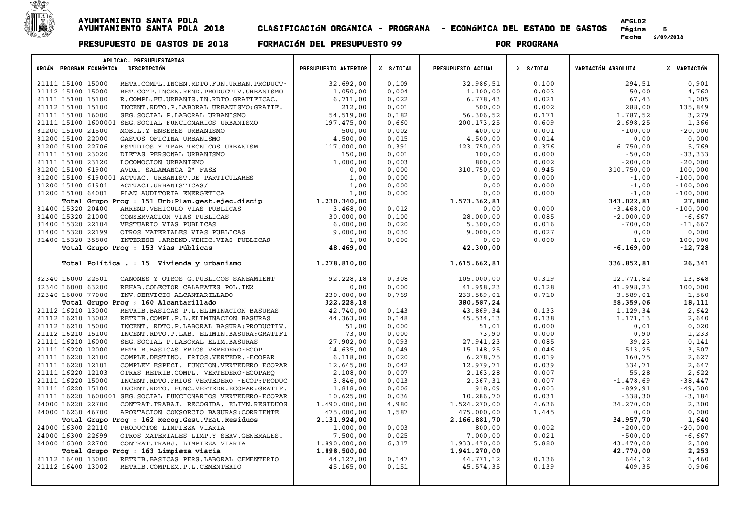# AYUNTAMIENTO SANTA POLA
## AYUNTAMIENTO SANTA POLA 2018 CLASIFICACIóN ORGÁNICA - PROGRAMA - ECONóMICA DEL ESTADO DE GASTOS

**PRESUPUESTO DE GASTOS DE 2018 FORMACIóN DEL PRESUPUESTO 99 POR PROGRAMA**

APGL02 Fecha 6/09/2018

| ORGÁN | PROGRAM | ECONÓMICA | DESCRIPCIÓN | PRESUPUESTO ANTERIOR | % S/TOTAL | PRESUPUESTO ACTUAL | % S/TOTAL | VARIACIÓN ABSOLUTA | % VARIACIÓN |
|---|---|---|---|---|---|---|---|---|---|
| 21111 | 15100 | 15000 | RETR.COMPL.INCEN.RDTO.FUN.URBAN.PRODUCT- | 32.692,00 | 0,109 | 32.986,51 | 0,100 | 294,51 | 0,901 |
| 21112 | 15100 | 15000 | RET.COMP.INCEN.REND.PRODUCTIV.URBANISMO | 1.050,00 | 0,004 | 1.100,00 | 0,003 | 50,00 | 4,762 |
| 21111 | 15100 | 15100 | R.COMPL.FU.URBANIS.IN.RDTO.GRATIFICAC. | 6.711,00 | 0,022 | 6.778,43 | 0,021 | 67,43 | 1,005 |
| 21112 | 15100 | 15100 | INCENT.RDTO.P.LABORAL URBANISMO:GRATIF. | 212,00 | 0,001 | 500,00 | 0,002 | 288,00 | 135,849 |
| 21111 | 15100 | 16000 | SEG.SOCIAL P.LABORAL URBANISMO | 54.519,00 | 0,182 | 56.306,52 | 0,171 | 1.787,52 | 3,279 |
| 21111 | 15100 | 1600001 | SEG.SOCIAL FUNCIONARIOS URBANISMO | 197.475,00 | 0,660 | 200.173,25 | 0,609 | 2.698,25 | 1,366 |
| 31200 | 15100 | 21500 | MOBIL.Y ENSERES URBANISMO | 500,00 | 0,002 | 400,00 | 0,001 | -100,00 | -20,000 |
| 31200 | 15100 | 22000 | GASTOS OFICINA URBANISMO | 4.500,00 | 0,015 | 4.500,00 | 0,014 | 0,00 | 0,000 |
| 31200 | 15100 | 22706 | ESTUDIOS Y TRAB.TECNICOS URBANISM | 117.000,00 | 0,391 | 123.750,00 | 0,376 | 6.750,00 | 5,769 |
| 21111 | 15100 | 23020 | DIETAS PERSONAL URBANISMO | 150,00 | 0,001 | 100,00 | 0,000 | -50,00 | -33,333 |
| 21111 | 15100 | 23120 | LOCOMOCION URBANISMO | 1.000,00 | 0,003 | 800,00 | 0,002 | -200,00 | -20,000 |
| 31200 | 15100 | 61900 | AVDA. SALAMANCA 2ª FASE | 0,00 | 0,000 | 310.750,00 | 0,945 | 310.750,00 | 100,000 |
| 31200 | 15100 | 6190001 | ACTUAC. URBANIST.DE PARTICULARES | 1,00 | 0,000 | 0,00 | 0,000 | -1,00 | -100,000 |
| 31200 | 15100 | 61901 | ACTUACI.URBANISTICAS/ | 1,00 | 0,000 | 0,00 | 0,000 | -1,00 | -100,000 |
| 31200 | 15100 | 64001 | PLAN AUDITORIA ENERGETICA | 1,00 | 0,000 | 0,00 | 0,000 | -1,00 | -100,000 |
| | | | **Total Grupo Prog : 151 Urb:Plan.gest.ejec.discip** | **1.230.340,00** | | **1.573.362,81** | | **343.022,81** | **27,880** |
| 31400 | 15320 | 20400 | ARREND.VEHICULO VIAS PUBLICAS | 3.468,00 | 0,012 | 0,00 | 0,000 | -3.468,00 | -100,000 |
| 31400 | 15320 | 21000 | CONSERVACION VIAS PUBLICAS | 30.000,00 | 0,100 | 28.000,00 | 0,085 | -2.000,00 | -6,667 |
| 31400 | 15320 | 22104 | VESTUARIO VIAS PUBLICAS | 6.000,00 | 0,020 | 5.300,00 | 0,016 | -700,00 | -11,667 |
| 31400 | 15320 | 22199 | OTROS MATERIALES VIAS PUBLICAS | 9.000,00 | 0,030 | 9.000,00 | 0,027 | 0,00 | 0,000 |
| 31400 | 15320 | 35800 | INTERESE .ARREND.VEHIC.VIAS PUBLICAS | 1,00 | 0,000 | 0,00 | 0,000 | -1,00 | -100,000 |
| | | | **Total Grupo Prog : 153 Vías Públicas** | **48.469,00** | | **42.300,00** | | **-6.169,00** | **-12,728** |
| | | | **Total Política . : 15 Vivienda y urbanismo** | **1.278.810,00** | | **1.615.662,81** | | **336.852,81** | **26,341** |
| 32340 | 16000 | 22501 | CANONES Y OTROS G.PUBLICOS SANEAMIENT | 92.228,18 | 0,308 | 105.000,00 | 0,319 | 12.771,82 | 13,848 |
| 32340 | 16000 | 63200 | REHAB.COLECTOR CALAFATES POL.IN2 | 0,00 | 0,000 | 41.998,23 | 0,128 | 41.998,23 | 100,000 |
| 32340 | 16000 | 77000 | INV.SERVICIO ALCANTARILLADO | 230.000,00 | 0,769 | 233.589,01 | 0,710 | 3.589,01 | 1,560 |
| | | | **Total Grupo Prog : 160 Alcantarillado** | **322.228,18** | | **380.587,24** | | **58.359,06** | **18,111** |
| 21112 | 16210 | 13000 | RETRIB.BASICAS P.L.ELIMINACION BASURAS | 42.740,00 | 0,143 | 43.869,34 | 0,133 | 1.129,34 | 2,642 |
| 21112 | 16210 | 13002 | RETRIB.COMPL.P.L.ELIMINACION BASURAS | 44.363,00 | 0,148 | 45.534,13 | 0,138 | 1.171,13 | 2,640 |
| 21112 | 16210 | 15000 | INCENT. RDTO.P.LABORAL BASURA:PRODUCTIV. | 51,00 | 0,000 | 51,01 | 0,000 | 0,01 | 0,020 |
| 21112 | 16210 | 15100 | INCENT.RDTO.P.LAB. ELIMIN.BASURA:GRATIFI | 73,00 | 0,000 | 73,90 | 0,000 | 0,90 | 1,233 |
| 21111 | 16210 | 16000 | SEG.SOCIAL P.LABORAL ELIM.BASURAS | 27.902,00 | 0,093 | 27.941,23 | 0,085 | 39,23 | 0,141 |
| 21111 | 16220 | 12000 | RETRIB.BASICAS FRIOS.VEREDERO-ECOP | 14.635,00 | 0,049 | 15.148,25 | 0,046 | 513,25 | 3,507 |
| 21111 | 16220 | 12100 | COMPLE.DESTINO. FRIOS.VERTEDR.-ECOPAR | 6.118,00 | 0,020 | 6.278,75 | 0,019 | 160,75 | 2,627 |
| 21111 | 16220 | 12101 | COMPLEM ESPECI. FUNCION.VERTEDERO ECOPAR | 12.645,00 | 0,042 | 12.979,71 | 0,039 | 334,71 | 2,647 |
| 21111 | 16220 | 12103 | OTRAS RETRIB.COMPL. VERTEDERO-ECOPARQ | 2.108,00 | 0,007 | 2.163,28 | 0,007 | 55,28 | 2,622 |
| 21111 | 16220 | 15000 | INCENT.RDTO.FRIOS VERTEDERO -ECOP:PRODUC | 3.846,00 | 0,013 | 2.367,31 | 0,007 | -1.478,69 | -38,447 |
| 21111 | 16220 | 15100 | INCENT.RDTO. FUNC.VERTEDR.ECOPAR:GRATIF. | 1.818,00 | 0,006 | 918,09 | 0,003 | -899,91 | -49,500 |
| 21111 | 16220 | 1600001 | SEG.SOCIAL FUNCIONARIOS VERTEDERO-ECOPAR | 10.625,00 | 0,036 | 10.286,70 | 0,031 | -338,30 | -3,184 |
| 24000 | 16220 | 22700 | CONTRAT.TRABAJ. RECOGIDA, ELIMN.RESIDUOS | 1.490.000,00 | 4,980 | 1.524.270,00 | 4,636 | 34.270,00 | 2,300 |
| 24000 | 16230 | 46700 | APORTACION CONSORCIO BASURAS:CORRIENTE | 475.000,00 | 1,587 | 475.000,00 | 1,445 | 0,00 | 0,000 |
| | | | **Total Grupo Prog : 162 Recog.Gest.Trat.Residuos** | **2.131.924,00** | | **2.166.881,70** | | **34.957,70** | **1,640** |
| 24000 | 16300 | 22110 | PRODUCTOS LIMPIEZA VIARIA | 1.000,00 | 0,003 | 800,00 | 0,002 | -200,00 | -20,000 |
| 24000 | 16300 | 22699 | OTROS MATERIALES LIMP.Y SERV.GENERALES. | 7.500,00 | 0,025 | 7.000,00 | 0,021 | -500,00 | -6,667 |
| 24000 | 16300 | 22700 | CONTRAT.TRABJ. LIMPIEZA VIARIA | 1.890.000,00 | 6,317 | 1.933.470,00 | 5,880 | 43.470,00 | 2,300 |
| | | | **Total Grupo Prog : 163 Limpieza viaria** | **1.898.500,00** | | **1.941.270,00** | | **42.770,00** | **2,253** |
| 21112 | 16400 | 13000 | RETRIB.BASICAS PERS.LABORAL CEMENTERIO | 44.127,00 | 0,147 | 44.771,12 | 0,136 | 644,12 | 1,460 |
| 21112 | 16400 | 13002 | RETRIB.COMPLEM.P.L.CEMENTERIO | 45.165,00 | 0,151 | 45.574,35 | 0,139 | 409,35 | 0,906 |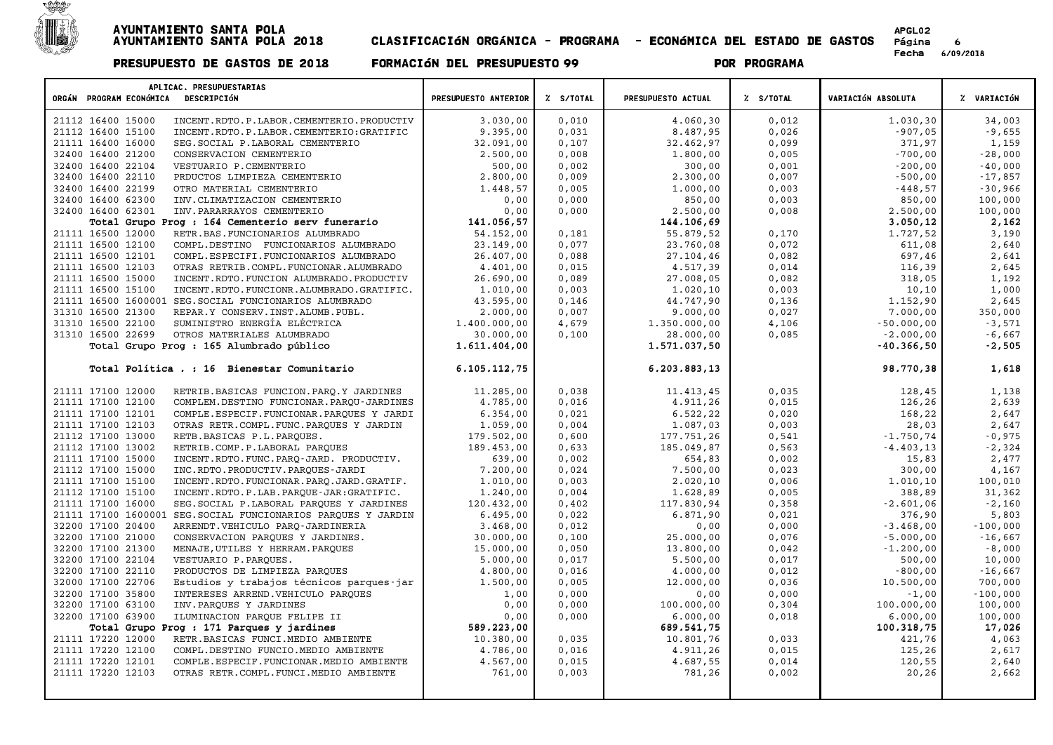# AYUNTAMIENTO SANTA POLA

**AYUNTAMIENTO SANTA POLA 2018 — CLASIFICACIÓN ORGÁNICA - PROGRAMA - ECONÓMICA DEL ESTADO DE GASTOS**

**PRESUPUESTO DE GASTOS DE 2018 — FORMACIÓN DEL PRESUPUESTO 99 — POR PROGRAMA**

| ORGÁN | PROGRAM | ECONÓMICA | DESCRIPCIÓN | PRESUPUESTO ANTERIOR | % S/TOTAL | PRESUPUESTO ACTUAL | % S/TOTAL | VARIACIÓN ABSOLUTA | % VARIACIÓN |
|---|---|---|---|---|---|---|---|---|---|
| 21112 | 16400 | 15000 | INCENT.RDTO.P.LABOR.CEMENTERIO.PRODUCTIV | 3.030,00 | 0,010 | 4.060,30 | 0,012 | 1.030,30 | 34,003 |
| 21112 | 16400 | 15100 | INCENT.RDTO.P.LABOR.CEMENTERIO:GRATIFIC | 9.395,00 | 0,031 | 8.487,95 | 0,026 | -907,05 | -9,655 |
| 21111 | 16400 | 16000 | SEG.SOCIAL P.LABORAL CEMENTERIO | 32.091,00 | 0,107 | 32.462,97 | 0,099 | 371,97 | 1,159 |
| 32400 | 16400 | 21200 | CONSERVACION CEMENTERIO | 2.500,00 | 0,008 | 1.800,00 | 0,005 | -700,00 | -28,000 |
| 32400 | 16400 | 22104 | VESTUARIO P.CEMENTERIO | 500,00 | 0,002 | 300,00 | 0,001 | -200,00 | -40,000 |
| 32400 | 16400 | 22110 | PRDUCTOS LIMPIEZA CEMENTERIO | 2.800,00 | 0,009 | 2.300,00 | 0,007 | -500,00 | -17,857 |
| 32400 | 16400 | 22199 | OTRO MATERIAL CEMENTERIO | 1.448,57 | 0,005 | 1.000,00 | 0,003 | -448,57 | -30,966 |
| 32400 | 16400 | 62300 | INV.CLIMATIZACION CEMENTERIO | 0,00 | 0,000 | 850,00 | 0,003 | 850,00 | 100,000 |
| 32400 | 16400 | 62301 | INV.PARARRAYOS CEMENTERIO | 0,00 | 0,000 | 2.500,00 | 0,008 | 2.500,00 | 100,000 |
| | | | **Total Grupo Prog : 164 Cementerio serv funerario** | **141.056,57** | | **144.106,69** | | **3.050,12** | **2,162** |
| 21111 | 16500 | 12000 | RETR.BAS.FUNCIONARIOS ALUMBRADO | 54.152,00 | 0,181 | 55.879,52 | 0,170 | 1.727,52 | 3,190 |
| 21111 | 16500 | 12100 | COMPL.DESTINO FUNCIONARIOS ALUMBRADO | 23.149,00 | 0,077 | 23.760,08 | 0,072 | 611,08 | 2,640 |
| 21111 | 16500 | 12101 | COMPL.ESPECIFI.FUNCIONARIOS ALUMBRADO | 26.407,00 | 0,088 | 27.104,46 | 0,082 | 697,46 | 2,641 |
| 21111 | 16500 | 12103 | OTRAS RETRIB.COMPL.FUNCIONAR.ALUMBRADO | 4.401,00 | 0,015 | 4.517,39 | 0,014 | 116,39 | 2,645 |
| 21111 | 16500 | 15000 | INCENT.RDTO.FUNCION ALUMBRADO.PRODUCTIV | 26.690,00 | 0,089 | 27.008,05 | 0,082 | 318,05 | 1,192 |
| 21111 | 16500 | 15100 | INCENT.RDTO.FUNCIONR.ALUMBRADO.GRATIFIC. | 1.010,00 | 0,003 | 1.020,10 | 0,003 | 10,10 | 1,000 |
| 21111 | 16500 | 1600001 | SEG.SOCIAL FUNCIONARIOS ALUMBRADO | 43.595,00 | 0,146 | 44.747,90 | 0,136 | 1.152,90 | 2,645 |
| 31310 | 16500 | 21300 | REPAR.Y CONSERV.INST.ALUMB.PUBL. | 2.000,00 | 0,007 | 9.000,00 | 0,027 | 7.000,00 | 350,000 |
| 31310 | 16500 | 22100 | SUMINISTRO ENERGÍA ELÉCTRICA | 1.400.000,00 | 4,679 | 1.350.000,00 | 4,106 | -50.000,00 | -3,571 |
| 31310 | 16500 | 22699 | OTROS MATERIALES ALUMBRADO | 30.000,00 | 0,100 | 28.000,00 | 0,085 | -2.000,00 | -6,667 |
| | | | **Total Grupo Prog : 165 Alumbrado público** | **1.611.404,00** | | **1.571.037,50** | | **-40.366,50** | **-2,505** |
| | | | **Total Política . : 16 Bienestar Comunitario** | **6.105.112,75** | | **6.203.883,13** | | **98.770,38** | **1,618** |
| 21111 | 17100 | 12000 | RETRIB.BASICAS FUNCION.PARQ.Y JARDINES | 11.285,00 | 0,038 | 11.413,45 | 0,035 | 128,45 | 1,138 |
| 21111 | 17100 | 12100 | COMPLEM.DESTINO FUNCIONAR.PARQU-JARDINES | 4.785,00 | 0,016 | 4.911,26 | 0,015 | 126,26 | 2,639 |
| 21111 | 17100 | 12101 | COMPLE.ESPECIF.FUNCIONAR.PARQUES Y JARDI | 6.354,00 | 0,021 | 6.522,22 | 0,020 | 168,22 | 2,647 |
| 21111 | 17100 | 12103 | OTRAS RETR.COMPL.FUNC.PARQUES Y JARDIN | 1.059,00 | 0,004 | 1.087,03 | 0,003 | 28,03 | 2,647 |
| 21112 | 17100 | 13000 | RETB.BASICAS P.L.PARQUES. | 179.502,00 | 0,600 | 177.751,26 | 0,541 | -1.750,74 | -0,975 |
| 21112 | 17100 | 13002 | RETRIB.COMP.P.LABORAL PARQUES | 189.453,00 | 0,633 | 185.049,87 | 0,563 | -4.403,13 | -2,324 |
| 21111 | 17100 | 15000 | INCENT.RDTO.FUNC.PARQ-JARD. PRODUCTIV. | 639,00 | 0,002 | 654,83 | 0,002 | 15,83 | 2,477 |
| 21112 | 17100 | 15000 | INC.RDTO.PRODUCTIV.PARQUES-JARDI | 7.200,00 | 0,024 | 7.500,00 | 0,023 | 300,00 | 4,167 |
| 21111 | 17100 | 15100 | INCENT.RDTO.FUNCIONAR.PARQ.JARD.GRATIF. | 1.010,00 | 0,003 | 2.020,10 | 0,006 | 1.010,10 | 100,010 |
| 21112 | 17100 | 15100 | INCENT.RDTO.P.LAB.PARQUE-JAR:GRATIFIC. | 1.240,00 | 0,004 | 1.628,89 | 0,005 | 388,89 | 31,362 |
| 21111 | 17100 | 16000 | SEG.SOCIAL P.LABORAL PARQUES Y JARDINES | 120.432,00 | 0,402 | 117.830,94 | 0,358 | -2.601,06 | -2,160 |
| 21111 | 17100 | 1600001 | SEG.SOCIAL FUNCIONARIOS PARQUES Y JARDIN | 6.495,00 | 0,022 | 6.871,90 | 0,021 | 376,90 | 5,803 |
| 32200 | 17100 | 20400 | ARRENDT.VEHICULO PARQ-JARDINERIA | 3.468,00 | 0,012 | 0,00 | 0,000 | -3.468,00 | -100,000 |
| 32200 | 17100 | 21000 | CONSERVACION PARQUES Y JARDINES. | 30.000,00 | 0,100 | 25.000,00 | 0,076 | -5.000,00 | -16,667 |
| 32200 | 17100 | 21300 | MENAJE,UTILES Y HERRAM.PARQUES | 15.000,00 | 0,050 | 13.800,00 | 0,042 | -1.200,00 | -8,000 |
| 32200 | 17100 | 22104 | VESTUARIO P.PARQUES. | 5.000,00 | 0,017 | 5.500,00 | 0,017 | 500,00 | 10,000 |
| 32200 | 17100 | 22110 | PRODUCTOS DE LIMPIEZA PARQUES | 4.800,00 | 0,016 | 4.000,00 | 0,012 | -800,00 | -16,667 |
| 32000 | 17100 | 22706 | Estudios y trabajos técnicos parques-jar | 1.500,00 | 0,005 | 12.000,00 | 0,036 | 10.500,00 | 700,000 |
| 32200 | 17100 | 35800 | INTERESES ARREND.VEHICULO PARQUES | 1,00 | 0,000 | 0,00 | 0,000 | -1,00 | -100,000 |
| 32200 | 17100 | 63100 | INV.PARQUES Y JARDINES | 0,00 | 0,000 | 100.000,00 | 0,304 | 100.000,00 | 100,000 |
| 32200 | 17100 | 63900 | ILUMINACION PARQUE FELIPE II | 0,00 | 0,000 | 6.000,00 | 0,018 | 6.000,00 | 100,000 |
| | | | **Total Grupo Prog : 171 Parques y jardines** | **589.223,00** | | **689.541,75** | | **100.318,75** | **17,026** |
| 21111 | 17220 | 12000 | RETR.BASICAS FUNCI.MEDIO AMBIENTE | 10.380,00 | 0,035 | 10.801,76 | 0,033 | 421,76 | 4,063 |
| 21111 | 17220 | 12100 | COMPL.DESTINO FUNCIO.MEDIO AMBIENTE | 4.786,00 | 0,016 | 4.911,26 | 0,015 | 125,26 | 2,617 |
| 21111 | 17220 | 12101 | COMPLE.ESPECIF.FUNCIONAR.MEDIO AMBIENTE | 4.567,00 | 0,015 | 4.687,55 | 0,014 | 120,55 | 2,640 |
| 21111 | 17220 | 12103 | OTRAS RETR.COMPL.FUNCI.MEDIO AMBIENTE | 761,00 | 0,003 | 781,26 | 0,002 | 20,26 | 2,662 |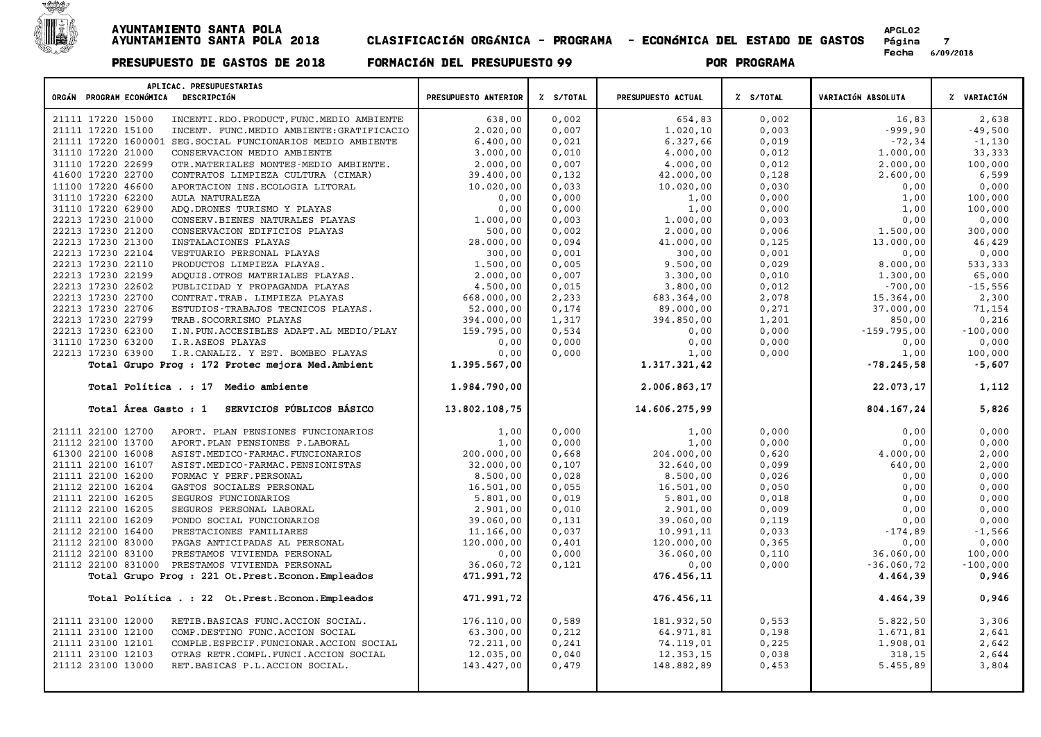AYUNTAMIENTO SANTA POLA
AYUNTAMIENTO SANTA POLA 2018 — CLASIFICACIÓN ORGÁNICA - PROGRAMA - ECONÓMICA DEL ESTADO DE GASTOS

PRESUPUESTO DE GASTOS DE 2018 — FORMACIÓN DEL PRESUPUESTO 99 — POR PROGRAMA

| ORGÁN | PROGRAM | ECONÓMICA | DESCRIPCIÓN | PRESUPUESTO ANTERIOR | % S/TOTAL | PRESUPUESTO ACTUAL | % S/TOTAL | VARIACIÓN ABSOLUTA | % VARIACIÓN |
|---|---|---|---|---|---|---|---|---|---|
| 21111 | 17220 | 15000 | INCENTI.RDO.PRODUCT,FUNC.MEDIO AMBIENTE | 638,00 | 0,002 | 654,83 | 0,002 | 16,83 | 2,638 |
| 21111 | 17220 | 15100 | INCENT. FUNC.MEDIO AMBIENTE:GRATIFICACIO | 2.020,00 | 0,007 | 1.020,10 | 0,003 | -999,90 | -49,500 |
| 21111 | 17220 | 1600001 | SEG.SOCIAL FUNCIONARIOS MEDIO AMBIENTE | 6.400,00 | 0,021 | 6.327,66 | 0,019 | -72,34 | -1,130 |
| 31110 | 17220 | 21000 | CONSERVACION MEDIO AMBIENTE | 3.000,00 | 0,010 | 4.000,00 | 0,012 | 1.000,00 | 33,333 |
| 31110 | 17220 | 22699 | OTR.MATERIALES MONTES-MEDIO AMBIENTE. | 2.000,00 | 0,007 | 4.000,00 | 0,012 | 2.000,00 | 100,000 |
| 41600 | 17220 | 22700 | CONTRATOS LIMPIEZA CULTURA (CIMAR) | 39.400,00 | 0,132 | 42.000,00 | 0,128 | 2.600,00 | 6,599 |
| 11100 | 17220 | 46600 | APORTACION INS.ECOLOGIA LITORAL | 10.020,00 | 0,033 | 10.020,00 | 0,030 | 0,00 | 0,000 |
| 31110 | 17220 | 62200 | AULA NATURALEZA | 0,00 | 0,000 | 1,00 | 0,000 | 1,00 | 100,000 |
| 31110 | 17220 | 62900 | ADQ.DRONES TURISMO Y PLAYAS | 0,00 | 0,000 | 1,00 | 0,000 | 1,00 | 100,000 |
| 22213 | 17230 | 21000 | CONSERV.BIENES NATURALES PLAYAS | 1.000,00 | 0,003 | 1.000,00 | 0,003 | 0,00 | 0,000 |
| 22213 | 17230 | 21200 | CONSERVACION EDIFICIOS PLAYAS | 500,00 | 0,002 | 2.000,00 | 0,006 | 1.500,00 | 300,000 |
| 22213 | 17230 | 21300 | INSTALACIONES PLAYAS | 28.000,00 | 0,094 | 41.000,00 | 0,125 | 13.000,00 | 46,429 |
| 22213 | 17230 | 22104 | VESTUARIO PERSONAL PLAYAS | 300,00 | 0,001 | 300,00 | 0,001 | 0,00 | 0,000 |
| 22213 | 17230 | 22110 | PRODUCTOS LIMPIEZA PLAYAS. | 1.500,00 | 0,005 | 9.500,00 | 0,029 | 8.000,00 | 533,333 |
| 22213 | 17230 | 22199 | ADQUIS.OTROS MATERIALES PLAYAS. | 2.000,00 | 0,007 | 3.300,00 | 0,010 | 1.300,00 | 65,000 |
| 22213 | 17230 | 22602 | PUBLICIDAD Y PROPAGANDA PLAYAS | 4.500,00 | 0,015 | 3.800,00 | 0,012 | -700,00 | -15,556 |
| 22213 | 17230 | 22700 | CONTRAT.TRAB. LIMPIEZA PLAYAS | 668.000,00 | 2,233 | 683.364,00 | 2,078 | 15.364,00 | 2,300 |
| 22213 | 17230 | 22706 | ESTUDIOS-TRABAJOS TECNICOS PLAYAS. | 52.000,00 | 0,174 | 89.000,00 | 0,271 | 37.000,00 | 71,154 |
| 22213 | 17230 | 22799 | TRAB.SOCORRISMO PLAYAS | 394.000,00 | 1,317 | 394.850,00 | 1,201 | 850,00 | 0,216 |
| 22213 | 17230 | 62300 | I.N.PUN.ACCESIBLES ADAPT.AL MEDIO/PLAY | 159.795,00 | 0,534 | 0,00 | 0,000 | -159.795,00 | -100,000 |
| 31110 | 17230 | 63200 | I.R.ASEOS PLAYAS | 0,00 | 0,000 | 0,00 | 0,000 | 0,00 | 0,000 |
| 22213 | 17230 | 63900 | I.R.CANALIZ. Y EST. BOMBEO PLAYAS | 0,00 | 0,000 | 1,00 | 0,000 | 1,00 | 100,000 |
| | | | **Total Grupo Prog : 172 Protec mejora Med.Ambient** | **1.395.567,00** | | **1.317.321,42** | | **-78.245,58** | **-5,607** |
| | | | **Total Política . : 17 Medio ambiente** | **1.984.790,00** | | **2.006.863,17** | | **22.073,17** | **1,112** |
| | | | **Total Área Gasto : 1 SERVICIOS PÚBLICOS BÁSICO** | **13.802.108,75** | | **14.606.275,99** | | **804.167,24** | **5,826** |
| 21111 | 22100 | 12700 | APORT. PLAN PENSIONES FUNCIONARIOS | 1,00 | 0,000 | 1,00 | 0,000 | 0,00 | 0,000 |
| 21112 | 22100 | 13700 | APORT.PLAN PENSIONES P.LABORAL | 1,00 | 0,000 | 1,00 | 0,000 | 0,00 | 0,000 |
| 61300 | 22100 | 16008 | ASIST.MEDICO-FARMAC.FUNCIONARIOS | 200.000,00 | 0,668 | 204.000,00 | 0,620 | 4.000,00 | 2,000 |
| 21111 | 22100 | 16107 | ASIST.MEDICO-FARMAC.PENSIONISTAS | 32.000,00 | 0,107 | 32.640,00 | 0,099 | 640,00 | 2,000 |
| 21111 | 22100 | 16200 | FORMAC Y PERF.PERSONAL | 8.500,00 | 0,028 | 8.500,00 | 0,026 | 0,00 | 0,000 |
| 21112 | 22100 | 16204 | GASTOS SOCIALES PERSONAL | 16.501,00 | 0,055 | 16.501,00 | 0,050 | 0,00 | 0,000 |
| 21111 | 22100 | 16205 | SEGUROS FUNCIONARIOS | 5.801,00 | 0,019 | 5.801,00 | 0,018 | 0,00 | 0,000 |
| 21112 | 22100 | 16205 | SEGUROS PERSONAL LABORAL | 2.901,00 | 0,010 | 2.901,00 | 0,009 | 0,00 | 0,000 |
| 21111 | 22100 | 16209 | FONDO SOCIAL FUNCIONARIOS | 39.060,00 | 0,131 | 39.060,00 | 0,119 | 0,00 | 0,000 |
| 21112 | 22100 | 16400 | PRESTACIONES FAMILIARES | 11.166,00 | 0,037 | 10.991,11 | 0,033 | -174,89 | -1,566 |
| 21112 | 22100 | 83000 | PAGAS ANTICIPADAS AL PERSONAL | 120.000,00 | 0,401 | 120.000,00 | 0,365 | 0,00 | 0,000 |
| 21112 | 22100 | 83100 | PRESTAMOS VIVIENDA PERSONAL | 0,00 | 0,000 | 36.060,00 | 0,110 | 36.060,00 | 100,000 |
| 21112 | 22100 | 831000 | PRESTAMOS VIVIENDA PERSONAL | 36.060,72 | 0,121 | 0,00 | 0,000 | -36.060,72 | -100,000 |
| | | | **Total Grupo Prog : 221 Ot.Prest.Econon.Empleados** | **471.991,72** | | **476.456,11** | | **4.464,39** | **0,946** |
| | | | **Total Política . : 22 Ot.Prest.Econon.Empleados** | **471.991,72** | | **476.456,11** | | **4.464,39** | **0,946** |
| 21111 | 23100 | 12000 | RETIB.BASICAS FUNC.ACCION SOCIAL. | 176.110,00 | 0,589 | 181.932,50 | 0,553 | 5.822,50 | 3,306 |
| 21111 | 23100 | 12100 | COMP.DESTINO FUNC.ACCION SOCIAL | 63.300,00 | 0,212 | 64.971,81 | 0,198 | 1.671,81 | 2,641 |
| 21111 | 23100 | 12101 | COMPLE.ESPECIF.FUNCIONAR.ACCION SOCIAL | 72.211,00 | 0,241 | 74.119,01 | 0,225 | 1.908,01 | 2,642 |
| 21111 | 23100 | 12103 | OTRAS RETR.COMPL.FUNCI.ACCION SOCIAL | 12.035,00 | 0,040 | 12.353,15 | 0,038 | 318,15 | 2,644 |
| 21112 | 23100 | 13000 | RET.BASICAS P.L.ACCION SOCIAL. | 143.427,00 | 0,479 | 148.882,89 | 0,453 | 5.455,89 | 3,804 |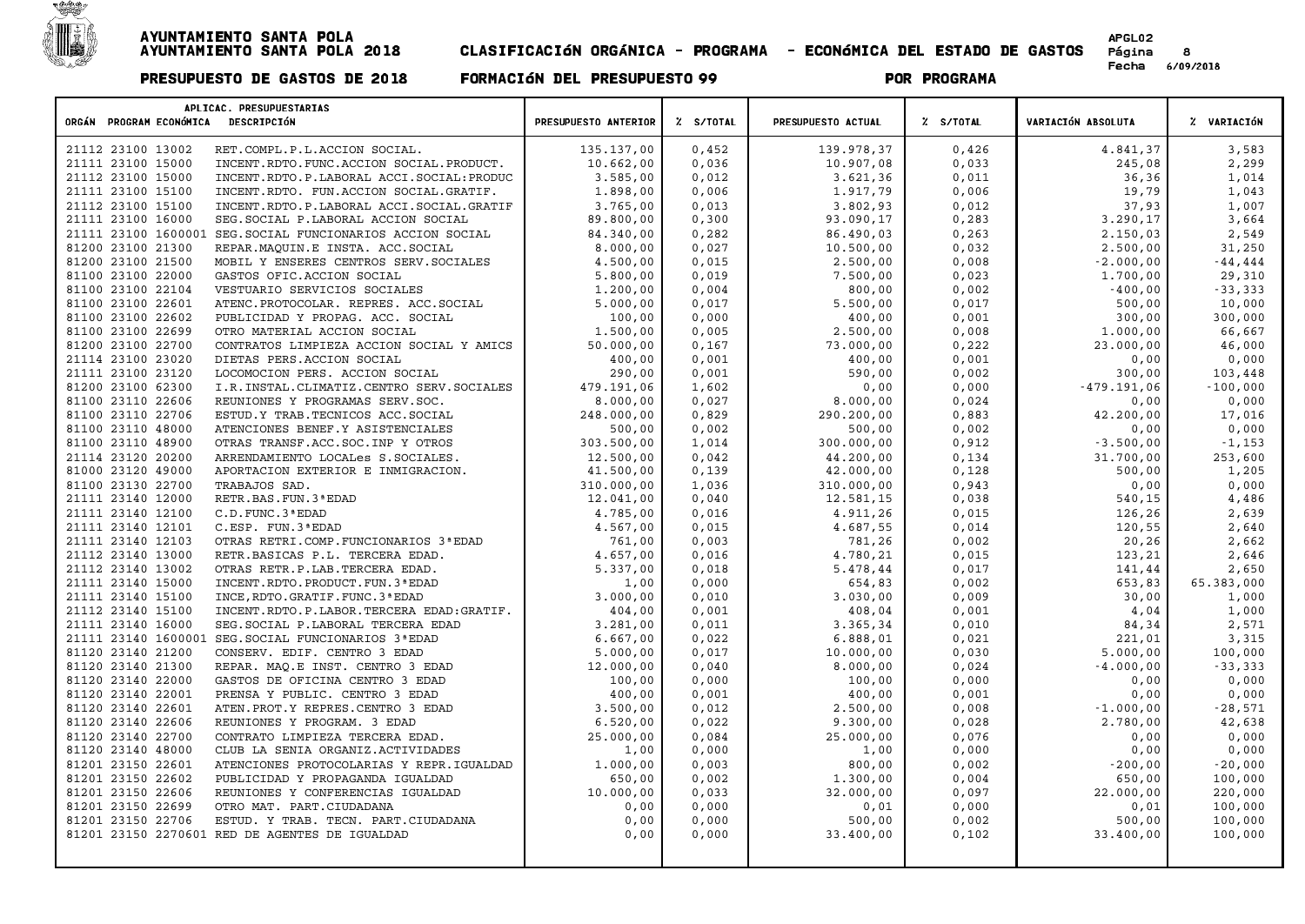# AYUNTAMIENTO SANTA POLA
## AYUNTAMIENTO SANTA POLA 2018 CLASIFICACIóN ORGÁNICA - PROGRAMA - ECONóMICA DEL ESTADO DE GASTOS

APGL02

Fecha 6/09/2018

**PRESUPUESTO DE GASTOS DE 2018 FORMACIóN DEL PRESUPUESTO 99 POR PROGRAMA**

| ORGÁN | PROGRAM | ECONÓMICA | DESCRIPCIÓN | PRESUPUESTO ANTERIOR | % S/TOTAL | PRESUPUESTO ACTUAL | % S/TOTAL | VARIACIÓN ABSOLUTA | % VARIACIÓN |
|---|---|---|---|---|---|---|---|---|---|
| 21112 | 23100 | 13002 | RET.COMPL.P.L.ACCION SOCIAL. | 135.137,00 | 0,452 | 139.978,37 | 0,426 | 4.841,37 | 3,583 |
| 21111 | 23100 | 15000 | INCENT.RDTO.FUNC.ACCION SOCIAL.PRODUCT. | 10.662,00 | 0,036 | 10.907,08 | 0,033 | 245,08 | 2,299 |
| 21112 | 23100 | 15000 | INCENT.RDTO.P.LABORAL ACCI.SOCIAL:PRODUC | 3.585,00 | 0,012 | 3.621,36 | 0,011 | 36,36 | 1,014 |
| 21111 | 23100 | 15100 | INCENT.RDTO. FUN.ACCION SOCIAL.GRATIF. | 1.898,00 | 0,006 | 1.917,79 | 0,006 | 19,79 | 1,043 |
| 21112 | 23100 | 15100 | INCENT.RDTO.P.LABORAL ACCI.SOCIAL.GRATIF | 3.765,00 | 0,013 | 3.802,93 | 0,012 | 37,93 | 1,007 |
| 21111 | 23100 | 16000 | SEG.SOCIAL P.LABORAL ACCION SOCIAL | 89.800,00 | 0,300 | 93.090,17 | 0,283 | 3.290,17 | 3,664 |
| 21111 | 23100 | 1600001 | SEG.SOCIAL FUNCIONARIOS ACCION SOCIAL | 84.340,00 | 0,282 | 86.490,03 | 0,263 | 2.150,03 | 2,549 |
| 81200 | 23100 | 21300 | REPAR.MAQUIN.E INSTA. ACC.SOCIAL | 8.000,00 | 0,027 | 10.500,00 | 0,032 | 2.500,00 | 31,250 |
| 81200 | 23100 | 21500 | MOBIL Y ENSERES CENTROS SERV.SOCIALES | 4.500,00 | 0,015 | 2.500,00 | 0,008 | -2.000,00 | -44,444 |
| 81100 | 23100 | 22000 | GASTOS OFIC.ACCION SOCIAL | 5.800,00 | 0,019 | 7.500,00 | 0,023 | 1.700,00 | 29,310 |
| 81100 | 23100 | 22104 | VESTUARIO SERVICIOS SOCIALES | 1.200,00 | 0,004 | 800,00 | 0,002 | -400,00 | -33,333 |
| 81100 | 23100 | 22601 | ATENC.PROTOCOLAR. REPRES. ACC.SOCIAL | 5.000,00 | 0,017 | 5.500,00 | 0,017 | 500,00 | 10,000 |
| 81100 | 23100 | 22602 | PUBLICIDAD Y PROPAG. ACC. SOCIAL | 100,00 | 0,000 | 400,00 | 0,001 | 300,00 | 300,000 |
| 81100 | 23100 | 22699 | OTRO MATERIAL ACCION SOCIAL | 1.500,00 | 0,005 | 2.500,00 | 0,008 | 1.000,00 | 66,667 |
| 81200 | 23100 | 22700 | CONTRATOS LIMPIEZA ACCION SOCIAL Y AMICS | 50.000,00 | 0,167 | 73.000,00 | 0,222 | 23.000,00 | 46,000 |
| 21114 | 23100 | 23020 | DIETAS PERS.ACCION SOCIAL | 400,00 | 0,001 | 400,00 | 0,001 | 0,00 | 0,000 |
| 21111 | 23100 | 23120 | LOCOMOCION PERS. ACCION SOCIAL | 290,00 | 0,001 | 590,00 | 0,002 | 300,00 | 103,448 |
| 81200 | 23100 | 62300 | I.R.INSTAL.CLIMATIZ.CENTRO SERV.SOCIALES | 479.191,06 | 1,602 | 0,00 | 0,000 | -479.191,06 | -100,000 |
| 81100 | 23110 | 22606 | REUNIONES Y PROGRAMAS SERV.SOC. | 8.000,00 | 0,027 | 8.000,00 | 0,024 | 0,00 | 0,000 |
| 81100 | 23110 | 22706 | ESTUD.Y TRAB.TECNICOS ACC.SOCIAL | 248.000,00 | 0,829 | 290.200,00 | 0,883 | 42.200,00 | 17,016 |
| 81100 | 23110 | 48000 | ATENCIONES BENEF.Y ASISTENCIALES | 500,00 | 0,002 | 500,00 | 0,002 | 0,00 | 0,000 |
| 81100 | 23110 | 48900 | OTRAS TRANSF.ACC.SOC.INP Y OTROS | 303.500,00 | 1,014 | 300.000,00 | 0,912 | -3.500,00 | -1,153 |
| 21114 | 23120 | 20200 | ARRENDAMIENTO LOCALes S.SOCIALES. | 12.500,00 | 0,042 | 44.200,00 | 0,134 | 31.700,00 | 253,600 |
| 81000 | 23120 | 49000 | APORTACION EXTERIOR E INMIGRACION. | 41.500,00 | 0,139 | 42.000,00 | 0,128 | 500,00 | 1,205 |
| 81100 | 23130 | 22700 | TRABAJOS SAD. | 310.000,00 | 1,036 | 310.000,00 | 0,943 | 0,00 | 0,000 |
| 21111 | 23140 | 12000 | RETR.BAS.FUN.3ªEDAD | 12.041,00 | 0,040 | 12.581,15 | 0,038 | 540,15 | 4,486 |
| 21111 | 23140 | 12100 | C.D.FUNC.3ªEDAD | 4.785,00 | 0,016 | 4.911,26 | 0,015 | 126,26 | 2,639 |
| 21111 | 23140 | 12101 | C.ESP. FUN.3ªEDAD | 4.567,00 | 0,015 | 4.687,55 | 0,014 | 120,55 | 2,640 |
| 21111 | 23140 | 12103 | OTRAS RETRI.COMP.FUNCIONARIOS 3ªEDAD | 761,00 | 0,003 | 781,26 | 0,002 | 20,26 | 2,662 |
| 21112 | 23140 | 13000 | RETR.BASICAS P.L. TERCERA EDAD. | 4.657,00 | 0,016 | 4.780,21 | 0,015 | 123,21 | 2,646 |
| 21112 | 23140 | 13002 | OTRAS RETR.P.LAB.TERCERA EDAD. | 5.337,00 | 0,018 | 5.478,44 | 0,017 | 141,44 | 2,650 |
| 21111 | 23140 | 15000 | INCENT.RDTO.PRODUCT.FUN.3ªEDAD | 1,00 | 0,000 | 654,83 | 0,002 | 653,83 | 65.383,000 |
| 21111 | 23140 | 15100 | INCE,RDTO.GRATIF.FUNC.3ªEDAD | 3.000,00 | 0,010 | 3.030,00 | 0,009 | 30,00 | 1,000 |
| 21112 | 23140 | 15100 | INCENT.RDTO.P.LABOR.TERCERA EDAD:GRATIF. | 404,00 | 0,001 | 408,04 | 0,001 | 4,04 | 1,000 |
| 21111 | 23140 | 16000 | SEG.SOCIAL P.LABORAL TERCERA EDAD | 3.281,00 | 0,011 | 3.365,34 | 0,010 | 84,34 | 2,571 |
| 21111 | 23140 | 1600001 | SEG.SOCIAL FUNCIONARIOS 3ªEDAD | 6.667,00 | 0,022 | 6.888,01 | 0,021 | 221,01 | 3,315 |
| 81120 | 23140 | 21200 | CONSERV. EDIF. CENTRO 3 EDAD | 5.000,00 | 0,017 | 10.000,00 | 0,030 | 5.000,00 | 100,000 |
| 81120 | 23140 | 21300 | REPAR. MAQ.E INST. CENTRO 3 EDAD | 12.000,00 | 0,040 | 8.000,00 | 0,024 | -4.000,00 | -33,333 |
| 81120 | 23140 | 22000 | GASTOS DE OFICINA CENTRO 3 EDAD | 100,00 | 0,000 | 100,00 | 0,000 | 0,00 | 0,000 |
| 81120 | 23140 | 22001 | PRENSA Y PUBLIC. CENTRO 3 EDAD | 400,00 | 0,001 | 400,00 | 0,001 | 0,00 | 0,000 |
| 81120 | 23140 | 22601 | ATEN.PROT.Y REPRES.CENTRO 3 EDAD | 3.500,00 | 0,012 | 2.500,00 | 0,008 | -1.000,00 | -28,571 |
| 81120 | 23140 | 22606 | REUNIONES Y PROGRAM. 3 EDAD | 6.520,00 | 0,022 | 9.300,00 | 0,028 | 2.780,00 | 42,638 |
| 81120 | 23140 | 22700 | CONTRATO LIMPIEZA TERCERA EDAD. | 25.000,00 | 0,084 | 25.000,00 | 0,076 | 0,00 | 0,000 |
| 81120 | 23140 | 48000 | CLUB LA SENIA ORGANIZ.ACTIVIDADES | 1,00 | 0,000 | 1,00 | 0,000 | 0,00 | 0,000 |
| 81201 | 23150 | 22601 | ATENCIONES PROTOCOLARIAS Y REPR.IGUALDAD | 1.000,00 | 0,003 | 800,00 | 0,002 | -200,00 | -20,000 |
| 81201 | 23150 | 22602 | PUBLICIDAD Y PROPAGANDA IGUALDAD | 650,00 | 0,002 | 1.300,00 | 0,004 | 650,00 | 100,000 |
| 81201 | 23150 | 22606 | REUNIONES Y CONFERENCIAS IGUALDAD | 10.000,00 | 0,033 | 32.000,00 | 0,097 | 22.000,00 | 220,000 |
| 81201 | 23150 | 22699 | OTRO MAT. PART.CIUDADANA | 0,00 | 0,000 | 0,01 | 0,000 | 0,01 | 100,000 |
| 81201 | 23150 | 22706 | ESTUD. Y TRAB. TECN. PART.CIUDADANA | 0,00 | 0,000 | 500,00 | 0,002 | 500,00 | 100,000 |
| 81201 | 23150 | 2270601 | RED DE AGENTES DE IGUALDAD | 0,00 | 0,000 | 33.400,00 | 0,102 | 33.400,00 | 100,000 |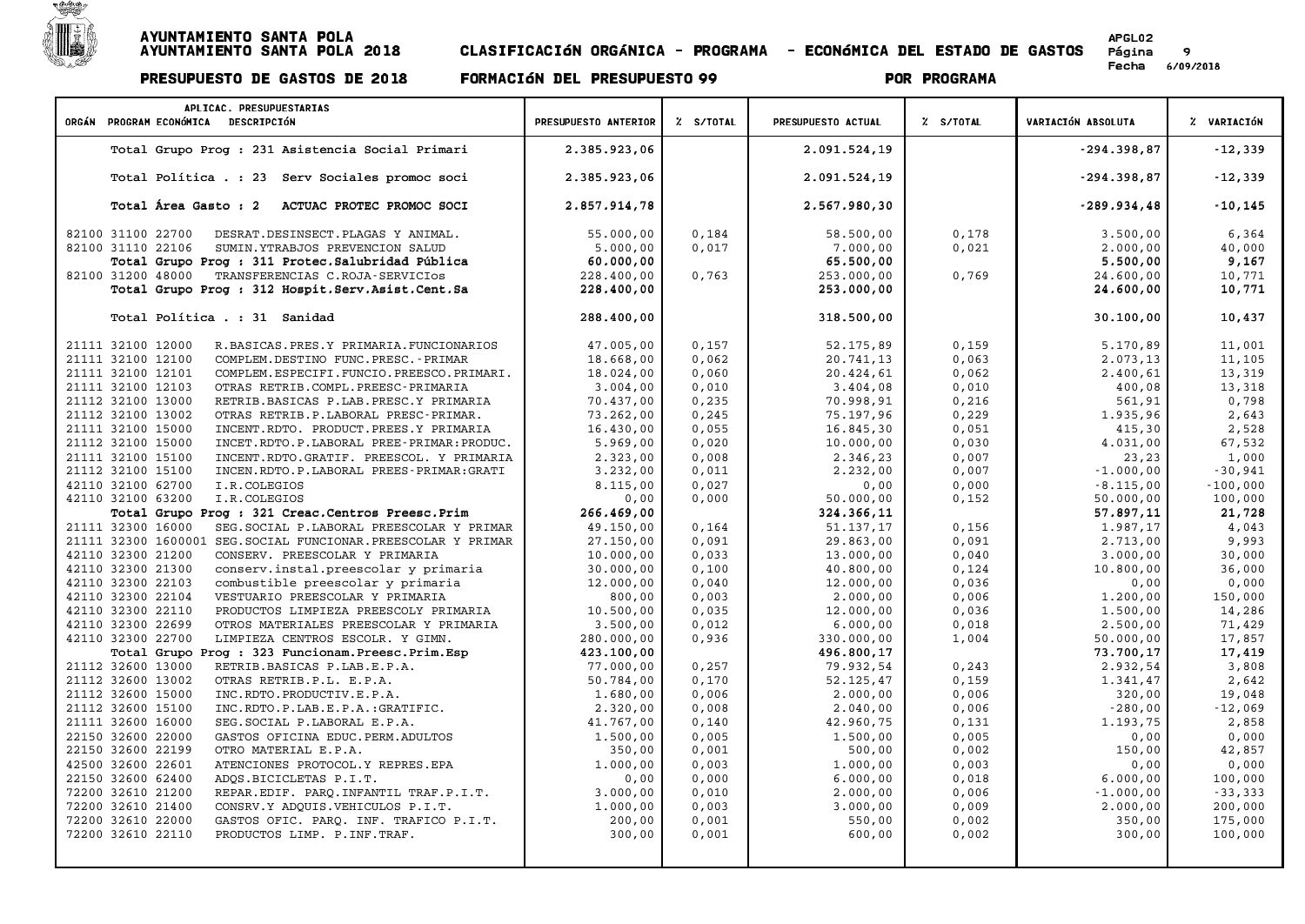| ORGÁN | PROGRAM | ECONÓMICA | DESCRIPCIÓN | PRESUPUESTO ANTERIOR | % S/TOTAL | PRESUPUESTO ACTUAL | % S/TOTAL | VARIACIÓN ABSOLUTA | % VARIACIÓN |
|---|---|---|---|---|---|---|---|---|---|
| | | | Total Grupo Prog : 231 Asistencia Social Primari | 2.385.923,06 | | 2.091.524,19 | | -294.398,87 | -12,339 |
| | | | Total Política . : 23 Serv Sociales promoc soci | 2.385.923,06 | | 2.091.524,19 | | -294.398,87 | -12,339 |
| | | | **Total Área Gasto : 2 ACTUAC PROTEC PROMOC SOCI** | **2.857.914,78** | | **2.567.980,30** | | **-289.934,48** | **-10,145** |
| 82100 | 31100 | 22700 | DESRAT.DESINSECT.PLAGAS Y ANIMAL. | 55.000,00 | 0,184 | 58.500,00 | 0,178 | 3.500,00 | 6,364 |
| 82100 | 31110 | 22106 | SUMIN.YTRABJOS PREVENCION SALUD | 5.000,00 | 0,017 | 7.000,00 | 0,021 | 2.000,00 | 40,000 |
| | | | **Total Grupo Prog : 311 Protec.Salubridad Pública** | **60.000,00** | | **65.500,00** | | **5.500,00** | **9,167** |
| 82100 | 31200 | 48000 | TRANSFERENCIAS C.ROJA-SERVICIOs | 228.400,00 | 0,763 | 253.000,00 | 0,769 | 24.600,00 | 10,771 |
| | | | **Total Grupo Prog : 312 Hospit.Serv.Asist.Cent.Sa** | **228.400,00** | | **253.000,00** | | **24.600,00** | **10,771** |
| | | | Total Política . : 31 Sanidad | 288.400,00 | | 318.500,00 | | 30.100,00 | 10,437 |
| 21111 | 32100 | 12000 | R.BASICAS.PRES.Y PRIMARIA.FUNCIONARIOS | 47.005,00 | 0,157 | 52.175,89 | 0,159 | 5.170,89 | 11,001 |
| 21111 | 32100 | 12100 | COMPLEM.DESTINO FUNC.PRESC.-PRIMAR | 18.668,00 | 0,062 | 20.741,13 | 0,063 | 2.073,13 | 11,105 |
| 21111 | 32100 | 12101 | COMPLEM.ESPECIFI.FUNCIO.PREESCO.PRIMARI. | 18.024,00 | 0,060 | 20.424,61 | 0,062 | 2.400,61 | 13,319 |
| 21111 | 32100 | 12103 | OTRAS RETRIB.COMPL.PREESC-PRIMARIA | 3.004,00 | 0,010 | 3.404,08 | 0,010 | 400,08 | 13,318 |
| 21112 | 32100 | 13000 | RETRIB.BASICAS P.LAB.PRESC.Y PRIMARIA | 70.437,00 | 0,235 | 70.998,91 | 0,216 | 561,91 | 0,798 |
| 21112 | 32100 | 13002 | OTRAS RETRIB.P.LABORAL PRESC-PRIMAR. | 73.262,00 | 0,245 | 75.197,96 | 0,229 | 1.935,96 | 2,643 |
| 21111 | 32100 | 15000 | INCENT.RDTO. PRODUCT.PREES.Y PRIMARIA | 16.430,00 | 0,055 | 16.845,30 | 0,051 | 415,30 | 2,528 |
| 21112 | 32100 | 15000 | INCET.RDTO.P.LABORAL PREE-PRIMAR:PRODUC. | 5.969,00 | 0,020 | 10.000,00 | 0,030 | 4.031,00 | 67,532 |
| 21111 | 32100 | 15100 | INCENT.RDTO.GRATIF. PREESCOL. Y PRIMARIA | 2.323,00 | 0,008 | 2.346,23 | 0,007 | 23,23 | 1,000 |
| 21112 | 32100 | 15100 | INCEN.RDTO.P.LABORAL PREES-PRIMAR:GRATI | 3.232,00 | 0,011 | 2.232,00 | 0,007 | -1.000,00 | -30,941 |
| 42110 | 32100 | 62700 | I.R.COLEGIOS | 8.115,00 | 0,027 | 0,00 | 0,000 | -8.115,00 | -100,000 |
| 42110 | 32100 | 63200 | I.R.COLEGIOS | 0,00 | 0,000 | 50.000,00 | 0,152 | 50.000,00 | 100,000 |
| | | | **Total Grupo Prog : 321 Creac.Centros Preesc.Prim** | **266.469,00** | | **324.366,11** | | **57.897,11** | **21,728** |
| 21111 | 32300 | 16000 | SEG.SOCIAL P.LABORAL PREESCOLAR Y PRIMAR | 49.150,00 | 0,164 | 51.137,17 | 0,156 | 1.987,17 | 4,043 |
| 21111 | 32300 | 1600001 | SEG.SOCIAL FUNCIONAR.PREESCOLAR Y PRIMAR | 27.150,00 | 0,091 | 29.863,00 | 0,091 | 2.713,00 | 9,993 |
| 42110 | 32300 | 21200 | CONSERV. PREESCOLAR Y PRIMARIA | 10.000,00 | 0,033 | 13.000,00 | 0,040 | 3.000,00 | 30,000 |
| 42110 | 32300 | 21300 | conserv.instal.preescolar y primaria | 30.000,00 | 0,100 | 40.800,00 | 0,124 | 10.800,00 | 36,000 |
| 42110 | 32300 | 22103 | combustible preescolar y primaria | 12.000,00 | 0,040 | 12.000,00 | 0,036 | 0,00 | 0,000 |
| 42110 | 32300 | 22104 | VESTUARIO PREESCOLAR Y PRIMARIA | 800,00 | 0,003 | 2.000,00 | 0,006 | 1.200,00 | 150,000 |
| 42110 | 32300 | 22110 | PRODUCTOS LIMPIEZA PREESCOLY PRIMARIA | 10.500,00 | 0,035 | 12.000,00 | 0,036 | 1.500,00 | 14,286 |
| 42110 | 32300 | 22699 | OTROS MATERIALES PREESCOLAR Y PRIMARIA | 3.500,00 | 0,012 | 6.000,00 | 0,018 | 2.500,00 | 71,429 |
| 42110 | 32300 | 22700 | LIMPIEZA CENTROS ESCOLR. Y GIMN. | 280.000,00 | 0,936 | 330.000,00 | 1,004 | 50.000,00 | 17,857 |
| | | | **Total Grupo Prog : 323 Funcionam.Preesc.Prim.Esp** | **423.100,00** | | **496.800,17** | | **73.700,17** | **17,419** |
| 21112 | 32600 | 13000 | RETRIB.BASICAS P.LAB.E.P.A. | 77.000,00 | 0,257 | 79.932,54 | 0,243 | 2.932,54 | 3,808 |
| 21112 | 32600 | 13002 | OTRAS RETRIB.P.L. E.P.A. | 50.784,00 | 0,170 | 52.125,47 | 0,159 | 1.341,47 | 2,642 |
| 21112 | 32600 | 15000 | INC.RDTO.PRODUCTIV.E.P.A. | 1.680,00 | 0,006 | 2.000,00 | 0,006 | 320,00 | 19,048 |
| 21112 | 32600 | 15100 | INC.RDTO.P.LAB.E.P.A.:GRATIFIC. | 2.320,00 | 0,008 | 2.040,00 | 0,006 | -280,00 | -12,069 |
| 21111 | 32600 | 16000 | SEG.SOCIAL P.LABORAL E.P.A. | 41.767,00 | 0,140 | 42.960,75 | 0,131 | 1.193,75 | 2,858 |
| 22150 | 32600 | 22000 | GASTOS OFICINA EDUC.PERM.ADULTOS | 1.500,00 | 0,005 | 1.500,00 | 0,005 | 0,00 | 0,000 |
| 22150 | 32600 | 22199 | OTRO MATERIAL E.P.A. | 350,00 | 0,001 | 500,00 | 0,002 | 150,00 | 42,857 |
| 42500 | 32600 | 22601 | ATENCIONES PROTOCOL.Y REPRES.EPA | 1.000,00 | 0,003 | 1.000,00 | 0,003 | 0,00 | 0,000 |
| 22150 | 32600 | 62400 | ADQS.BICICLETAS P.I.T. | 0,00 | 0,000 | 6.000,00 | 0,018 | 6.000,00 | 100,000 |
| 72200 | 32610 | 21200 | REPAR.EDIF. PARQ.INFANTIL TRAF.P.I.T. | 3.000,00 | 0,010 | 2.000,00 | 0,006 | -1.000,00 | -33,333 |
| 72200 | 32610 | 21400 | CONSRV.Y ADQUIS.VEHICULOS P.I.T. | 1.000,00 | 0,003 | 3.000,00 | 0,009 | 2.000,00 | 200,000 |
| 72200 | 32610 | 22000 | GASTOS OFIC. PARQ. INF. TRAFICO P.I.T. | 200,00 | 0,001 | 550,00 | 0,002 | 350,00 | 175,000 |
| 72200 | 32610 | 22110 | PRODUCTOS LIMP. P.INF.TRAF. | 300,00 | 0,001 | 600,00 | 0,002 | 300,00 | 100,000 |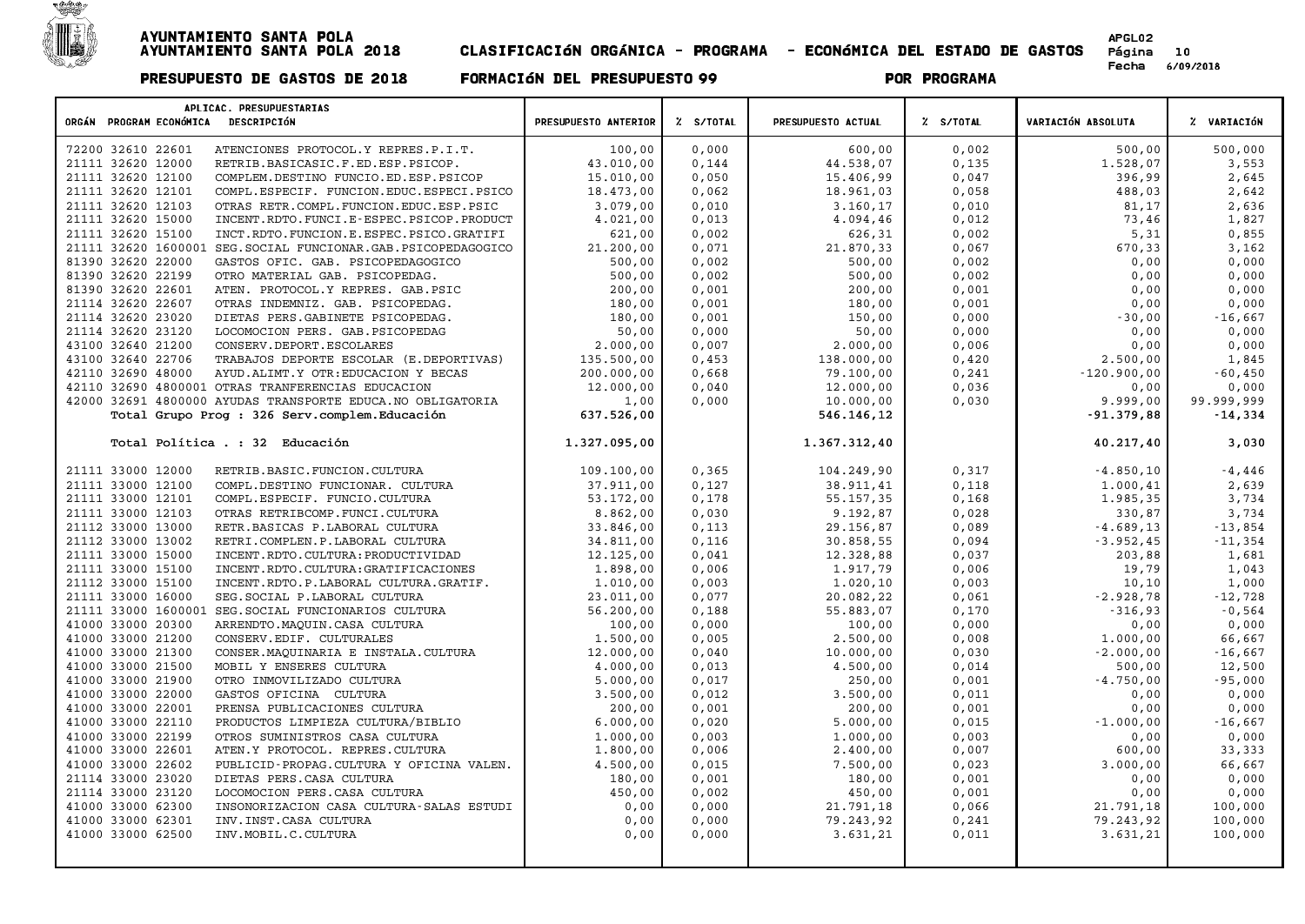# AYUNTAMIENTO SANTA POLA
## AYUNTAMIENTO SANTA POLA 2018 — CLASIFICACIóN ORGÁNICA - PROGRAMA - ECONóMICA DEL ESTADO DE GASTOS

APGL02 — Fecha 6/09/2018

**PRESUPUESTO DE GASTOS DE 2018 — FORMACIóN DEL PRESUPUESTO 99 — POR PROGRAMA**

| ORGÁN PROGRAM ECONÓMICA | APLICAC. PRESUPUESTARIAS DESCRIPCIÓN | PRESUPUESTO ANTERIOR | % S/TOTAL | PRESUPUESTO ACTUAL | % S/TOTAL | VARIACIÓN ABSOLUTA | % VARIACIÓN |
|---|---|---|---|---|---|---|---|
| 72200 32610 22601 | ATENCIONES PROTOCOL.Y REPRES.P.I.T. | 100,00 | 0,000 | 600,00 | 0,002 | 500,00 | 500,000 |
| 21111 32620 12000 | RETRIB.BASICASIC.F.ED.ESP.PSICOP. | 43.010,00 | 0,144 | 44.538,07 | 0,135 | 1.528,07 | 3,553 |
| 21111 32620 12100 | COMPLEM.DESTINO FUNCIO.ED.ESP.PSICOP | 15.010,00 | 0,050 | 15.406,99 | 0,047 | 396,99 | 2,645 |
| 21111 32620 12101 | COMPL.ESPECIF. FUNCION.EDUC.ESPECI.PSICO | 18.473,00 | 0,062 | 18.961,03 | 0,058 | 488,03 | 2,642 |
| 21111 32620 12103 | OTRAS RETR.COMPL.FUNCION.EDUC.ESP.PSIC | 3.079,00 | 0,010 | 3.160,17 | 0,010 | 81,17 | 2,636 |
| 21111 32620 15000 | INCENT.RDTO.FUNCI.E-ESPEC.PSICOP.PRODUCT | 4.021,00 | 0,013 | 4.094,46 | 0,012 | 73,46 | 1,827 |
| 21111 32620 15100 | INCT.RDTO.FUNCION.E.ESPEC.PSICO.GRATIFI | 621,00 | 0,002 | 626,31 | 0,002 | 5,31 | 0,855 |
| 21111 32620 1600001 | SEG.SOCIAL FUNCIONAR.GAB.PSICOPEDAGOGICO | 21.200,00 | 0,071 | 21.870,33 | 0,067 | 670,33 | 3,162 |
| 81390 32620 22000 | GASTOS OFIC. GAB. PSICOPEDAGOGICO | 500,00 | 0,002 | 500,00 | 0,002 | 0,00 | 0,000 |
| 81390 32620 22199 | OTRO MATERIAL GAB. PSICOPEDAG. | 500,00 | 0,002 | 500,00 | 0,002 | 0,00 | 0,000 |
| 81390 32620 22601 | ATEN. PROTOCOL.Y REPRES. GAB.PSIC | 200,00 | 0,001 | 200,00 | 0,001 | 0,00 | 0,000 |
| 21114 32620 22607 | OTRAS INDEMNIZ. GAB. PSICOPEDAG. | 180,00 | 0,001 | 180,00 | 0,001 | 0,00 | 0,000 |
| 21114 32620 23020 | DIETAS PERS.GABINETE PSICOPEDAG. | 180,00 | 0,001 | 150,00 | 0,000 | -30,00 | -16,667 |
| 21114 32620 23120 | LOCOMOCION PERS. GAB.PSICOPEDAG | 50,00 | 0,000 | 50,00 | 0,000 | 0,00 | 0,000 |
| 43100 32640 21200 | CONSERV.DEPORT.ESCOLARES | 2.000,00 | 0,007 | 2.000,00 | 0,006 | 0,00 | 0,000 |
| 43100 32640 22706 | TRABAJOS DEPORTE ESCOLAR (E.DEPORTIVAS) | 135.500,00 | 0,453 | 138.000,00 | 0,420 | 2.500,00 | 1,845 |
| 42110 32690 48000 | AYUD.ALIMT.Y OTR:EDUCACION Y BECAS | 200.000,00 | 0,668 | 79.100,00 | 0,241 | -120.900,00 | -60,450 |
| 42110 32690 4800001 | OTRAS TRANFERENCIAS EDUCACION | 12.000,00 | 0,040 | 12.000,00 | 0,036 | 0,00 | 0,000 |
| 42000 32691 4800000 | AYUDAS TRANSPORTE EDUCA.NO OBLIGATORIA | 1,00 | 0,000 | 10.000,00 | 0,030 | 9.999,00 | 99.999,999 |
| | **Total Grupo Prog : 326 Serv.complem.Educación** | **637.526,00** | | **546.146,12** | | **-91.379,88** | **-14,334** |
| | **Total Política . : 32 Educación** | **1.327.095,00** | | **1.367.312,40** | | **40.217,40** | **3,030** |
| 21111 33000 12000 | RETRIB.BASIC.FUNCION.CULTURA | 109.100,00 | 0,365 | 104.249,90 | 0,317 | -4.850,10 | -4,446 |
| 21111 33000 12100 | COMPL.DESTINO FUNCIONAR. CULTURA | 37.911,00 | 0,127 | 38.911,41 | 0,118 | 1.000,41 | 2,639 |
| 21111 33000 12101 | COMPL.ESPECIF. FUNCIO.CULTURA | 53.172,00 | 0,178 | 55.157,35 | 0,168 | 1.985,35 | 3,734 |
| 21111 33000 12103 | OTRAS RETRIBCOMP.FUNCI.CULTURA | 8.862,00 | 0,030 | 9.192,87 | 0,028 | 330,87 | 3,734 |
| 21112 33000 13000 | RETR.BASICAS P.LABORAL CULTURA | 33.846,00 | 0,113 | 29.156,87 | 0,089 | -4.689,13 | -13,854 |
| 21112 33000 13002 | RETRI.COMPLEN.P.LABORAL CULTURA | 34.811,00 | 0,116 | 30.858,55 | 0,094 | -3.952,45 | -11,354 |
| 21111 33000 15000 | INCENT.RDTO.CULTURA:PRODUCTIVIDAD | 12.125,00 | 0,041 | 12.328,88 | 0,037 | 203,88 | 1,681 |
| 21111 33000 15100 | INCENT.RDTO.CULTURA:GRATIFICACIONES | 1.898,00 | 0,006 | 1.917,79 | 0,006 | 19,79 | 1,043 |
| 21112 33000 15100 | INCENT.RDTO.P.LABORAL CULTURA.GRATIF. | 1.010,00 | 0,003 | 1.020,10 | 0,003 | 10,10 | 1,000 |
| 21111 33000 16000 | SEG.SOCIAL P.LABORAL CULTURA | 23.011,00 | 0,077 | 20.082,22 | 0,061 | -2.928,78 | -12,728 |
| 21111 33000 1600001 | SEG.SOCIAL FUNCIONARIOS CULTURA | 56.200,00 | 0,188 | 55.883,07 | 0,170 | -316,93 | -0,564 |
| 41000 33000 20300 | ARRENDTO.MAQUIN.CASA CULTURA | 100,00 | 0,000 | 100,00 | 0,000 | 0,00 | 0,000 |
| 41000 33000 21200 | CONSERV.EDIF. CULTURALES | 1.500,00 | 0,005 | 2.500,00 | 0,008 | 1.000,00 | 66,667 |
| 41000 33000 21300 | CONSER.MAQUINARIA E INSTALA.CULTURA | 12.000,00 | 0,040 | 10.000,00 | 0,030 | -2.000,00 | -16,667 |
| 41000 33000 21500 | MOBIL Y ENSERES CULTURA | 4.000,00 | 0,013 | 4.500,00 | 0,014 | 500,00 | 12,500 |
| 41000 33000 21900 | OTRO INMOVILIZADO CULTURA | 5.000,00 | 0,017 | 250,00 | 0,001 | -4.750,00 | -95,000 |
| 41000 33000 22000 | GASTOS OFICINA CULTURA | 3.500,00 | 0,012 | 3.500,00 | 0,011 | 0,00 | 0,000 |
| 41000 33000 22001 | PRENSA PUBLICACIONES CULTURA | 200,00 | 0,001 | 200,00 | 0,001 | 0,00 | 0,000 |
| 41000 33000 22110 | PRODUCTOS LIMPIEZA CULTURA/BIBLIO | 6.000,00 | 0,020 | 5.000,00 | 0,015 | -1.000,00 | -16,667 |
| 41000 33000 22199 | OTROS SUMINISTROS CASA CULTURA | 1.000,00 | 0,003 | 1.000,00 | 0,003 | 0,00 | 0,000 |
| 41000 33000 22601 | ATEN.Y PROTOCOL. REPRES.CULTURA | 1.800,00 | 0,006 | 2.400,00 | 0,007 | 600,00 | 33,333 |
| 41000 33000 22602 | PUBLICID-PROPAG.CULTURA Y OFICINA VALEN. | 4.500,00 | 0,015 | 7.500,00 | 0,023 | 3.000,00 | 66,667 |
| 21114 33000 23020 | DIETAS PERS.CASA CULTURA | 180,00 | 0,001 | 180,00 | 0,001 | 0,00 | 0,000 |
| 21114 33000 23120 | LOCOMOCION PERS.CASA CULTURA | 450,00 | 0,002 | 450,00 | 0,001 | 0,00 | 0,000 |
| 41000 33000 62300 | INSONORIZACION CASA CULTURA-SALAS ESTUDI | 0,00 | 0,000 | 21.791,18 | 0,066 | 21.791,18 | 100,000 |
| 41000 33000 62301 | INV.INST.CASA CULTURA | 0,00 | 0,000 | 79.243,92 | 0,241 | 79.243,92 | 100,000 |
| 41000 33000 62500 | INV.MOBIL.C.CULTURA | 0,00 | 0,000 | 3.631,21 | 0,011 | 3.631,21 | 100,000 |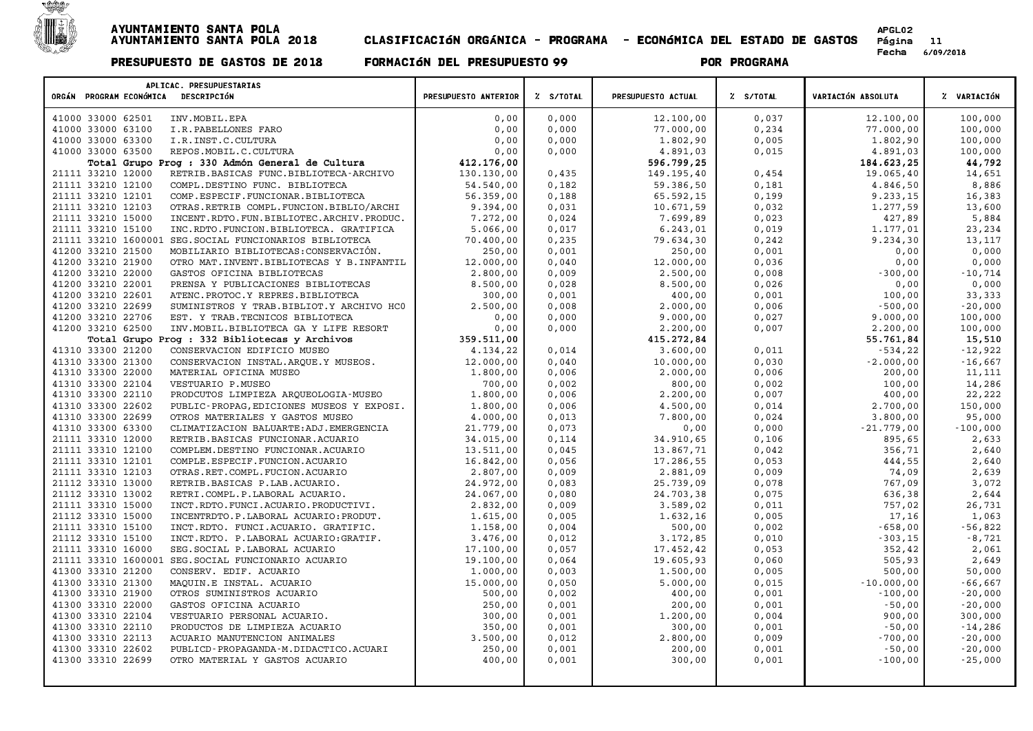# AYUNTAMIENTO SANTA POLA
# AYUNTAMIENTO SANTA POLA 2018 CLASIFICACIóN ORGÁNICA - PROGRAMA - ECONóMICA DEL ESTADO DE GASTOS

**PRESUPUESTO DE GASTOS DE 2018 FORMACIóN DEL PRESUPUESTO 99 POR PROGRAMA**

| ORGÁN | PROGRAM | ECONÓMICA | DESCRIPCIÓN | PRESUPUESTO ANTERIOR | % S/TOTAL | PRESUPUESTO ACTUAL | % S/TOTAL | VARIACIÓN ABSOLUTA | % VARIACIÓN |
|---|---|---|---|---|---|---|---|---|---|
| 41000 | 33000 | 62501 | INV.MOBIL.EPA | 0,00 | 0,000 | 12.100,00 | 0,037 | 12.100,00 | 100,000 |
| 41000 | 33000 | 63100 | I.R.PABELLONES FARO | 0,00 | 0,000 | 77.000,00 | 0,234 | 77.000,00 | 100,000 |
| 41000 | 33000 | 63300 | I.R.INST.C.CULTURA | 0,00 | 0,000 | 1.802,90 | 0,005 | 1.802,90 | 100,000 |
| 41000 | 33000 | 63500 | REPOS.MOBIL.C.CULTURA | 0,00 | 0,000 | 4.891,03 | 0,015 | 4.891,03 | 100,000 |
| | | | **Total Grupo Prog : 330 Admón General de Cultura** | **412.176,00** | | **596.799,25** | | **184.623,25** | **44,792** |
| 21111 | 33210 | 12000 | RETRIB.BASICAS FUNC.BIBLIOTECA-ARCHIVO | 130.130,00 | 0,435 | 149.195,40 | 0,454 | 19.065,40 | 14,651 |
| 21111 | 33210 | 12100 | COMPL.DESTINO FUNC. BIBLIOTECA | 54.540,00 | 0,182 | 59.386,50 | 0,181 | 4.846,50 | 8,886 |
| 21111 | 33210 | 12101 | COMP.ESPECIF.FUNCIONAR.BIBLIOTECA | 56.359,00 | 0,188 | 65.592,15 | 0,199 | 9.233,15 | 16,383 |
| 21111 | 33210 | 12103 | OTRAS.RETRIB COMPL.FUNCION.BIBLIO/ARCHI | 9.394,00 | 0,031 | 10.671,59 | 0,032 | 1.277,59 | 13,600 |
| 21111 | 33210 | 15000 | INCENT.RDTO.FUN.BIBLIOTEC.ARCHIV.PRODUC. | 7.272,00 | 0,024 | 7.699,89 | 0,023 | 427,89 | 5,884 |
| 21111 | 33210 | 15100 | INC.RDTO.FUNCION.BIBLIOTECA. GRATIFICA | 5.066,00 | 0,017 | 6.243,01 | 0,019 | 1.177,01 | 23,234 |
| 21111 | 33210 | 1600001 | SEG.SOCIAL FUNCIONARIOS BIBLIOTECA | 70.400,00 | 0,235 | 79.634,30 | 0,242 | 9.234,30 | 13,117 |
| 41200 | 33210 | 21500 | MOBILIARIO BIBLIOTECAS:CONSERVACIÓN. | 250,00 | 0,001 | 250,00 | 0,001 | 0,00 | 0,000 |
| 41200 | 33210 | 21900 | OTRO MAT.INVENT.BIBLIOTECAS Y B.INFANTIL | 12.000,00 | 0,040 | 12.000,00 | 0,036 | 0,00 | 0,000 |
| 41200 | 33210 | 22000 | GASTOS OFICINA BIBLIOTECAS | 2.800,00 | 0,009 | 2.500,00 | 0,008 | -300,00 | -10,714 |
| 41200 | 33210 | 22001 | PRENSA Y PUBLICACIONES BIBLIOTECAS | 8.500,00 | 0,028 | 8.500,00 | 0,026 | 0,00 | 0,000 |
| 41200 | 33210 | 22601 | ATENC.PROTOC.Y REPRES.BIBLIOTECA | 300,00 | 0,001 | 400,00 | 0,001 | 100,00 | 33,333 |
| 41200 | 33210 | 22699 | SUMINISTROS Y TRAB.BIBLIOT.Y ARCHIVO HC0 | 2.500,00 | 0,008 | 2.000,00 | 0,006 | -500,00 | -20,000 |
| 41200 | 33210 | 22706 | EST. Y TRAB.TECNICOS BIBLIOTECA | 0,00 | 0,000 | 9.000,00 | 0,027 | 9.000,00 | 100,000 |
| 41200 | 33210 | 62500 | INV.MOBIL.BIBLIOTECA GA Y LIFE RESORT | 0,00 | 0,000 | 2.200,00 | 0,007 | 2.200,00 | 100,000 |
| | | | **Total Grupo Prog : 332 Bibliotecas y Archivos** | **359.511,00** | | **415.272,84** | | **55.761,84** | **15,510** |
| 41310 | 33300 | 21200 | CONSERVACION EDIFICIO MUSEO | 4.134,22 | 0,014 | 3.600,00 | 0,011 | -534,22 | -12,922 |
| 41310 | 33300 | 21300 | CONSERVACION INSTAL.ARQUE.Y MUSEOS. | 12.000,00 | 0,040 | 10.000,00 | 0,030 | -2.000,00 | -16,667 |
| 41310 | 33300 | 22000 | MATERIAL OFICINA MUSEO | 1.800,00 | 0,006 | 2.000,00 | 0,006 | 200,00 | 11,111 |
| 41310 | 33300 | 22104 | VESTUARIO P.MUSEO | 700,00 | 0,002 | 800,00 | 0,002 | 100,00 | 14,286 |
| 41310 | 33300 | 22110 | PRODCUTOS LIMPIEZA ARQUEOLOGIA-MUSEO | 1.800,00 | 0,006 | 2.200,00 | 0,007 | 400,00 | 22,222 |
| 41310 | 33300 | 22602 | PUBLIC-PROPAG,EDICIONES MUSEOS Y EXPOSI. | 1.800,00 | 0,006 | 4.500,00 | 0,014 | 2.700,00 | 150,000 |
| 41310 | 33300 | 22699 | OTROS MATERIALES Y GASTOS MUSEO | 4.000,00 | 0,013 | 7.800,00 | 0,024 | 3.800,00 | 95,000 |
| 41310 | 33300 | 63300 | CLIMATIZACION BALUARTE:ADJ.EMERGENCIA | 21.779,00 | 0,073 | 0,00 | 0,000 | -21.779,00 | -100,000 |
| 21111 | 33310 | 12000 | RETRIB.BASICAS FUNCIONAR.ACUARIO | 34.015,00 | 0,114 | 34.910,65 | 0,106 | 895,65 | 2,633 |
| 21111 | 33310 | 12100 | COMPLEM.DESTINO FUNCIONAR.ACUARIO | 13.511,00 | 0,045 | 13.867,71 | 0,042 | 356,71 | 2,640 |
| 21111 | 33310 | 12101 | COMPLE.ESPECIF.FUNCION.ACUARIO | 16.842,00 | 0,056 | 17.286,55 | 0,053 | 444,55 | 2,640 |
| 21111 | 33310 | 12103 | OTRAS.RET.COMPL.FUCION.ACUARIO | 2.807,00 | 0,009 | 2.881,09 | 0,009 | 74,09 | 2,639 |
| 21112 | 33310 | 13000 | RETRIB.BASICAS P.LAB.ACUARIO. | 24.972,00 | 0,083 | 25.739,09 | 0,078 | 767,09 | 3,072 |
| 21112 | 33310 | 13002 | RETRI.COMPL.P.LABORAL ACUARIO. | 24.067,00 | 0,080 | 24.703,38 | 0,075 | 636,38 | 2,644 |
| 21111 | 33310 | 15000 | INCT.RDTO.FUNCI.ACUARIO.PRODUCTIVI. | 2.832,00 | 0,009 | 3.589,02 | 0,011 | 757,02 | 26,731 |
| 21112 | 33310 | 15000 | INCENTRDTO.P.LABORAL ACUARIO:PRODUT. | 1.615,00 | 0,005 | 1.632,16 | 0,005 | 17,16 | 1,063 |
| 21111 | 33310 | 15100 | INCT.RDTO. FUNCI.ACUARIO. GRATIFIC. | 1.158,00 | 0,004 | 500,00 | 0,002 | -658,00 | -56,822 |
| 21112 | 33310 | 15100 | INCT.RDTO. P.LABORAL ACUARIO:GRATIF. | 3.476,00 | 0,012 | 3.172,85 | 0,010 | -303,15 | -8,721 |
| 21111 | 33310 | 16000 | SEG.SOCIAL P.LABORAL ACUARIO | 17.100,00 | 0,057 | 17.452,42 | 0,053 | 352,42 | 2,061 |
| 21111 | 33310 | 1600001 | SEG.SOCIAL FUNCIONARIO ACUARIO | 19.100,00 | 0,064 | 19.605,93 | 0,060 | 505,93 | 2,649 |
| 41300 | 33310 | 21200 | CONSERV. EDIF. ACUARIO | 1.000,00 | 0,003 | 1.500,00 | 0,005 | 500,00 | 50,000 |
| 41300 | 33310 | 21300 | MAQUIN.E INSTAL. ACUARIO | 15.000,00 | 0,050 | 5.000,00 | 0,015 | -10.000,00 | -66,667 |
| 41300 | 33310 | 21900 | OTROS SUMINISTROS ACUARIO | 500,00 | 0,002 | 400,00 | 0,001 | -100,00 | -20,000 |
| 41300 | 33310 | 22000 | GASTOS OFICINA ACUARIO | 250,00 | 0,001 | 200,00 | 0,001 | -50,00 | -20,000 |
| 41300 | 33310 | 22104 | VESTUARIO PERSONAL ACUARIO. | 300,00 | 0,001 | 1.200,00 | 0,004 | 900,00 | 300,000 |
| 41300 | 33310 | 22110 | PRODUCTOS DE LIMPIEZA ACUARIO | 350,00 | 0,001 | 300,00 | 0,001 | -50,00 | -14,286 |
| 41300 | 33310 | 22113 | ACUARIO MANUTENCION ANIMALES | 3.500,00 | 0,012 | 2.800,00 | 0,009 | -700,00 | -20,000 |
| 41300 | 33310 | 22602 | PUBLICD-PROPAGANDA-M.DIDACTICO.ACUARI | 250,00 | 0,001 | 200,00 | 0,001 | -50,00 | -20,000 |
| 41300 | 33310 | 22699 | OTRO MATERIAL Y GASTOS ACUARIO | 400,00 | 0,001 | 300,00 | 0,001 | -100,00 | -25,000 |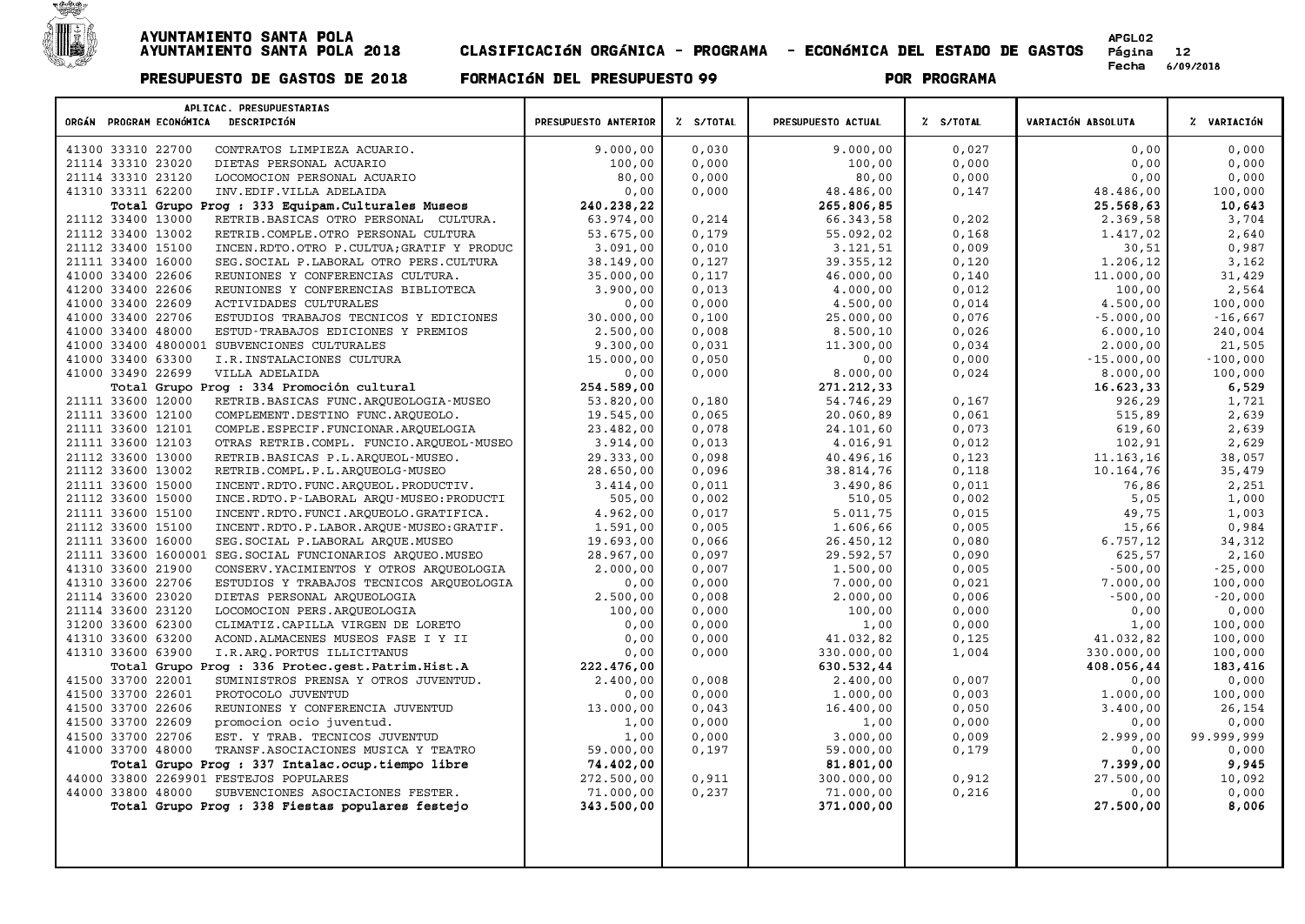| ORGÁN | PROGRAM | ECONÓMICA | DESCRIPCIÓN | PRESUPUESTO ANTERIOR | % S/TOTAL | PRESUPUESTO ACTUAL | % S/TOTAL | VARIACIÓN ABSOLUTA | % VARIACIÓN |
|---|---|---|---|---|---|---|---|---|---|
| 41300 | 33310 | 22700 | CONTRATOS LIMPIEZA ACUARIO. | 9.000,00 | 0,030 | 9.000,00 | 0,027 | 0,00 | 0,000 |
| 21114 | 33310 | 23020 | DIETAS PERSONAL ACUARIO | 100,00 | 0,000 | 100,00 | 0,000 | 0,00 | 0,000 |
| 21114 | 33310 | 23120 | LOCOMOCION PERSONAL ACUARIO | 80,00 | 0,000 | 80,00 | 0,000 | 0,00 | 0,000 |
| 41310 | 33311 | 62200 | INV.EDIF.VILLA ADELAIDA | 0,00 | 0,000 | 48.486,00 | 0,147 | 48.486,00 | 100,000 |
| | | | **Total Grupo Prog : 333 Equipam.Culturales Museos** | **240.238,22** | | **265.806,85** | | **25.568,63** | **10,643** |
| 21112 | 33400 | 13000 | RETRIB.BASICAS OTRO PERSONAL CULTURA. | 63.974,00 | 0,214 | 66.343,58 | 0,202 | 2.369,58 | 3,704 |
| 21112 | 33400 | 13002 | RETRIB.COMPLE.OTRO PERSONAL CULTURA | 53.675,00 | 0,179 | 55.092,02 | 0,168 | 1.417,02 | 2,640 |
| 21112 | 33400 | 15100 | INCEN.RDTO.OTRO P.CULTUA;GRATIF Y PRODUC | 3.091,00 | 0,010 | 3.121,51 | 0,009 | 30,51 | 0,987 |
| 21111 | 33400 | 16000 | SEG.SOCIAL P.LABORAL OTRO PERS.CULTURA | 38.149,00 | 0,127 | 39.355,12 | 0,120 | 1.206,12 | 3,162 |
| 41000 | 33400 | 22606 | REUNIONES Y CONFERENCIAS CULTURA. | 35.000,00 | 0,117 | 46.000,00 | 0,140 | 11.000,00 | 31,429 |
| 41200 | 33400 | 22606 | REUNIONES Y CONFERENCIAS BIBLIOTECA | 3.900,00 | 0,013 | 4.000,00 | 0,012 | 100,00 | 2,564 |
| 41000 | 33400 | 22609 | ACTIVIDADES CULTURALES | 0,00 | 0,000 | 4.500,00 | 0,014 | 4.500,00 | 100,000 |
| 41000 | 33400 | 22706 | ESTUDIOS TRABAJOS TECNICOS Y EDICIONES | 30.000,00 | 0,100 | 25.000,00 | 0,076 | -5.000,00 | -16,667 |
| 41000 | 33400 | 48000 | ESTUD-TRABAJOS EDICIONES Y PREMIOS | 2.500,00 | 0,008 | 8.500,10 | 0,026 | 6.000,10 | 240,004 |
| 41000 | 33400 | 4800001 | SUBVENCIONES CULTURALES | 9.300,00 | 0,031 | 11.300,00 | 0,034 | 2.000,00 | 21,505 |
| 41000 | 33400 | 63300 | I.R.INSTALACIONES CULTURA | 15.000,00 | 0,050 | 0,00 | 0,000 | -15.000,00 | -100,000 |
| 41000 | 33490 | 22699 | VILLA ADELAIDA | 0,00 | 0,000 | 8.000,00 | 0,024 | 8.000,00 | 100,000 |
| | | | **Total Grupo Prog : 334 Promoción cultural** | **254.589,00** | | **271.212,33** | | **16.623,33** | **6,529** |
| 21111 | 33600 | 12000 | RETRIB.BASICAS FUNC.ARQUEOLOGIA-MUSEO | 53.820,00 | 0,180 | 54.746,29 | 0,167 | 926,29 | 1,721 |
| 21111 | 33600 | 12100 | COMPLEMENT.DESTINO FUNC.ARQUEOLO. | 19.545,00 | 0,065 | 20.060,89 | 0,061 | 515,89 | 2,639 |
| 21111 | 33600 | 12101 | COMPLE.ESPECIF.FUNCIONAR.ARQUELOGIA | 23.482,00 | 0,078 | 24.101,60 | 0,073 | 619,60 | 2,639 |
| 21111 | 33600 | 12103 | OTRAS RETRIB.COMPL. FUNCIO.ARQUEOL-MUSEO | 3.914,00 | 0,013 | 4.016,91 | 0,012 | 102,91 | 2,629 |
| 21112 | 33600 | 13000 | RETRIB.BASICAS P.L.ARQUEOL-MUSEO. | 29.333,00 | 0,098 | 40.496,16 | 0,123 | 11.163,16 | 38,057 |
| 21112 | 33600 | 13002 | RETRIB.COMPL.P.L.ARQUEOLG-MUSEO | 28.650,00 | 0,096 | 38.814,76 | 0,118 | 10.164,76 | 35,479 |
| 21111 | 33600 | 15000 | INCENT.RDTO.FUNC.ARQUEOL.PRODUCTIV. | 3.414,00 | 0,011 | 3.490,86 | 0,011 | 76,86 | 2,251 |
| 21112 | 33600 | 15000 | INCE.RDTO.P-LABORAL ARQU-MUSEO:PRODUCTI | 505,00 | 0,002 | 510,05 | 0,002 | 5,05 | 1,000 |
| 21111 | 33600 | 15100 | INCENT.RDTO.FUNCI.ARQUEOLO.GRATIFICA. | 4.962,00 | 0,017 | 5.011,75 | 0,015 | 49,75 | 1,003 |
| 21112 | 33600 | 15100 | INCENT.RDTO.P.LABOR.ARQUE-MUSEO:GRATIF. | 1.591,00 | 0,005 | 1.606,66 | 0,005 | 15,66 | 0,984 |
| 21111 | 33600 | 16000 | SEG.SOCIAL P.LABORAL ARQUE.MUSEO | 19.693,00 | 0,066 | 26.450,12 | 0,080 | 6.757,12 | 34,312 |
| 21111 | 33600 | 1600001 | SEG.SOCIAL FUNCIONARIOS ARQUEO.MUSEO | 28.967,00 | 0,097 | 29.592,57 | 0,090 | 625,57 | 2,160 |
| 41310 | 33600 | 21900 | CONSERV.YACIMIENTOS Y OTROS ARQUEOLOGIA | 2.000,00 | 0,007 | 1.500,00 | 0,005 | -500,00 | -25,000 |
| 41310 | 33600 | 22706 | ESTUDIOS Y TRABAJOS TECNICOS ARQUEOLOGIA | 0,00 | 0,000 | 7.000,00 | 0,021 | 7.000,00 | 100,000 |
| 21114 | 33600 | 23020 | DIETAS PERSONAL ARQUEOLOGIA | 2.500,00 | 0,008 | 2.000,00 | 0,006 | -500,00 | -20,000 |
| 21114 | 33600 | 23120 | LOCOMOCION PERS.ARQUEOLOGIA | 100,00 | 0,000 | 100,00 | 0,000 | 0,00 | 0,000 |
| 31200 | 33600 | 62300 | CLIMATIZ.CAPILLA VIRGEN DE LORETO | 0,00 | 0,000 | 1,00 | 0,000 | 1,00 | 100,000 |
| 41310 | 33600 | 63200 | ACOND.ALMACENES MUSEOS FASE I Y II | 0,00 | 0,000 | 41.032,82 | 0,125 | 41.032,82 | 100,000 |
| 41310 | 33600 | 63900 | I.R.ARQ.PORTUS ILLICITANUS | 0,00 | 0,000 | 330.000,00 | 1,004 | 330.000,00 | 100,000 |
| | | | **Total Grupo Prog : 336 Protec.gest.Patrim.Hist.A** | **222.476,00** | | **630.532,44** | | **408.056,44** | **183,416** |
| 41500 | 33700 | 22001 | SUMINISTROS PRENSA Y OTROS JUVENTUD. | 2.400,00 | 0,008 | 2.400,00 | 0,007 | 0,00 | 0,000 |
| 41500 | 33700 | 22601 | PROTOCOLO JUVENTUD | 0,00 | 0,000 | 1.000,00 | 0,003 | 1.000,00 | 100,000 |
| 41500 | 33700 | 22606 | REUNIONES Y CONFERENCIA JUVENTUD | 13.000,00 | 0,043 | 16.400,00 | 0,050 | 3.400,00 | 26,154 |
| 41500 | 33700 | 22609 | promocion ocio juventud. | 1,00 | 0,000 | 1,00 | 0,000 | 0,00 | 0,000 |
| 41500 | 33700 | 22706 | EST. Y TRAB. TECNICOS JUVENTUD | 1,00 | 0,000 | 3.000,00 | 0,009 | 2.999,00 | 99.999,999 |
| 41000 | 33700 | 48000 | TRANSF.ASOCIACIONES MUSICA Y TEATRO | 59.000,00 | 0,197 | 59.000,00 | 0,179 | 0,00 | 0,000 |
| | | | **Total Grupo Prog : 337 Intalac.ocup.tiempo libre** | **74.402,00** | | **81.801,00** | | **7.399,00** | **9,945** |
| 44000 | 33800 | 2269901 | FESTEJOS POPULARES | 272.500,00 | 0,911 | 300.000,00 | 0,912 | 27.500,00 | 10,092 |
| 44000 | 33800 | 48000 | SUBVENCIONES ASOCIACIONES FESTER. | 71.000,00 | 0,237 | 71.000,00 | 0,216 | 0,00 | 0,000 |
| | | | **Total Grupo Prog : 338 Fiestas populares festejo** | **343.500,00** | | **371.000,00** | | **27.500,00** | **8,006** |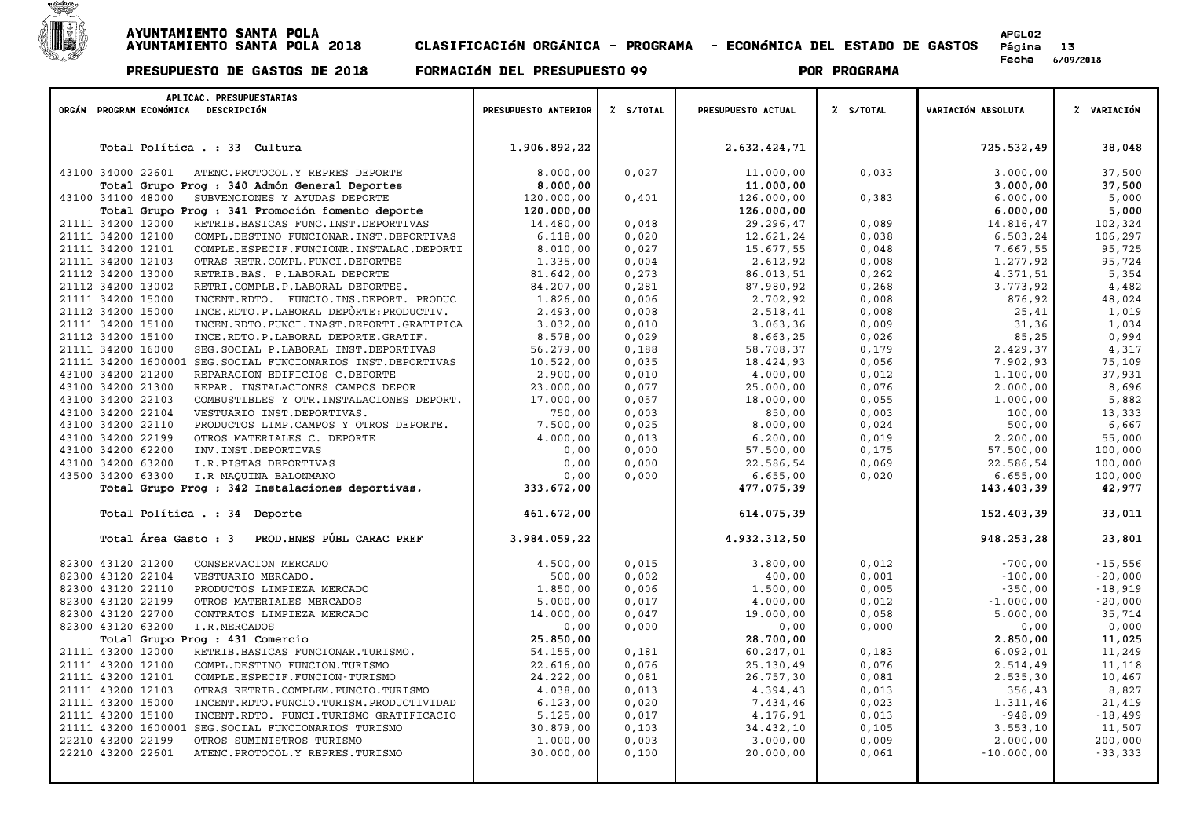# AYUNTAMIENTO SANTA POLA

## AYUNTAMIENTO SANTA POLA 2018 — CLASIFICACIÓN ORGÁNICA - PROGRAMA - ECONÓMICA DEL ESTADO DE GASTOS

**PRESUPUESTO DE GASTOS DE 2018 — FORMACIÓN DEL PRESUPUESTO 99 — POR PROGRAMA**

APGL02 — Fecha 6/09/2018

| ORGÁN | PROGRAM | ECONÓMICA | DESCRIPCIÓN | PRESUPUESTO ANTERIOR | % S/TOTAL | PRESUPUESTO ACTUAL | % S/TOTAL | VARIACIÓN ABSOLUTA | % VARIACIÓN |
|---|---|---|---|---|---|---|---|---|---|
| | | | **Total Política . : 33 Cultura** | 1.906.892,22 | | 2.632.424,71 | | 725.532,49 | 38,048 |
| 43100 | 34000 | 22601 | ATENC.PROTOCOL.Y REPRES DEPORTE | 8.000,00 | 0,027 | 11.000,00 | 0,033 | 3.000,00 | 37,500 |
| | | | **Total Grupo Prog : 340 Admón General Deportes** | **8.000,00** | | **11.000,00** | | **3.000,00** | **37,500** |
| 43100 | 34100 | 48000 | SUBVENCIONES Y AYUDAS DEPORTE | 120.000,00 | 0,401 | 126.000,00 | 0,383 | 6.000,00 | 5,000 |
| | | | **Total Grupo Prog : 341 Promoción fomento deporte** | **120.000,00** | | **126.000,00** | | **6.000,00** | **5,000** |
| 21111 | 34200 | 12000 | RETRIB.BASICAS FUNC.INST.DEPORTIVAS | 14.480,00 | 0,048 | 29.296,47 | 0,089 | 14.816,47 | 102,324 |
| 21111 | 34200 | 12100 | COMPL.DESTINO FUNCIONAR.INST.DEPORTIVAS | 6.118,00 | 0,020 | 12.621,24 | 0,038 | 6.503,24 | 106,297 |
| 21111 | 34200 | 12101 | COMPLE.ESPECIF.FUNCIONR.INSTALAC.DEPORTI | 8.010,00 | 0,027 | 15.677,55 | 0,048 | 7.667,55 | 95,725 |
| 21111 | 34200 | 12103 | OTRAS RETR.COMPL.FUNCI.DEPORTES | 1.335,00 | 0,004 | 2.612,92 | 0,008 | 1.277,92 | 95,724 |
| 21112 | 34200 | 13000 | RETRIB.BAS. P.LABORAL DEPORTE | 81.642,00 | 0,273 | 86.013,51 | 0,262 | 4.371,51 | 5,354 |
| 21112 | 34200 | 13002 | RETRI.COMPLE.P.LABORAL DEPORTES. | 84.207,00 | 0,281 | 87.980,92 | 0,268 | 3.773,92 | 4,482 |
| 21111 | 34200 | 15000 | INCENT.RDTO. FUNCIO.INS.DEPORT. PRODUC | 1.826,00 | 0,006 | 2.702,92 | 0,008 | 876,92 | 48,024 |
| 21112 | 34200 | 15000 | INCE.RDTO.P.LABORAL DEPÒRTE:PRODUCTIV. | 2.493,00 | 0,008 | 2.518,41 | 0,008 | 25,41 | 1,019 |
| 21111 | 34200 | 15100 | INCEN.RDTO.FUNCI.INAST.DEPORTI.GRATIFICA | 3.032,00 | 0,010 | 3.063,36 | 0,009 | 31,36 | 1,034 |
| 21112 | 34200 | 15100 | INCE.RDTO.P.LABORAL DEPORTE.GRATIF. | 8.578,00 | 0,029 | 8.663,25 | 0,026 | 85,25 | 0,994 |
| 21111 | 34200 | 16000 | SEG.SOCIAL P.LABORAL INST.DEPORTIVAS | 56.279,00 | 0,188 | 58.708,37 | 0,179 | 2.429,37 | 4,317 |
| 21111 | 34200 | 1600001 | SEG.SOCIAL FUNCIONARIOS INST.DEPORTIVAS | 10.522,00 | 0,035 | 18.424,93 | 0,056 | 7.902,93 | 75,109 |
| 43100 | 34200 | 21200 | REPARACION EDIFICIOS C.DEPORTE | 2.900,00 | 0,010 | 4.000,00 | 0,012 | 1.100,00 | 37,931 |
| 43100 | 34200 | 21300 | REPAR. INSTALACIONES CAMPOS DEPOR | 23.000,00 | 0,077 | 25.000,00 | 0,076 | 2.000,00 | 8,696 |
| 43100 | 34200 | 22103 | COMBUSTIBLES Y OTR.INSTALACIONES DEPORT. | 17.000,00 | 0,057 | 18.000,00 | 0,055 | 1.000,00 | 5,882 |
| 43100 | 34200 | 22104 | VESTUARIO INST.DEPORTIVAS. | 750,00 | 0,003 | 850,00 | 0,003 | 100,00 | 13,333 |
| 43100 | 34200 | 22110 | PRODUCTOS LIMP.CAMPOS Y OTROS DEPORTE. | 7.500,00 | 0,025 | 8.000,00 | 0,024 | 500,00 | 6,667 |
| 43100 | 34200 | 22199 | OTROS MATERIALES C. DEPORTE | 4.000,00 | 0,013 | 6.200,00 | 0,019 | 2.200,00 | 55,000 |
| 43100 | 34200 | 62200 | INV.INST.DEPORTIVAS | 0,00 | 0,000 | 57.500,00 | 0,175 | 57.500,00 | 100,000 |
| 43100 | 34200 | 63200 | I.R.PISTAS DEPORTIVAS | 0,00 | 0,000 | 22.586,54 | 0,069 | 22.586,54 | 100,000 |
| 43500 | 34200 | 63300 | I.R MAQUINA BALONMANO | 0,00 | 0,000 | 6.655,00 | 0,020 | 6.655,00 | 100,000 |
| | | | **Total Grupo Prog : 342 Instalaciones deportivas.** | **333.672,00** | | **477.075,39** | | **143.403,39** | **42,977** |
| | | | **Total Política . : 34 Deporte** | 461.672,00 | | 614.075,39 | | 152.403,39 | 33,011 |
| | | | **Total Área Gasto : 3 PROD.BNES PÚBL CARAC PREF** | 3.984.059,22 | | 4.932.312,50 | | 948.253,28 | 23,801 |
| 82300 | 43120 | 21200 | CONSERVACION MERCADO | 4.500,00 | 0,015 | 3.800,00 | 0,012 | -700,00 | -15,556 |
| 82300 | 43120 | 22104 | VESTUARIO MERCADO. | 500,00 | 0,002 | 400,00 | 0,001 | -100,00 | -20,000 |
| 82300 | 43120 | 22110 | PRODUCTOS LIMPIEZA MERCADO | 1.850,00 | 0,006 | 1.500,00 | 0,005 | -350,00 | -18,919 |
| 82300 | 43120 | 22199 | OTROS MATERIALES MERCADOS | 5.000,00 | 0,017 | 4.000,00 | 0,012 | -1.000,00 | -20,000 |
| 82300 | 43120 | 22700 | CONTRATOS LIMPIEZA MERCADO | 14.000,00 | 0,047 | 19.000,00 | 0,058 | 5.000,00 | 35,714 |
| 82300 | 43120 | 63200 | I.R.MERCADOS | 0,00 | 0,000 | 0,00 | 0,000 | 0,00 | 0,000 |
| | | | **Total Grupo Prog : 431 Comercio** | **25.850,00** | | **28.700,00** | | **2.850,00** | **11,025** |
| 21111 | 43200 | 12000 | RETRIB.BASICAS FUNCIONAR.TURISMO. | 54.155,00 | 0,181 | 60.247,01 | 0,183 | 6.092,01 | 11,249 |
| 21111 | 43200 | 12100 | COMPL.DESTINO FUNCION.TURISMO | 22.616,00 | 0,076 | 25.130,49 | 0,076 | 2.514,49 | 11,118 |
| 21111 | 43200 | 12101 | COMPLE.ESPECIF.FUNCION-TURISMO | 24.222,00 | 0,081 | 26.757,30 | 0,081 | 2.535,30 | 10,467 |
| 21111 | 43200 | 12103 | OTRAS RETRIB.COMPLEM.FUNCIO.TURISMO | 4.038,00 | 0,013 | 4.394,43 | 0,013 | 356,43 | 8,827 |
| 21111 | 43200 | 15000 | INCENT.RDTO.FUNCIO.TURISM.PRODUCTIVIDAD | 6.123,00 | 0,020 | 7.434,46 | 0,023 | 1.311,46 | 21,419 |
| 21111 | 43200 | 15100 | INCENT.RDTO. FUNCI.TURISMO GRATIFICACIO | 5.125,00 | 0,017 | 4.176,91 | 0,013 | -948,09 | -18,499 |
| 21111 | 43200 | 1600001 | SEG.SOCIAL FUNCIONARIOS TURISMO | 30.879,00 | 0,103 | 34.432,10 | 0,105 | 3.553,10 | 11,507 |
| 22210 | 43200 | 22199 | OTROS SUMINISTROS TURISMO | 1.000,00 | 0,003 | 3.000,00 | 0,009 | 2.000,00 | 200,000 |
| 22210 | 43200 | 22601 | ATENC.PROTOCOL.Y REPRES.TURISMO | 30.000,00 | 0,100 | 20.000,00 | 0,061 | -10.000,00 | -33,333 |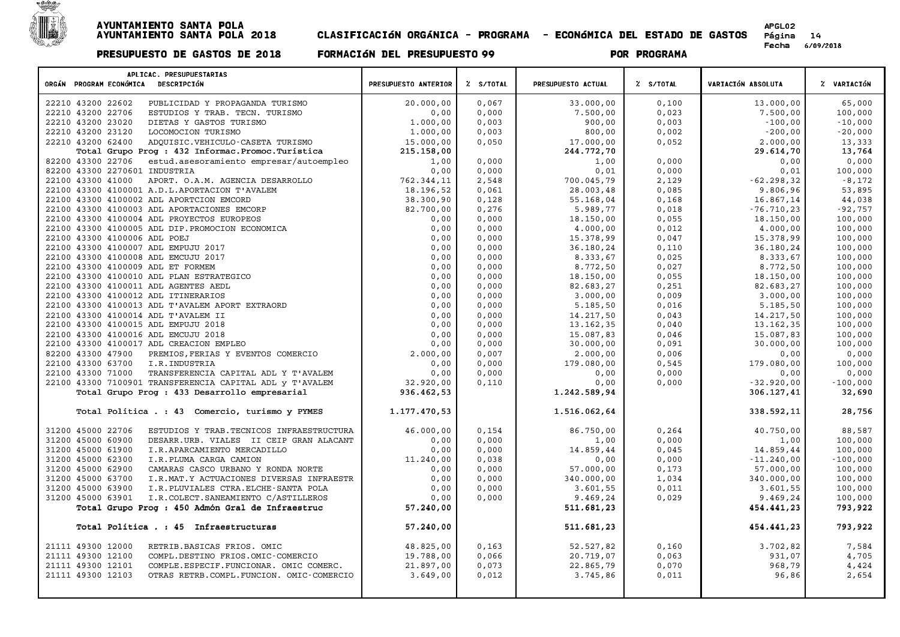# AYUNTAMIENTO SANTA POLA
## AYUNTAMIENTO SANTA POLA 2018 — CLASIFICACIÓN ORGÁNICA - PROGRAMA - ECONÓMICA DEL ESTADO DE GASTOS

APGL02 Fecha 6/09/2018

**PRESUPUESTO DE GASTOS DE 2018 — FORMACIÓN DEL PRESUPUESTO 99 — POR PROGRAMA**

| ORGÁN | PROGRAM | ECONÓMICA | DESCRIPCIÓN | PRESUPUESTO ANTERIOR | % S/TOTAL | PRESUPUESTO ACTUAL | % S/TOTAL | VARIACIÓN ABSOLUTA | % VARIACIÓN |
|---|---|---|---|---|---|---|---|---|---|
| 22210 | 43200 | 22602 | PUBLICIDAD Y PROPAGANDA TURISMO | 20.000,00 | 0,067 | 33.000,00 | 0,100 | 13.000,00 | 65,000 |
| 22210 | 43200 | 22706 | ESTUDIOS Y TRAB. TECN. TURISMO | 0,00 | 0,000 | 7.500,00 | 0,023 | 7.500,00 | 100,000 |
| 22210 | 43200 | 23020 | DIETAS Y GASTOS TURISMO | 1.000,00 | 0,003 | 900,00 | 0,003 | -100,00 | -10,000 |
| 22210 | 43200 | 23120 | LOCOMOCION TURISMO | 1.000,00 | 0,003 | 800,00 | 0,002 | -200,00 | -20,000 |
| 22210 | 43200 | 62400 | ADQUISIC.VEHICULO-CASETA TURISMO | 15.000,00 | 0,050 | 17.000,00 | 0,052 | 2.000,00 | 13,333 |
| | | | **Total Grupo Prog : 432 Informac.Promoc.Turística** | **215.158,00** | | **244.772,70** | | **29.614,70** | **13,764** |
| 82200 | 43300 | 22706 | estud.asesoramiento empresar/autoempleo | 1,00 | 0,000 | 1,00 | 0,000 | 0,00 | 0,000 |
| 82200 | 43300 | 2270601 | INDUSTRIA | 0,00 | 0,000 | 0,01 | 0,000 | 0,01 | 100,000 |
| 22100 | 43300 | 41000 | APORT. O.A.M. AGENCIA DESARROLLO | 762.344,11 | 2,548 | 700.045,79 | 2,129 | -62.298,32 | -8,172 |
| 22100 | 43300 | 4100001 | A.D.L.APORTACION T'AVALEM | 18.196,52 | 0,061 | 28.003,48 | 0,085 | 9.806,96 | 53,895 |
| 22100 | 43300 | 4100002 | ADL APORTCION EMCORD | 38.300,90 | 0,128 | 55.168,04 | 0,168 | 16.867,14 | 44,038 |
| 22100 | 43300 | 4100003 | ADL APORTACIONES EMCORP | 82.700,00 | 0,276 | 5.989,77 | 0,018 | -76.710,23 | -92,757 |
| 22100 | 43300 | 4100004 | ADL PROYECTOS EUROPEOS | 0,00 | 0,000 | 18.150,00 | 0,055 | 18.150,00 | 100,000 |
| 22100 | 43300 | 4100005 | ADL DIP.PROMOCION ECONOMICA | 0,00 | 0,000 | 4.000,00 | 0,012 | 4.000,00 | 100,000 |
| 22100 | 43300 | 4100006 | ADL POEJ | 0,00 | 0,000 | 15.378,99 | 0,047 | 15.378,99 | 100,000 |
| 22100 | 43300 | 4100007 | ADL EMPUJU 2017 | 0,00 | 0,000 | 36.180,24 | 0,110 | 36.180,24 | 100,000 |
| 22100 | 43300 | 4100008 | ADL EMCUJU 2017 | 0,00 | 0,000 | 8.333,67 | 0,025 | 8.333,67 | 100,000 |
| 22100 | 43300 | 4100009 | ADL ET FORMEM | 0,00 | 0,000 | 8.772,50 | 0,027 | 8.772,50 | 100,000 |
| 22100 | 43300 | 4100010 | ADL PLAN ESTRATEGICO | 0,00 | 0,000 | 18.150,00 | 0,055 | 18.150,00 | 100,000 |
| 22100 | 43300 | 4100011 | ADL AGENTES AEDL | 0,00 | 0,000 | 82.683,27 | 0,251 | 82.683,27 | 100,000 |
| 22100 | 43300 | 4100012 | ADL ITINERARIOS | 0,00 | 0,000 | 3.000,00 | 0,009 | 3.000,00 | 100,000 |
| 22100 | 43300 | 4100013 | ADL T'AVALEM APORT EXTRAORD | 0,00 | 0,000 | 5.185,50 | 0,016 | 5.185,50 | 100,000 |
| 22100 | 43300 | 4100014 | ADL T'AVALEM II | 0,00 | 0,000 | 14.217,50 | 0,043 | 14.217,50 | 100,000 |
| 22100 | 43300 | 4100015 | ADL EMPUJU 2018 | 0,00 | 0,000 | 13.162,35 | 0,040 | 13.162,35 | 100,000 |
| 22100 | 43300 | 4100016 | ADL EMCUJU 2018 | 0,00 | 0,000 | 15.087,83 | 0,046 | 15.087,83 | 100,000 |
| 22100 | 43300 | 4100017 | ADL CREACION EMPLEO | 0,00 | 0,000 | 30.000,00 | 0,091 | 30.000,00 | 100,000 |
| 82200 | 43300 | 47900 | PREMIOS,FERIAS Y EVENTOS COMERCIO | 2.000,00 | 0,007 | 2.000,00 | 0,006 | 0,00 | 0,000 |
| 22100 | 43300 | 63700 | I.R.INDUSTRIA | 0,00 | 0,000 | 179.080,00 | 0,545 | 179.080,00 | 100,000 |
| 22100 | 43300 | 71000 | TRANSFERENCIA CAPITAL ADL Y T'AVALEM | 0,00 | 0,000 | 0,00 | 0,000 | 0,00 | 0,000 |
| 22100 | 43300 | 7100901 | TRANSFERENCIA CAPITAL ADL y T'AVALEM | 32.920,00 | 0,110 | 0,00 | 0,000 | -32.920,00 | -100,000 |
| | | | **Total Grupo Prog : 433 Desarrollo empresarial** | **936.462,53** | | **1.242.589,94** | | **306.127,41** | **32,690** |
| | | | **Total Política . : 43 Comercio, turismo y PYMES** | **1.177.470,53** | | **1.516.062,64** | | **338.592,11** | **28,756** |
| 31200 | 45000 | 22706 | ESTUDIOS Y TRAB.TECNICOS INFRAESTRUCTURA | 46.000,00 | 0,154 | 86.750,00 | 0,264 | 40.750,00 | 88,587 |
| 31200 | 45000 | 60900 | DESARR.URB. VIALES II CEIP GRAN ALACANT | 0,00 | 0,000 | 1,00 | 0,000 | 1,00 | 100,000 |
| 31200 | 45000 | 61900 | I.R.APARCAMIENTO MERCADILLO | 0,00 | 0,000 | 14.859,44 | 0,045 | 14.859,44 | 100,000 |
| 31200 | 45000 | 62300 | I.R.PLUMA CARGA CAMION | 11.240,00 | 0,038 | 0,00 | 0,000 | -11.240,00 | -100,000 |
| 31200 | 45000 | 62900 | CAMARAS CASCO URBANO Y RONDA NORTE | 0,00 | 0,000 | 57.000,00 | 0,173 | 57.000,00 | 100,000 |
| 31200 | 45000 | 63700 | I.R.MAT.Y ACTUACIONES DIVERSAS INFRAESTR | 0,00 | 0,000 | 340.000,00 | 1,034 | 340.000,00 | 100,000 |
| 31200 | 45000 | 63900 | I.R.PLUVIALES CTRA.ELCHE-SANTA POLA | 0,00 | 0,000 | 3.601,55 | 0,011 | 3.601,55 | 100,000 |
| 31200 | 45000 | 63901 | I.R.COLECT.SANEAMIENTO C/ASTILLEROS | 0,00 | 0,000 | 9.469,24 | 0,029 | 9.469,24 | 100,000 |
| | | | **Total Grupo Prog : 450 Admón Gral de Infraestruc** | **57.240,00** | | **511.681,23** | | **454.441,23** | **793,922** |
| | | | **Total Política . : 45 Infraestructuras** | **57.240,00** | | **511.681,23** | | **454.441,23** | **793,922** |
| 21111 | 49300 | 12000 | RETRIB.BASICAS FRIOS. OMIC | 48.825,00 | 0,163 | 52.527,82 | 0,160 | 3.702,82 | 7,584 |
| 21111 | 49300 | 12100 | COMPL.DESTINO FRIOS.OMIC-COMERCIO | 19.788,00 | 0,066 | 20.719,07 | 0,063 | 931,07 | 4,705 |
| 21111 | 49300 | 12101 | COMPLE.ESPECIF.FUNCIONAR. OMIC COMERC. | 21.897,00 | 0,073 | 22.865,79 | 0,070 | 968,79 | 4,424 |
| 21111 | 49300 | 12103 | OTRAS RETRB.COMPL.FUNCION. OMIC-COMERCIO | 3.649,00 | 0,012 | 3.745,86 | 0,011 | 96,86 | 2,654 |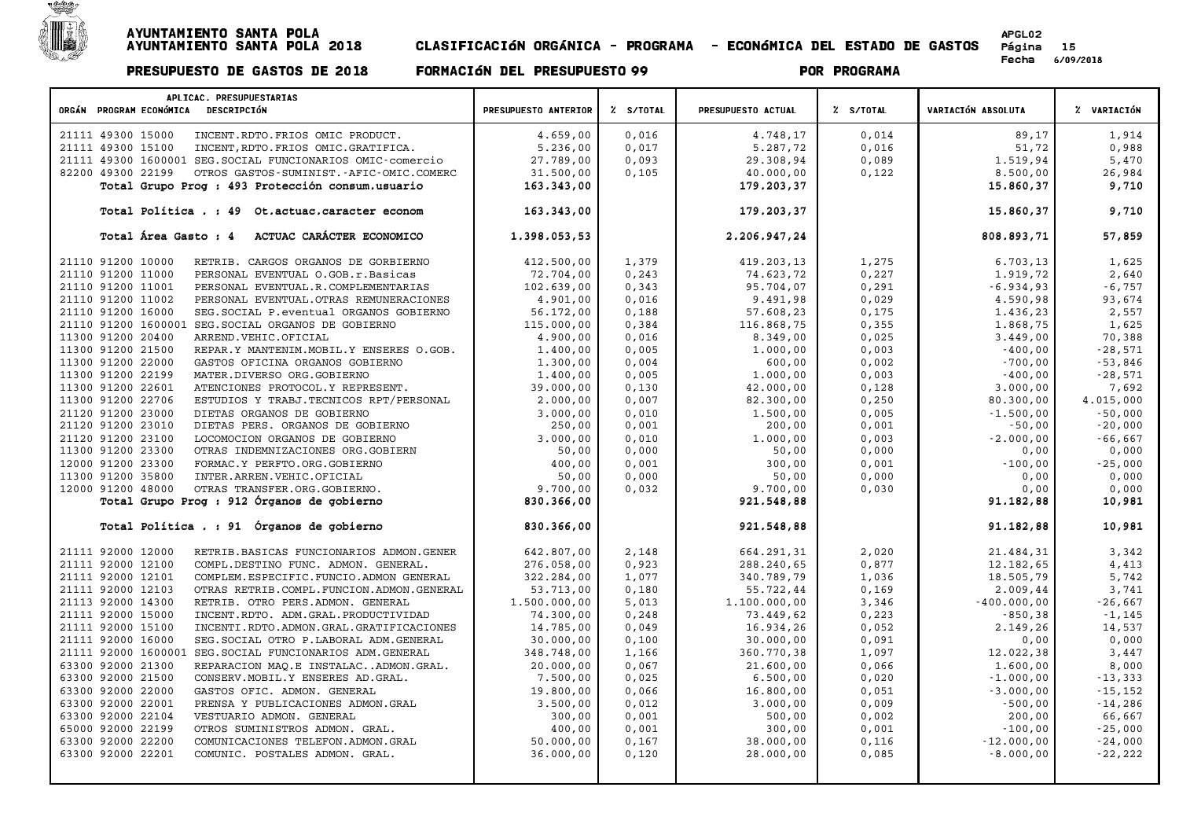# AYUNTAMIENTO SANTA POLA
# AYUNTAMIENTO SANTA POLA 2018 CLASIFICACIóN ORGÁNICA - PROGRAMA - ECONóMICA DEL ESTADO DE GASTOS

APGL02
Fecha 6/09/2018

**PRESUPUESTO DE GASTOS DE 2018 FORMACIóN DEL PRESUPUESTO 99 POR PROGRAMA**

| ORGÁN | PROGRAM | ECONÓMICA | DESCRIPCIÓN | PRESUPUESTO ANTERIOR | % S/TOTAL | PRESUPUESTO ACTUAL | % S/TOTAL | VARIACIÓN ABSOLUTA | % VARIACIÓN |
|---|---|---|---|---|---|---|---|---|---|
| 21111 | 49300 | 15000 | INCENT.RDTO.FRIOS OMIC PRODUCT. | 4.659,00 | 0,016 | 4.748,17 | 0,014 | 89,17 | 1,914 |
| 21111 | 49300 | 15100 | INCENT,RDTO.FRIOS OMIC.GRATIFICA. | 5.236,00 | 0,017 | 5.287,72 | 0,016 | 51,72 | 0,988 |
| 21111 | 49300 | 1600001 | SEG.SOCIAL FUNCIONARIOS OMIC-comercio | 27.789,00 | 0,093 | 29.308,94 | 0,089 | 1.519,94 | 5,470 |
| 82200 | 49300 | 22199 | OTROS GASTOS-SUMINIST.-AFIC-OMIC.COMERC | 31.500,00 | 0,105 | 40.000,00 | 0,122 | 8.500,00 | 26,984 |
| | | | **Total Grupo Prog : 493 Protección consum.usuario** | **163.343,00** | | **179.203,37** | | **15.860,37** | **9,710** |
| | | | **Total Política . : 49 Ot.actuac.caracter econom** | **163.343,00** | | **179.203,37** | | **15.860,37** | **9,710** |
| | | | **Total Área Gasto : 4 ACTUAC CARÁCTER ECONOMICO** | **1.398.053,53** | | **2.206.947,24** | | **808.893,71** | **57,859** |
| 21110 | 91200 | 10000 | RETRIB. CARGOS ORGANOS DE GORBIERNO | 412.500,00 | 1,379 | 419.203,13 | 1,275 | 6.703,13 | 1,625 |
| 21110 | 91200 | 11000 | PERSONAL EVENTUAL O.GOB.r.Basicas | 72.704,00 | 0,243 | 74.623,72 | 0,227 | 1.919,72 | 2,640 |
| 21110 | 91200 | 11001 | PERSONAL EVENTUAL.R.COMPLEMENTARIAS | 102.639,00 | 0,343 | 95.704,07 | 0,291 | -6.934,93 | -6,757 |
| 21110 | 91200 | 11002 | PERSONAL EVENTUAL.OTRAS REMUNERACIONES | 4.901,00 | 0,016 | 9.491,98 | 0,029 | 4.590,98 | 93,674 |
| 21110 | 91200 | 16000 | SEG.SOCIAL P.eventual ORGANOS GOBIERNO | 56.172,00 | 0,188 | 57.608,23 | 0,175 | 1.436,23 | 2,557 |
| 21110 | 91200 | 1600001 | SEG.SOCIAL ORGANOS DE GOBIERNO | 115.000,00 | 0,384 | 116.868,75 | 0,355 | 1.868,75 | 1,625 |
| 11300 | 91200 | 20400 | ARREND.VEHIC.OFICIAL | 4.900,00 | 0,016 | 8.349,00 | 0,025 | 3.449,00 | 70,388 |
| 11300 | 91200 | 21500 | REPAR.Y MANTENIM.MOBIL.Y ENSERES O.GOB. | 1.400,00 | 0,005 | 1.000,00 | 0,003 | -400,00 | -28,571 |
| 11300 | 91200 | 22000 | GASTOS OFICINA ORGANOS GOBIERNO | 1.300,00 | 0,004 | 600,00 | 0,002 | -700,00 | -53,846 |
| 11300 | 91200 | 22199 | MATER.DIVERSO ORG.GOBIERNO | 1.400,00 | 0,005 | 1.000,00 | 0,003 | -400,00 | -28,571 |
| 11300 | 91200 | 22601 | ATENCIONES PROTOCOL.Y REPRESENT. | 39.000,00 | 0,130 | 42.000,00 | 0,128 | 3.000,00 | 7,692 |
| 11300 | 91200 | 22706 | ESTUDIOS Y TRABJ.TECNICOS RPT/PERSONAL | 2.000,00 | 0,007 | 82.300,00 | 0,250 | 80.300,00 | 4.015,000 |
| 21120 | 91200 | 23000 | DIETAS ORGANOS DE GOBIERNO | 3.000,00 | 0,010 | 1.500,00 | 0,005 | -1.500,00 | -50,000 |
| 21120 | 91200 | 23010 | DIETAS PERS. ORGANOS DE GOBIERNO | 250,00 | 0,001 | 200,00 | 0,001 | -50,00 | -20,000 |
| 21120 | 91200 | 23100 | LOCOMOCION ORGANOS DE GOBIERNO | 3.000,00 | 0,010 | 1.000,00 | 0,003 | -2.000,00 | -66,667 |
| 11300 | 91200 | 23300 | OTRAS INDEMNIZACIONES ORG.GOBIERN | 50,00 | 0,000 | 50,00 | 0,000 | 0,00 | 0,000 |
| 12000 | 91200 | 23300 | FORMAC.Y PERFTO.ORG.GOBIERNO | 400,00 | 0,001 | 300,00 | 0,001 | -100,00 | -25,000 |
| 11300 | 91200 | 35800 | INTER.ARREN.VEHIC.OFICIAL | 50,00 | 0,000 | 50,00 | 0,000 | 0,00 | 0,000 |
| 12000 | 91200 | 48000 | OTRAS TRANSFER.ORG.GOBIERNO. | 9.700,00 | 0,032 | 9.700,00 | 0,030 | 0,00 | 0,000 |
| | | | **Total Grupo Prog : 912 Órganos de gobierno** | **830.366,00** | | **921.548,88** | | **91.182,88** | **10,981** |
| | | | **Total Política . : 91 Órganos de gobierno** | **830.366,00** | | **921.548,88** | | **91.182,88** | **10,981** |
| 21111 | 92000 | 12000 | RETRIB.BASICAS FUNCIONARIOS ADMON.GENER | 642.807,00 | 2,148 | 664.291,31 | 2,020 | 21.484,31 | 3,342 |
| 21111 | 92000 | 12100 | COMPL.DESTINO FUNC. ADMON. GENERAL. | 276.058,00 | 0,923 | 288.240,65 | 0,877 | 12.182,65 | 4,413 |
| 21111 | 92000 | 12101 | COMPLEM.ESPECIFIC.FUNCIO.ADMON GENERAL | 322.284,00 | 1,077 | 340.789,79 | 1,036 | 18.505,79 | 5,742 |
| 21111 | 92000 | 12103 | OTRAS RETRIB.COMPL.FUNCION.ADMON.GENERAL | 53.713,00 | 0,180 | 55.722,44 | 0,169 | 2.009,44 | 3,741 |
| 21113 | 92000 | 14300 | RETRIB. OTRO PERS.ADMON. GENERAL | 1.500.000,00 | 5,013 | 1.100.000,00 | 3,346 | -400.000,00 | -26,667 |
| 21111 | 92000 | 15000 | INCENT.RDTO. ADM.GRAL.PRODUCTIVIDAD | 74.300,00 | 0,248 | 73.449,62 | 0,223 | -850,38 | -1,145 |
| 21111 | 92000 | 15100 | INCENTI.RDTO.ADMON.GRAL.GRATIFICACIONES | 14.785,00 | 0,049 | 16.934,26 | 0,052 | 2.149,26 | 14,537 |
| 21111 | 92000 | 16000 | SEG.SOCIAL OTRO P.LABORAL ADM.GENERAL | 30.000,00 | 0,100 | 30.000,00 | 0,091 | 0,00 | 0,000 |
| 21111 | 92000 | 1600001 | SEG.SOCIAL FUNCIONARIOS ADM.GENERAL | 348.748,00 | 1,166 | 360.770,38 | 1,097 | 12.022,38 | 3,447 |
| 63300 | 92000 | 21300 | REPARACION MAQ.E INSTALAC..ADMON.GRAL. | 20.000,00 | 0,067 | 21.600,00 | 0,066 | 1.600,00 | 8,000 |
| 63300 | 92000 | 21500 | CONSERV.MOBIL.Y ENSERES AD.GRAL. | 7.500,00 | 0,025 | 6.500,00 | 0,020 | -1.000,00 | -13,333 |
| 63300 | 92000 | 22000 | GASTOS OFIC. ADMON. GENERAL | 19.800,00 | 0,066 | 16.800,00 | 0,051 | -3.000,00 | -15,152 |
| 63300 | 92000 | 22001 | PRENSA Y PUBLICACIONES ADMON.GRAL | 3.500,00 | 0,012 | 3.000,00 | 0,009 | -500,00 | -14,286 |
| 63300 | 92000 | 22104 | VESTUARIO ADMON. GENERAL | 300,00 | 0,001 | 500,00 | 0,002 | 200,00 | 66,667 |
| 65000 | 92000 | 22199 | OTROS SUMINISTROS ADMON. GRAL. | 400,00 | 0,001 | 300,00 | 0,001 | -100,00 | -25,000 |
| 63300 | 92000 | 22200 | COMUNICACIONES TELEFON.ADMON.GRAL | 50.000,00 | 0,167 | 38.000,00 | 0,116 | -12.000,00 | -24,000 |
| 63300 | 92000 | 22201 | COMUNIC. POSTALES ADMON. GRAL. | 36.000,00 | 0,120 | 28.000,00 | 0,085 | -8.000,00 | -22,222 |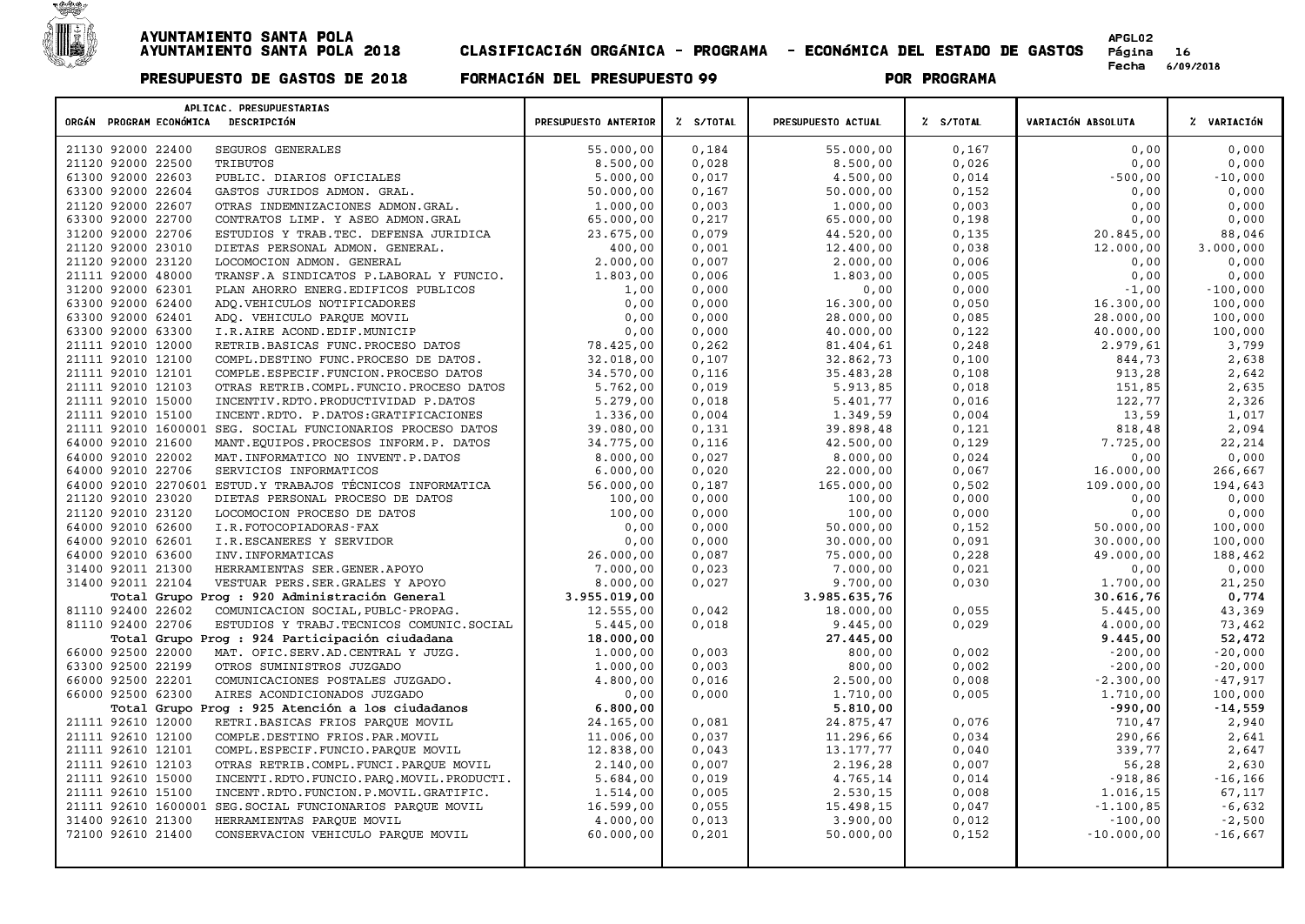# AYUNTAMIENTO SANTA POLA
## AYUNTAMIENTO SANTA POLA 2018 — CLASIFICACIÓN ORGÁNICA - PROGRAMA - ECONÓMICA DEL ESTADO DE GASTOS

**PRESUPUESTO DE GASTOS DE 2018 — FORMACIÓN DEL PRESUPUESTO 99 — POR PROGRAMA**

| ORGÁN | PROGRAM | ECONÓMICA | DESCRIPCIÓN | PRESUPUESTO ANTERIOR | % S/TOTAL | PRESUPUESTO ACTUAL | % S/TOTAL | VARIACIÓN ABSOLUTA | % VARIACIÓN |
|---|---|---|---|---|---|---|---|---|---|
| 21130 | 92000 | 22400 | SEGUROS GENERALES | 55.000,00 | 0,184 | 55.000,00 | 0,167 | 0,00 | 0,000 |
| 21120 | 92000 | 22500 | TRIBUTOS | 8.500,00 | 0,028 | 8.500,00 | 0,026 | 0,00 | 0,000 |
| 61300 | 92000 | 22603 | PUBLIC. DIARIOS OFICIALES | 5.000,00 | 0,017 | 4.500,00 | 0,014 | -500,00 | -10,000 |
| 63300 | 92000 | 22604 | GASTOS JURIDOS ADMON. GRAL. | 50.000,00 | 0,167 | 50.000,00 | 0,152 | 0,00 | 0,000 |
| 21120 | 92000 | 22607 | OTRAS INDEMNIZACIONES ADMON.GRAL. | 1.000,00 | 0,003 | 1.000,00 | 0,003 | 0,00 | 0,000 |
| 63300 | 92000 | 22700 | CONTRATOS LIMP. Y ASEO ADMON.GRAL | 65.000,00 | 0,217 | 65.000,00 | 0,198 | 0,00 | 0,000 |
| 31200 | 92000 | 22706 | ESTUDIOS Y TRAB.TEC. DEFENSA JURIDICA | 23.675,00 | 0,079 | 44.520,00 | 0,135 | 20.845,00 | 88,046 |
| 21120 | 92000 | 23010 | DIETAS PERSONAL ADMON. GENERAL. | 400,00 | 0,001 | 12.400,00 | 0,038 | 12.000,00 | 3.000,000 |
| 21120 | 92000 | 23120 | LOCOMOCION ADMON. GENERAL | 2.000,00 | 0,007 | 2.000,00 | 0,006 | 0,00 | 0,000 |
| 21111 | 92000 | 48000 | TRANSF.A SINDICATOS P.LABORAL Y FUNCIO. | 1.803,00 | 0,006 | 1.803,00 | 0,005 | 0,00 | 0,000 |
| 31200 | 92000 | 62301 | PLAN AHORRO ENERG.EDIFICOS PUBLICOS | 1,00 | 0,000 | 0,00 | 0,000 | -1,00 | -100,000 |
| 63300 | 92000 | 62400 | ADQ.VEHICULOS NOTIFICADORES | 0,00 | 0,000 | 16.300,00 | 0,050 | 16.300,00 | 100,000 |
| 63300 | 92000 | 62401 | ADQ. VEHICULO PARQUE MOVIL | 0,00 | 0,000 | 28.000,00 | 0,085 | 28.000,00 | 100,000 |
| 63300 | 92000 | 63300 | I.R.AIRE ACOND.EDIF.MUNICIP | 0,00 | 0,000 | 40.000,00 | 0,122 | 40.000,00 | 100,000 |
| 21111 | 92010 | 12000 | RETRIB.BASICAS FUNC.PROCESO DATOS | 78.425,00 | 0,262 | 81.404,61 | 0,248 | 2.979,61 | 3,799 |
| 21111 | 92010 | 12100 | COMPL.DESTINO FUNC.PROCESO DE DATOS. | 32.018,00 | 0,107 | 32.862,73 | 0,100 | 844,73 | 2,638 |
| 21111 | 92010 | 12101 | COMPLE.ESPECIF.FUNCION.PROCESO DATOS | 34.570,00 | 0,116 | 35.483,28 | 0,108 | 913,28 | 2,642 |
| 21111 | 92010 | 12103 | OTRAS RETRIB.COMPL.FUNCIO.PROCESO DATOS | 5.762,00 | 0,019 | 5.913,85 | 0,018 | 151,85 | 2,635 |
| 21111 | 92010 | 15000 | INCENTIV.RDTO.PRODUCTIVIDAD P.DATOS | 5.279,00 | 0,018 | 5.401,77 | 0,016 | 122,77 | 2,326 |
| 21111 | 92010 | 15100 | INCENT.RDTO. P.DATOS:GRATIFICACIONES | 1.336,00 | 0,004 | 1.349,59 | 0,004 | 13,59 | 1,017 |
| 21111 | 92010 | 1600001 | SEG. SOCIAL FUNCIONARIOS PROCESO DATOS | 39.080,00 | 0,131 | 39.898,48 | 0,121 | 818,48 | 2,094 |
| 64000 | 92010 | 21600 | MANT.EQUIPOS.PROCESOS INFORM.P. DATOS | 34.775,00 | 0,116 | 42.500,00 | 0,129 | 7.725,00 | 22,214 |
| 64000 | 92010 | 22002 | MAT.INFORMATICO NO INVENT.P.DATOS | 8.000,00 | 0,027 | 8.000,00 | 0,024 | 0,00 | 0,000 |
| 64000 | 92010 | 22706 | SERVICIOS INFORMATICOS | 6.000,00 | 0,020 | 22.000,00 | 0,067 | 16.000,00 | 266,667 |
| 64000 | 92010 | 2270601 | ESTUD.Y TRABAJOS TÉCNICOS INFORMATICA | 56.000,00 | 0,187 | 165.000,00 | 0,502 | 109.000,00 | 194,643 |
| 21120 | 92010 | 23020 | DIETAS PERSONAL PROCESO DE DATOS | 100,00 | 0,000 | 100,00 | 0,000 | 0,00 | 0,000 |
| 21120 | 92010 | 23120 | LOCOMOCION PROCESO DE DATOS | 100,00 | 0,000 | 100,00 | 0,000 | 0,00 | 0,000 |
| 64000 | 92010 | 62600 | I.R.FOTOCOPIADORAS-FAX | 0,00 | 0,000 | 50.000,00 | 0,152 | 50.000,00 | 100,000 |
| 64000 | 92010 | 62601 | I.R.ESCANERES Y SERVIDOR | 0,00 | 0,000 | 30.000,00 | 0,091 | 30.000,00 | 100,000 |
| 64000 | 92010 | 63600 | INV.INFORMATICAS | 26.000,00 | 0,087 | 75.000,00 | 0,228 | 49.000,00 | 188,462 |
| 31400 | 92011 | 21300 | HERRAMIENTAS SER.GENER.APOYO | 7.000,00 | 0,023 | 7.000,00 | 0,021 | 0,00 | 0,000 |
| 31400 | 92011 | 22104 | VESTUAR PERS.SER.GRALES Y APOYO | 8.000,00 | 0,027 | 9.700,00 | 0,030 | 1.700,00 | 21,250 |
| | | | **Total Grupo Prog : 920 Administración General** | **3.955.019,00** | | **3.985.635,76** | | **30.616,76** | **0,774** |
| 81110 | 92400 | 22602 | COMUNICACION SOCIAL,PUBLC-PROPAG. | 12.555,00 | 0,042 | 18.000,00 | 0,055 | 5.445,00 | 43,369 |
| 81110 | 92400 | 22706 | ESTUDIOS Y TRABJ.TECNICOS COMUNIC.SOCIAL | 5.445,00 | 0,018 | 9.445,00 | 0,029 | 4.000,00 | 73,462 |
| | | | **Total Grupo Prog : 924 Participación ciudadana** | **18.000,00** | | **27.445,00** | | **9.445,00** | **52,472** |
| 66000 | 92500 | 22000 | MAT. OFIC.SERV.AD.CENTRAL Y JUZG. | 1.000,00 | 0,003 | 800,00 | 0,002 | -200,00 | -20,000 |
| 63300 | 92500 | 22199 | OTROS SUMINISTROS JUZGADO | 1.000,00 | 0,003 | 800,00 | 0,002 | -200,00 | -20,000 |
| 66000 | 92500 | 22201 | COMUNICACIONES POSTALES JUZGADO. | 4.800,00 | 0,016 | 2.500,00 | 0,008 | -2.300,00 | -47,917 |
| 66000 | 92500 | 62300 | AIRES ACONDICIONADOS JUZGADO | 0,00 | 0,000 | 1.710,00 | 0,005 | 1.710,00 | 100,000 |
| | | | **Total Grupo Prog : 925 Atención a los ciudadanos** | **6.800,00** | | **5.810,00** | | **-990,00** | **-14,559** |
| 21111 | 92610 | 12000 | RETRI.BASICAS FRIOS PARQUE MOVIL | 24.165,00 | 0,081 | 24.875,47 | 0,076 | 710,47 | 2,940 |
| 21111 | 92610 | 12100 | COMPLE.DESTINO FRIOS.PAR.MOVIL | 11.006,00 | 0,037 | 11.296,66 | 0,034 | 290,66 | 2,641 |
| 21111 | 92610 | 12101 | COMPL.ESPECIF.FUNCIO.PARQUE MOVIL | 12.838,00 | 0,043 | 13.177,77 | 0,040 | 339,77 | 2,647 |
| 21111 | 92610 | 12103 | OTRAS RETRIB.COMPL.FUNCI.PARQUE MOVIL | 2.140,00 | 0,007 | 2.196,28 | 0,007 | 56,28 | 2,630 |
| 21111 | 92610 | 15000 | INCENTI.RDTO.FUNCIO.PARQ.MOVIL.PRODUCTI. | 5.684,00 | 0,019 | 4.765,14 | 0,014 | -918,86 | -16,166 |
| 21111 | 92610 | 15100 | INCENT.RDTO.FUNCION.P.MOVIL.GRATIFIC. | 1.514,00 | 0,005 | 2.530,15 | 0,008 | 1.016,15 | 67,117 |
| 21111 | 92610 | 1600001 | SEG.SOCIAL FUNCIONARIOS PARQUE MOVIL | 16.599,00 | 0,055 | 15.498,15 | 0,047 | -1.100,85 | -6,632 |
| 31400 | 92610 | 21300 | HERRAMIENTAS PARQUE MOVIL | 4.000,00 | 0,013 | 3.900,00 | 0,012 | -100,00 | -2,500 |
| 72100 | 92610 | 21400 | CONSERVACION VEHICULO PARQUE MOVIL | 60.000,00 | 0,201 | 50.000,00 | 0,152 | -10.000,00 | -16,667 |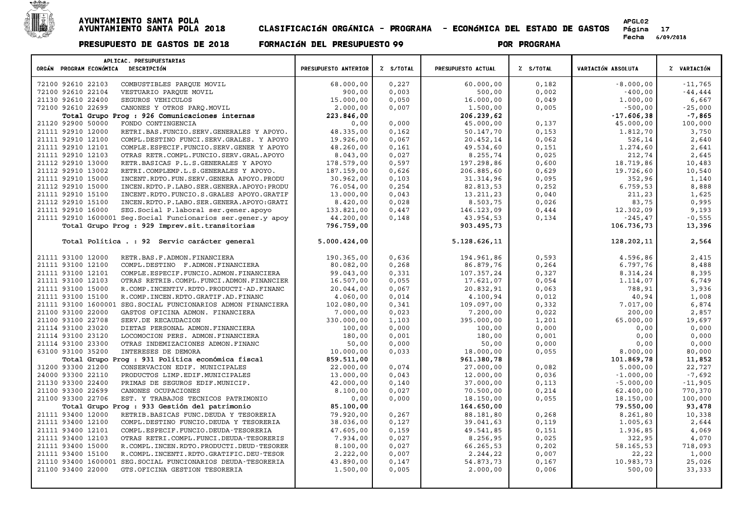# AYUNTAMIENTO SANTA POLA

**AYUNTAMIENTO SANTA POLA 2018 — CLASIFICACIÓN ORGÁNICA - PROGRAMA - ECONÓMICA DEL ESTADO DE GASTOS**

APGL02 — Fecha 6/09/2018

**PRESUPUESTO DE GASTOS DE 2018 — FORMACIÓN DEL PRESUPUESTO 99 — POR PROGRAMA**

| ORGÁN PROGRAM ECONÓMICA | DESCRIPCIÓN | PRESUPUESTO ANTERIOR | % S/TOTAL | PRESUPUESTO ACTUAL | % S/TOTAL | VARIACIÓN ABSOLUTA | % VARIACIÓN |
|---|---|---|---|---|---|---|---|
| 72100 92610 22103 | COMBUSTIBLES PARQUE MOVIL | 68.000,00 | 0,227 | 60.000,00 | 0,182 | -8.000,00 | -11,765 |
| 72100 92610 22104 | VESTUARIO PARQUE MOVIL | 900,00 | 0,003 | 500,00 | 0,002 | -400,00 | -44,444 |
| 21130 92610 22400 | SEGUROS VEHICULOS | 15.000,00 | 0,050 | 16.000,00 | 0,049 | 1.000,00 | 6,667 |
| 72100 92610 22699 | CANONES Y OTROS PARQ.MOVIL | 2.000,00 | 0,007 | 1.500,00 | 0,005 | -500,00 | -25,000 |
| | **Total Grupo Prog : 926 Comunicaciones internas** | **223.846,00** | | **206.239,62** | | **-17.606,38** | **-7,865** |
| 21120 92900 50000 | FONDO CONTINGENCIA | 0,00 | 0,000 | 45.000,00 | 0,137 | 45.000,00 | 100,000 |
| 21111 92910 12000 | RETRI.BAS.FUNCIO.SERV.GENERALES Y APOYO. | 48.335,00 | 0,162 | 50.147,70 | 0,153 | 1.812,70 | 3,750 |
| 21111 92910 12100 | COMPL.DESTINO FUNCI.SERV.GRALES. Y APOYO | 19.926,00 | 0,067 | 20.452,14 | 0,062 | 526,14 | 2,640 |
| 21111 92910 12101 | COMPLE.ESPECIF.FUNCIO.SERV.GENER Y APOYO | 48.260,00 | 0,161 | 49.534,60 | 0,151 | 1.274,60 | 2,641 |
| 21111 92910 12103 | OTRAS RETR.COMPL.FUNCIO.SERV.GRAL.APOYO | 8.043,00 | 0,027 | 8.255,74 | 0,025 | 212,74 | 2,645 |
| 21112 92910 13000 | RETR.BASICAS P.L.S.GENERALES Y APOYO | 178.579,00 | 0,597 | 197.298,86 | 0,600 | 18.719,86 | 10,483 |
| 21112 92910 13002 | RETRI.COMPLEMP.L.S.GENERALES Y APOYO. | 187.159,00 | 0,626 | 206.885,60 | 0,629 | 19.726,60 | 10,540 |
| 21111 92910 15000 | INCENT.RDTO.FUN.SERV.GENERA APOYO.PRODU | 30.962,00 | 0,103 | 31.314,96 | 0,095 | 352,96 | 1,140 |
| 21112 92910 15000 | INCEN.RDTO.P.LABO.SER.GENERA.APOYO:PRODU | 76.054,00 | 0,254 | 82.813,53 | 0,252 | 6.759,53 | 8,888 |
| 21111 92910 15100 | INCENT.RDTO.FUNCIO.S.GRALES APOYO.GRATIF | 13.000,00 | 0,043 | 13.211,23 | 0,040 | 211,23 | 1,625 |
| 21112 92910 15100 | INCEN.RDTO.P.LABO.SER.GENERA.APOYO:GRATI | 8.420,00 | 0,028 | 8.503,75 | 0,026 | 83,75 | 0,995 |
| 21111 92910 16000 | SEG.Social P.laboral ser.gener.apoyo | 133.821,00 | 0,447 | 146.123,09 | 0,444 | 12.302,09 | 9,193 |
| 21111 92910 1600001 | Seg.Social Funcionarios ser.gener.y apoy | 44.200,00 | 0,148 | 43.954,53 | 0,134 | -245,47 | -0,555 |
| | **Total Grupo Prog : 929 Imprev.sit.transitorias** | **796.759,00** | | **903.495,73** | | **106.736,73** | **13,396** |
| | **Total Política . : 92 Servic carácter general** | **5.000.424,00** | | **5.128.626,11** | | **128.202,11** | **2,564** |
| 21111 93100 12000 | RETR.BAS.F.ADMON.FINANCIERA | 190.365,00 | 0,636 | 194.961,86 | 0,593 | 4.596,86 | 2,415 |
| 21111 93100 12100 | COMPL.DESTINO F.ADMON.FINANCIERA | 80.082,00 | 0,268 | 86.879,76 | 0,264 | 6.797,76 | 8,488 |
| 21111 93100 12101 | COMPLE.ESPECIF.FUNCIO.ADMON.FINANCIERA | 99.043,00 | 0,331 | 107.357,24 | 0,327 | 8.314,24 | 8,395 |
| 21111 93100 12103 | OTRAS RETRIB.COMPL.FUNCI.ADMON.FINANCIER | 16.507,00 | 0,055 | 17.621,07 | 0,054 | 1.114,07 | 6,749 |
| 21111 93100 15000 | R.COMP.INCENTIV.RDTO.PRODUCTI-AD.FINANC | 20.044,00 | 0,067 | 20.832,91 | 0,063 | 788,91 | 3,936 |
| 21111 93100 15100 | R.COMP.INCEN.RDTO.GRATIF.AD.FINANC | 4.060,00 | 0,014 | 4.100,94 | 0,012 | 40,94 | 1,008 |
| 21111 93100 1600001 | SEG.SOCIAL FUNCIONARIOS ADMON FINANCIERA | 102.080,00 | 0,341 | 109.097,00 | 0,332 | 7.017,00 | 6,874 |
| 21100 93100 22000 | GASTOS OFICINA ADMON. FINANCIERA | 7.000,00 | 0,023 | 7.200,00 | 0,022 | 200,00 | 2,857 |
| 21100 93100 22708 | SERV.DE RECAUDACION | 330.000,00 | 1,103 | 395.000,00 | 1,201 | 65.000,00 | 19,697 |
| 21114 93100 23020 | DIETAS PERSONAL ADMON.FINANCIERA | 100,00 | 0,000 | 100,00 | 0,000 | 0,00 | 0,000 |
| 21114 93100 23120 | LOCOMOCION PERS. ADMON.FINANCIERA | 180,00 | 0,001 | 180,00 | 0,001 | 0,00 | 0,000 |
| 21114 93100 23300 | OTRAS INDEMIZACIONES ADMON.FINANC | 50,00 | 0,000 | 50,00 | 0,000 | 0,00 | 0,000 |
| 63100 93100 35200 | INTERESES DE DEMORA | 10.000,00 | 0,033 | 18.000,00 | 0,055 | 8.000,00 | 80,000 |
| | **Total Grupo Prog : 931 Política económica fiscal** | **859.511,00** | | **961.380,78** | | **101.869,78** | **11,852** |
| 31200 93300 21200 | CONSERVACION EDIF. MUNICIPALES | 22.000,00 | 0,074 | 27.000,00 | 0,082 | 5.000,00 | 22,727 |
| 24000 93300 22110 | PRODUCTOS LIMP.EDIF.MUNICIPALES | 13.000,00 | 0,043 | 12.000,00 | 0,036 | -1.000,00 | -7,692 |
| 21130 93300 22400 | PRIMAS DE SEGUROS EDIF.MUNICIP. | 42.000,00 | 0,140 | 37.000,00 | 0,113 | -5.000,00 | -11,905 |
| 21100 93300 22699 | CANONES OCUPACIONES | 8.100,00 | 0,027 | 70.500,00 | 0,214 | 62.400,00 | 770,370 |
| 21100 93300 22706 | EST. Y TRABAJOS TECNICOS PATRIMONIO | 0,00 | 0,000 | 18.150,00 | 0,055 | 18.150,00 | 100,000 |
| | **Total Grupo Prog : 933 Gestión del patrimonio** | **85.100,00** | | **164.650,00** | | **79.550,00** | **93,478** |
| 21111 93400 12000 | RETRIB.BASICAS FUNC.DEUDA Y TESORERIA | 79.920,00 | 0,267 | 88.181,80 | 0,268 | 8.261,80 | 10,338 |
| 21111 93400 12100 | COMPL.DESTINO FUNCIO.DEUDA Y TESORERIA | 38.036,00 | 0,127 | 39.041,63 | 0,119 | 1.005,63 | 2,644 |
| 21111 93400 12101 | COMPL.ESPECIF.FUNCIO.DEUDA-TESORERIA | 47.605,00 | 0,159 | 49.541,85 | 0,151 | 1.936,85 | 4,069 |
| 21111 93400 12103 | OTRAS RETRI.COMPL.FUNCI.DEUDA-TESORERIS | 7.934,00 | 0,027 | 8.256,95 | 0,025 | 322,95 | 4,070 |
| 21111 93400 15000 | R.COMPL.INCEN.RDTO.PRODUCTI.DEUD-TESORER | 8.100,00 | 0,027 | 66.265,53 | 0,202 | 58.165,53 | 718,093 |
| 21111 93400 15100 | R.COMPL.INCENTI.RDTO.GRATIFIC.DEU-TESOR | 2.222,00 | 0,007 | 2.244,22 | 0,007 | 22,22 | 1,000 |
| 21110 93400 1600001 | SEG.SOCIAL FUNCIONARIOS DEUDA-TESORERIA | 43.890,00 | 0,147 | 54.873,73 | 0,167 | 10.983,73 | 25,026 |
| 21100 93400 22000 | GTS.OFICINA GESTION TESORERIA | 1.500,00 | 0,005 | 2.000,00 | 0,006 | 500,00 | 33,333 |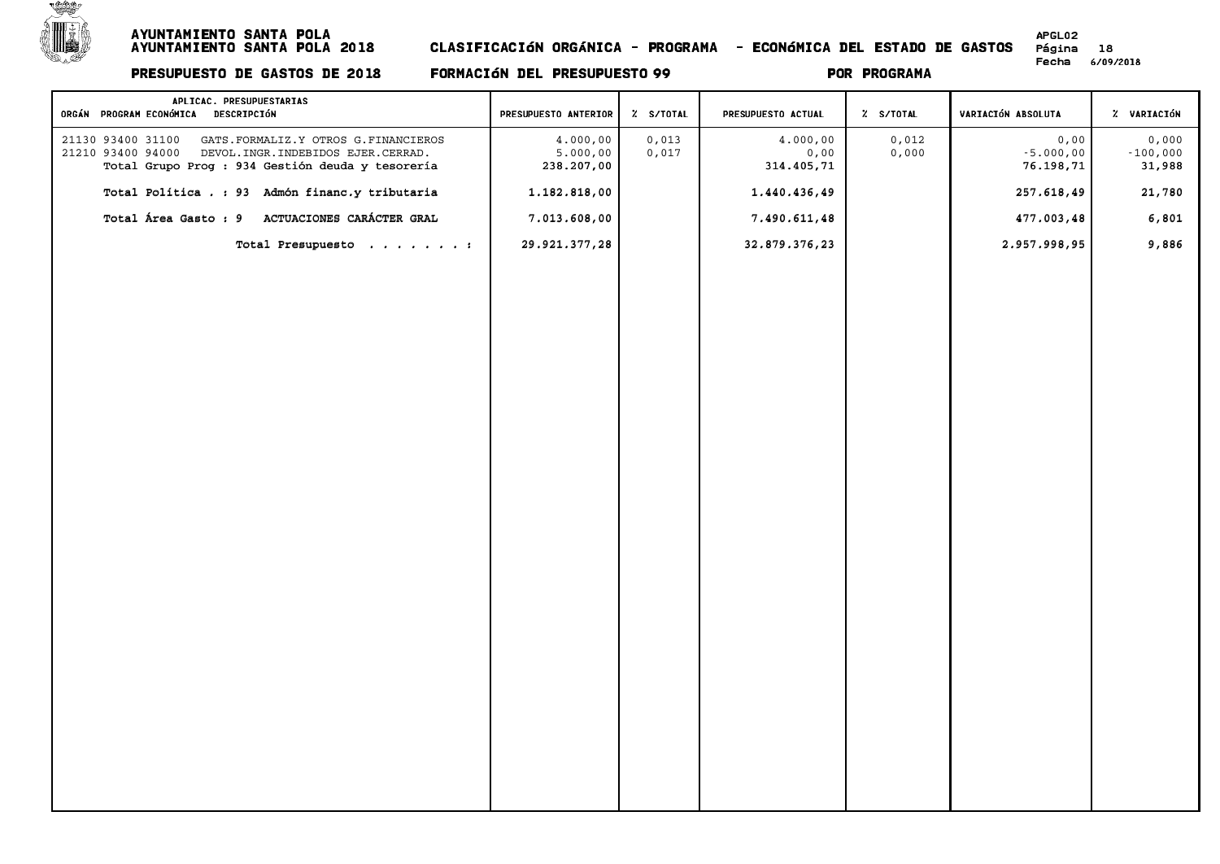| APLICAC. PRESUPUESTARIAS ORGÁN PROGRAM ECONÓMICA DESCRIPCIÓN | PRESUPUESTO ANTERIOR | % S/TOTAL | PRESUPUESTO ACTUAL | % S/TOTAL | VARIACIÓN ABSOLUTA | % VARIACIÓN |
|---|---|---|---|---|---|---|
| 21130 93400 31100 GATS.FORMALIZ.Y OTROS G.FINANCIEROS | 4.000,00 | 0,013 | 4.000,00 | 0,012 | 0,00 | 0,000 |
| 21210 93400 94000 DEVOL.INGR.INDEBIDOS EJER.CERRAD. | 5.000,00 | 0,017 | 0,00 | 0,000 | -5.000,00 | -100,000 |
| **Total Grupo Prog : 934 Gestión deuda y tesorería** | **238.207,00** | | **314.405,71** | | **76.198,71** | **31,988** |
| **Total Política . : 93 Admón financ.y tributaria** | **1.182.818,00** | | **1.440.436,49** | | **257.618,49** | **21,780** |
| **Total Área Gasto : 9 ACTUACIONES CARÁCTER GRAL** | **7.013.608,00** | | **7.490.611,48** | | **477.003,48** | **6,801** |
| **Total Presupuesto . . . . . . . . :** | **29.921.377,28** | | **32.879.376,23** | | **2.957.998,95** | **9,886** |